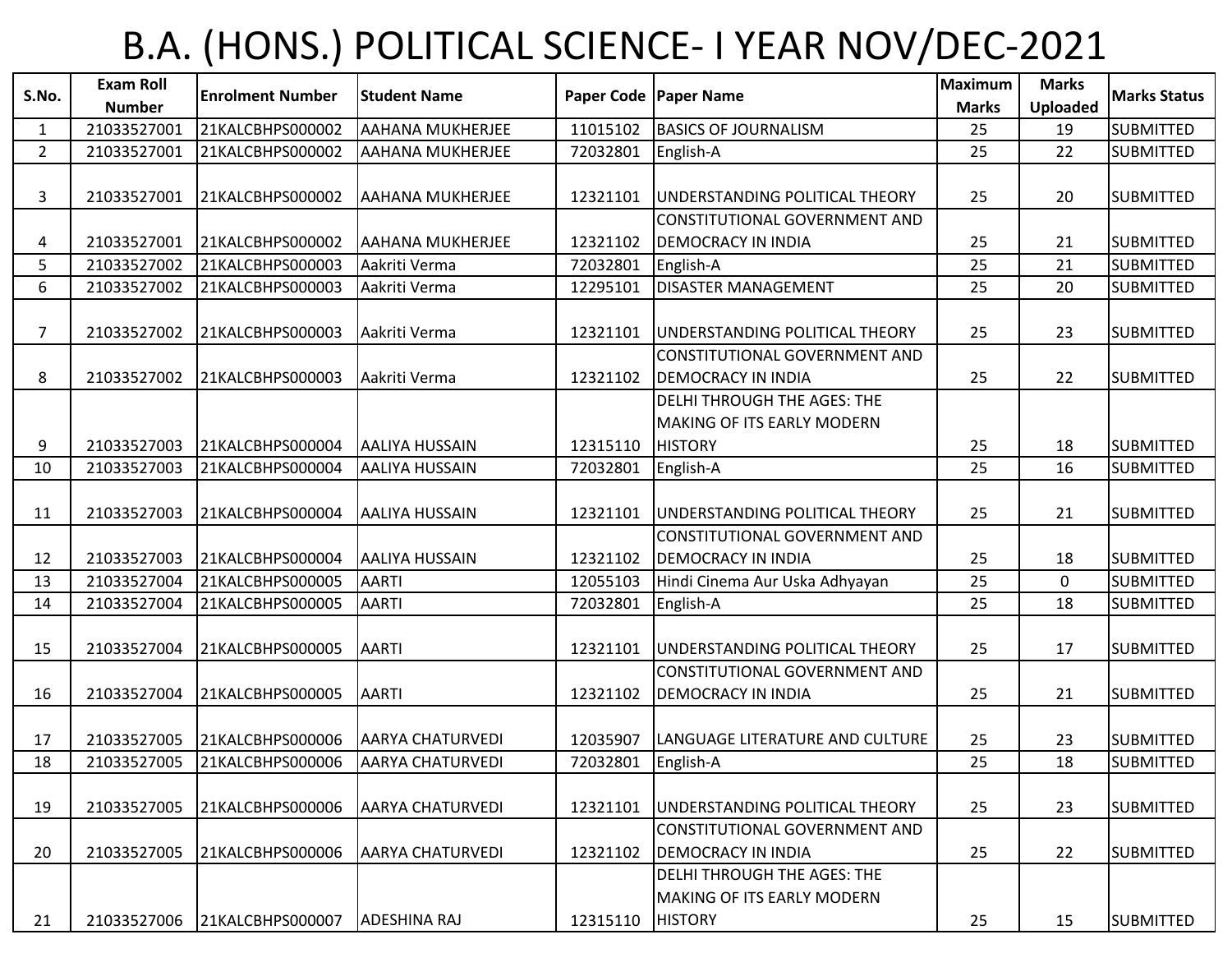# B.A. (HONS.) POLITICAL SCIENCE- I YEAR NOV/DEC-2021

| S.No. | Exam Roll Number | Enrolment Number | Student Name | Paper Code | Paper Name | Maximum Marks | Marks Uploaded | Marks Status |
|---|---|---|---|---|---|---|---|---|
| 1 | 21033527001 | 21KALCBHPS000002 | AAHANA MUKHERJEE | 11015102 | BASICS OF JOURNALISM | 25 | 19 | SUBMITTED |
| 2 | 21033527001 | 21KALCBHPS000002 | AAHANA MUKHERJEE | 72032801 | English-A | 25 | 22 | SUBMITTED |
| 3 | 21033527001 | 21KALCBHPS000002 | AAHANA MUKHERJEE | 12321101 | UNDERSTANDING POLITICAL THEORY | 25 | 20 | SUBMITTED |
| 4 | 21033527001 | 21KALCBHPS000002 | AAHANA MUKHERJEE | 12321102 | CONSTITUTIONAL GOVERNMENT AND DEMOCRACY IN INDIA | 25 | 21 | SUBMITTED |
| 5 | 21033527002 | 21KALCBHPS000003 | Aakriti Verma | 72032801 | English-A | 25 | 21 | SUBMITTED |
| 6 | 21033527002 | 21KALCBHPS000003 | Aakriti Verma | 12295101 | DISASTER MANAGEMENT | 25 | 20 | SUBMITTED |
| 7 | 21033527002 | 21KALCBHPS000003 | Aakriti Verma | 12321101 | UNDERSTANDING POLITICAL THEORY | 25 | 23 | SUBMITTED |
| 8 | 21033527002 | 21KALCBHPS000003 | Aakriti Verma | 12321102 | CONSTITUTIONAL GOVERNMENT AND DEMOCRACY IN INDIA | 25 | 22 | SUBMITTED |
| 9 | 21033527003 | 21KALCBHPS000004 | AALIYA HUSSAIN | 12315110 | DELHI THROUGH THE AGES: THE MAKING OF ITS EARLY MODERN HISTORY | 25 | 18 | SUBMITTED |
| 10 | 21033527003 | 21KALCBHPS000004 | AALIYA HUSSAIN | 72032801 | English-A | 25 | 16 | SUBMITTED |
| 11 | 21033527003 | 21KALCBHPS000004 | AALIYA HUSSAIN | 12321101 | UNDERSTANDING POLITICAL THEORY | 25 | 21 | SUBMITTED |
| 12 | 21033527003 | 21KALCBHPS000004 | AALIYA HUSSAIN | 12321102 | CONSTITUTIONAL GOVERNMENT AND DEMOCRACY IN INDIA | 25 | 18 | SUBMITTED |
| 13 | 21033527004 | 21KALCBHPS000005 | AARTI | 12055103 | Hindi Cinema Aur Uska Adhyayan | 25 | 0 | SUBMITTED |
| 14 | 21033527004 | 21KALCBHPS000005 | AARTI | 72032801 | English-A | 25 | 18 | SUBMITTED |
| 15 | 21033527004 | 21KALCBHPS000005 | AARTI | 12321101 | UNDERSTANDING POLITICAL THEORY | 25 | 17 | SUBMITTED |
| 16 | 21033527004 | 21KALCBHPS000005 | AARTI | 12321102 | CONSTITUTIONAL GOVERNMENT AND DEMOCRACY IN INDIA | 25 | 21 | SUBMITTED |
| 17 | 21033527005 | 21KALCBHPS000006 | AARYA CHATURVEDI | 12035907 | LANGUAGE LITERATURE AND CULTURE | 25 | 23 | SUBMITTED |
| 18 | 21033527005 | 21KALCBHPS000006 | AARYA CHATURVEDI | 72032801 | English-A | 25 | 18 | SUBMITTED |
| 19 | 21033527005 | 21KALCBHPS000006 | AARYA CHATURVEDI | 12321101 | UNDERSTANDING POLITICAL THEORY | 25 | 23 | SUBMITTED |
| 20 | 21033527005 | 21KALCBHPS000006 | AARYA CHATURVEDI | 12321102 | CONSTITUTIONAL GOVERNMENT AND DEMOCRACY IN INDIA | 25 | 22 | SUBMITTED |
| 21 | 21033527006 | 21KALCBHPS000007 | ADESHINA RAJ | 12315110 | DELHI THROUGH THE AGES: THE MAKING OF ITS EARLY MODERN HISTORY | 25 | 15 | SUBMITTED |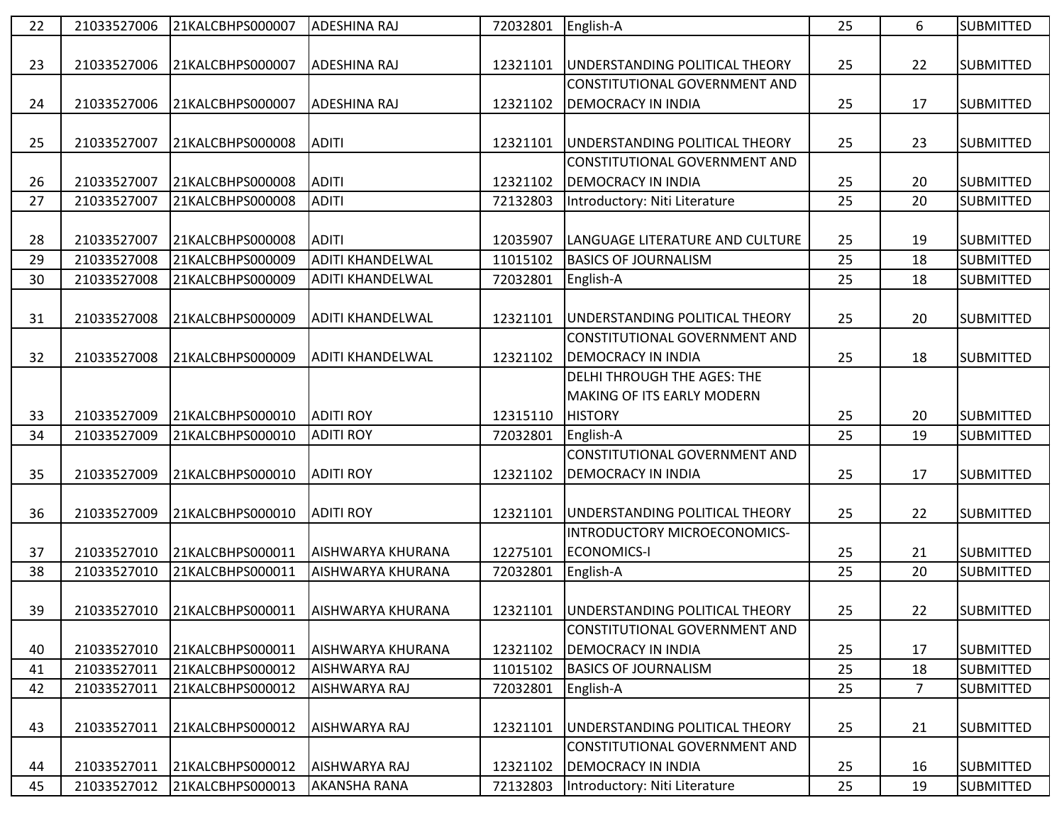| | | | | | | | | |
|---|---|---|---|---|---|---|---|---|
| 22 | 21033527006 | 21KALCBHPS000007 | ADESHINA RAJ | 72032801 | English-A | 25 | 6 | SUBMITTED |
| 23 | 21033527006 | 21KALCBHPS000007 | ADESHINA RAJ | 12321101 | UNDERSTANDING POLITICAL THEORY | 25 | 22 | SUBMITTED |
| 24 | 21033527006 | 21KALCBHPS000007 | ADESHINA RAJ | 12321102 | CONSTITUTIONAL GOVERNMENT AND DEMOCRACY IN INDIA | 25 | 17 | SUBMITTED |
| 25 | 21033527007 | 21KALCBHPS000008 | ADITI | 12321101 | UNDERSTANDING POLITICAL THEORY | 25 | 23 | SUBMITTED |
| 26 | 21033527007 | 21KALCBHPS000008 | ADITI | 12321102 | CONSTITUTIONAL GOVERNMENT AND DEMOCRACY IN INDIA | 25 | 20 | SUBMITTED |
| 27 | 21033527007 | 21KALCBHPS000008 | ADITI | 72132803 | Introductory: Niti Literature | 25 | 20 | SUBMITTED |
| 28 | 21033527007 | 21KALCBHPS000008 | ADITI | 12035907 | LANGUAGE LITERATURE AND CULTURE | 25 | 19 | SUBMITTED |
| 29 | 21033527008 | 21KALCBHPS000009 | ADITI KHANDELWAL | 11015102 | BASICS OF JOURNALISM | 25 | 18 | SUBMITTED |
| 30 | 21033527008 | 21KALCBHPS000009 | ADITI KHANDELWAL | 72032801 | English-A | 25 | 18 | SUBMITTED |
| 31 | 21033527008 | 21KALCBHPS000009 | ADITI KHANDELWAL | 12321101 | UNDERSTANDING POLITICAL THEORY | 25 | 20 | SUBMITTED |
| 32 | 21033527008 | 21KALCBHPS000009 | ADITI KHANDELWAL | 12321102 | CONSTITUTIONAL GOVERNMENT AND DEMOCRACY IN INDIA | 25 | 18 | SUBMITTED |
| 33 | 21033527009 | 21KALCBHPS000010 | ADITI ROY | 12315110 | DELHI THROUGH THE AGES: THE MAKING OF ITS EARLY MODERN HISTORY | 25 | 20 | SUBMITTED |
| 34 | 21033527009 | 21KALCBHPS000010 | ADITI ROY | 72032801 | English-A | 25 | 19 | SUBMITTED |
| 35 | 21033527009 | 21KALCBHPS000010 | ADITI ROY | 12321102 | CONSTITUTIONAL GOVERNMENT AND DEMOCRACY IN INDIA | 25 | 17 | SUBMITTED |
| 36 | 21033527009 | 21KALCBHPS000010 | ADITI ROY | 12321101 | UNDERSTANDING POLITICAL THEORY | 25 | 22 | SUBMITTED |
| 37 | 21033527010 | 21KALCBHPS000011 | AISHWARYA KHURANA | 12275101 | INTRODUCTORY MICROECONOMICS-ECONOMICS-I | 25 | 21 | SUBMITTED |
| 38 | 21033527010 | 21KALCBHPS000011 | AISHWARYA KHURANA | 72032801 | English-A | 25 | 20 | SUBMITTED |
| 39 | 21033527010 | 21KALCBHPS000011 | AISHWARYA KHURANA | 12321101 | UNDERSTANDING POLITICAL THEORY | 25 | 22 | SUBMITTED |
| 40 | 21033527010 | 21KALCBHPS000011 | AISHWARYA KHURANA | 12321102 | CONSTITUTIONAL GOVERNMENT AND DEMOCRACY IN INDIA | 25 | 17 | SUBMITTED |
| 41 | 21033527011 | 21KALCBHPS000012 | AISHWARYA RAJ | 11015102 | BASICS OF JOURNALISM | 25 | 18 | SUBMITTED |
| 42 | 21033527011 | 21KALCBHPS000012 | AISHWARYA RAJ | 72032801 | English-A | 25 | 7 | SUBMITTED |
| 43 | 21033527011 | 21KALCBHPS000012 | AISHWARYA RAJ | 12321101 | UNDERSTANDING POLITICAL THEORY | 25 | 21 | SUBMITTED |
| 44 | 21033527011 | 21KALCBHPS000012 | AISHWARYA RAJ | 12321102 | CONSTITUTIONAL GOVERNMENT AND DEMOCRACY IN INDIA | 25 | 16 | SUBMITTED |
| 45 | 21033527012 | 21KALCBHPS000013 | AKANSHA RANA | 72132803 | Introductory: Niti Literature | 25 | 19 | SUBMITTED |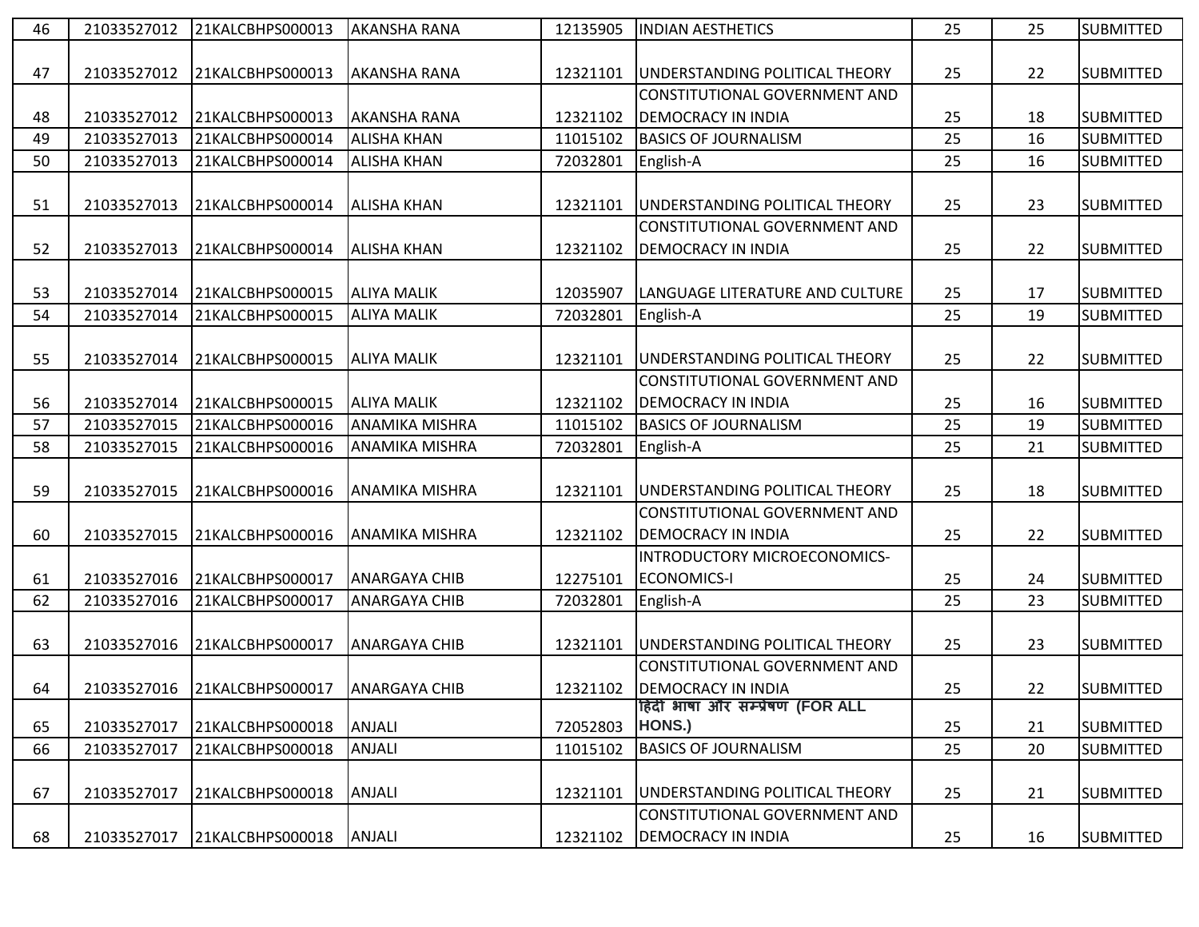| 46 | 21033527012 | 21KALCBHPS000013 | AKANSHA RANA | 12135905 | INDIAN AESTHETICS | 25 | 25 | SUBMITTED |
|---|---|---|---|---|---|---|---|---|
| 47 | 21033527012 | 21KALCBHPS000013 | AKANSHA RANA | 12321101 | UNDERSTANDING POLITICAL THEORY | 25 | 22 | SUBMITTED |
| 48 | 21033527012 | 21KALCBHPS000013 | AKANSHA RANA | 12321102 | CONSTITUTIONAL GOVERNMENT AND DEMOCRACY IN INDIA | 25 | 18 | SUBMITTED |
| 49 | 21033527013 | 21KALCBHPS000014 | ALISHA KHAN | 11015102 | BASICS OF JOURNALISM | 25 | 16 | SUBMITTED |
| 50 | 21033527013 | 21KALCBHPS000014 | ALISHA KHAN | 72032801 | English-A | 25 | 16 | SUBMITTED |
| 51 | 21033527013 | 21KALCBHPS000014 | ALISHA KHAN | 12321101 | UNDERSTANDING POLITICAL THEORY | 25 | 23 | SUBMITTED |
| 52 | 21033527013 | 21KALCBHPS000014 | ALISHA KHAN | 12321102 | CONSTITUTIONAL GOVERNMENT AND DEMOCRACY IN INDIA | 25 | 22 | SUBMITTED |
| 53 | 21033527014 | 21KALCBHPS000015 | ALIYA MALIK | 12035907 | LANGUAGE LITERATURE AND CULTURE | 25 | 17 | SUBMITTED |
| 54 | 21033527014 | 21KALCBHPS000015 | ALIYA MALIK | 72032801 | English-A | 25 | 19 | SUBMITTED |
| 55 | 21033527014 | 21KALCBHPS000015 | ALIYA MALIK | 12321101 | UNDERSTANDING POLITICAL THEORY | 25 | 22 | SUBMITTED |
| 56 | 21033527014 | 21KALCBHPS000015 | ALIYA MALIK | 12321102 | CONSTITUTIONAL GOVERNMENT AND DEMOCRACY IN INDIA | 25 | 16 | SUBMITTED |
| 57 | 21033527015 | 21KALCBHPS000016 | ANAMIKA MISHRA | 11015102 | BASICS OF JOURNALISM | 25 | 19 | SUBMITTED |
| 58 | 21033527015 | 21KALCBHPS000016 | ANAMIKA MISHRA | 72032801 | English-A | 25 | 21 | SUBMITTED |
| 59 | 21033527015 | 21KALCBHPS000016 | ANAMIKA MISHRA | 12321101 | UNDERSTANDING POLITICAL THEORY | 25 | 18 | SUBMITTED |
| 60 | 21033527015 | 21KALCBHPS000016 | ANAMIKA MISHRA | 12321102 | CONSTITUTIONAL GOVERNMENT AND DEMOCRACY IN INDIA | 25 | 22 | SUBMITTED |
| 61 | 21033527016 | 21KALCBHPS000017 | ANARGAYA CHIB | 12275101 | INTRODUCTORY MICROECONOMICS-ECONOMICS-I | 25 | 24 | SUBMITTED |
| 62 | 21033527016 | 21KALCBHPS000017 | ANARGAYA CHIB | 72032801 | English-A | 25 | 23 | SUBMITTED |
| 63 | 21033527016 | 21KALCBHPS000017 | ANARGAYA CHIB | 12321101 | UNDERSTANDING POLITICAL THEORY | 25 | 23 | SUBMITTED |
| 64 | 21033527016 | 21KALCBHPS000017 | ANARGAYA CHIB | 12321102 | CONSTITUTIONAL GOVERNMENT AND DEMOCRACY IN INDIA | 25 | 22 | SUBMITTED |
| 65 | 21033527017 | 21KALCBHPS000018 | ANJALI | 72052803 | हिंदी भाषा और सम्प्रेषण (FOR ALL HONS.) | 25 | 21 | SUBMITTED |
| 66 | 21033527017 | 21KALCBHPS000018 | ANJALI | 11015102 | BASICS OF JOURNALISM | 25 | 20 | SUBMITTED |
| 67 | 21033527017 | 21KALCBHPS000018 | ANJALI | 12321101 | UNDERSTANDING POLITICAL THEORY | 25 | 21 | SUBMITTED |
| 68 | 21033527017 | 21KALCBHPS000018 | ANJALI | 12321102 | CONSTITUTIONAL GOVERNMENT AND DEMOCRACY IN INDIA | 25 | 16 | SUBMITTED |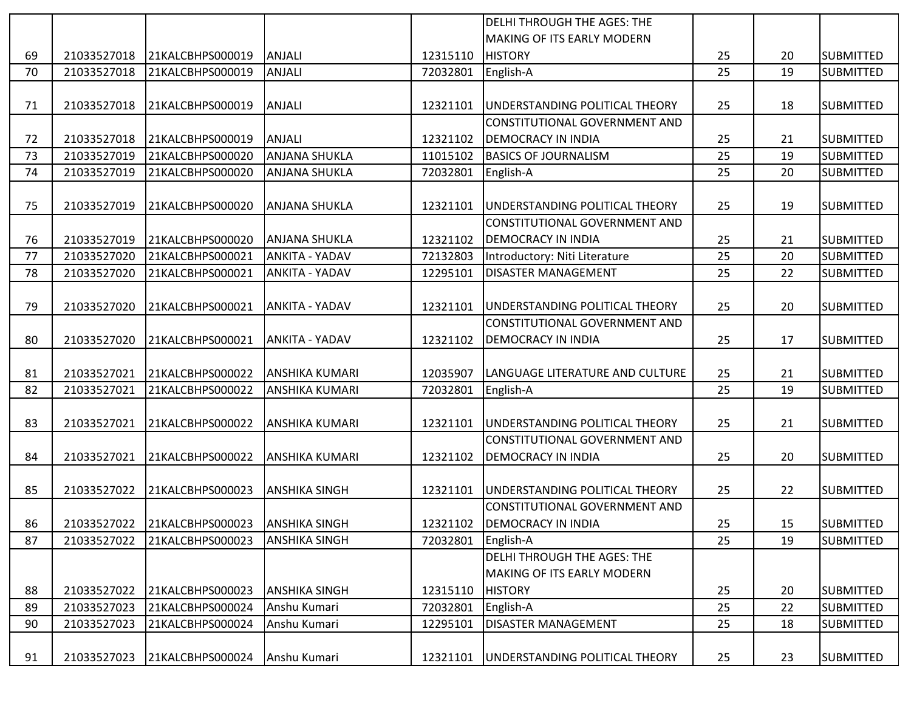| | | | | | | | | |
|---|---|---|---|---|---|---|---|---|
| 69 | 21033527018 | 21KALCBHPS000019 | ANJALI | 12315110 | DELHI THROUGH THE AGES: THE MAKING OF ITS EARLY MODERN HISTORY | 25 | 20 | SUBMITTED |
| 70 | 21033527018 | 21KALCBHPS000019 | ANJALI | 72032801 | English-A | 25 | 19 | SUBMITTED |
| 71 | 21033527018 | 21KALCBHPS000019 | ANJALI | 12321101 | UNDERSTANDING POLITICAL THEORY | 25 | 18 | SUBMITTED |
| 72 | 21033527018 | 21KALCBHPS000019 | ANJALI | 12321102 | CONSTITUTIONAL GOVERNMENT AND DEMOCRACY IN INDIA | 25 | 21 | SUBMITTED |
| 73 | 21033527019 | 21KALCBHPS000020 | ANJANA SHUKLA | 11015102 | BASICS OF JOURNALISM | 25 | 19 | SUBMITTED |
| 74 | 21033527019 | 21KALCBHPS000020 | ANJANA SHUKLA | 72032801 | English-A | 25 | 20 | SUBMITTED |
| 75 | 21033527019 | 21KALCBHPS000020 | ANJANA SHUKLA | 12321101 | UNDERSTANDING POLITICAL THEORY | 25 | 19 | SUBMITTED |
| 76 | 21033527019 | 21KALCBHPS000020 | ANJANA SHUKLA | 12321102 | CONSTITUTIONAL GOVERNMENT AND DEMOCRACY IN INDIA | 25 | 21 | SUBMITTED |
| 77 | 21033527020 | 21KALCBHPS000021 | ANKITA - YADAV | 72132803 | Introductory: Niti Literature | 25 | 20 | SUBMITTED |
| 78 | 21033527020 | 21KALCBHPS000021 | ANKITA - YADAV | 12295101 | DISASTER MANAGEMENT | 25 | 22 | SUBMITTED |
| 79 | 21033527020 | 21KALCBHPS000021 | ANKITA - YADAV | 12321101 | UNDERSTANDING POLITICAL THEORY | 25 | 20 | SUBMITTED |
| 80 | 21033527020 | 21KALCBHPS000021 | ANKITA - YADAV | 12321102 | CONSTITUTIONAL GOVERNMENT AND DEMOCRACY IN INDIA | 25 | 17 | SUBMITTED |
| 81 | 21033527021 | 21KALCBHPS000022 | ANSHIKA KUMARI | 12035907 | LANGUAGE LITERATURE AND CULTURE | 25 | 21 | SUBMITTED |
| 82 | 21033527021 | 21KALCBHPS000022 | ANSHIKA KUMARI | 72032801 | English-A | 25 | 19 | SUBMITTED |
| 83 | 21033527021 | 21KALCBHPS000022 | ANSHIKA KUMARI | 12321101 | UNDERSTANDING POLITICAL THEORY | 25 | 21 | SUBMITTED |
| 84 | 21033527021 | 21KALCBHPS000022 | ANSHIKA KUMARI | 12321102 | CONSTITUTIONAL GOVERNMENT AND DEMOCRACY IN INDIA | 25 | 20 | SUBMITTED |
| 85 | 21033527022 | 21KALCBHPS000023 | ANSHIKA SINGH | 12321101 | UNDERSTANDING POLITICAL THEORY | 25 | 22 | SUBMITTED |
| 86 | 21033527022 | 21KALCBHPS000023 | ANSHIKA SINGH | 12321102 | CONSTITUTIONAL GOVERNMENT AND DEMOCRACY IN INDIA | 25 | 15 | SUBMITTED |
| 87 | 21033527022 | 21KALCBHPS000023 | ANSHIKA SINGH | 72032801 | English-A | 25 | 19 | SUBMITTED |
| 88 | 21033527022 | 21KALCBHPS000023 | ANSHIKA SINGH | 12315110 | DELHI THROUGH THE AGES: THE MAKING OF ITS EARLY MODERN HISTORY | 25 | 20 | SUBMITTED |
| 89 | 21033527023 | 21KALCBHPS000024 | Anshu Kumari | 72032801 | English-A | 25 | 22 | SUBMITTED |
| 90 | 21033527023 | 21KALCBHPS000024 | Anshu Kumari | 12295101 | DISASTER MANAGEMENT | 25 | 18 | SUBMITTED |
| 91 | 21033527023 | 21KALCBHPS000024 | Anshu Kumari | 12321101 | UNDERSTANDING POLITICAL THEORY | 25 | 23 | SUBMITTED |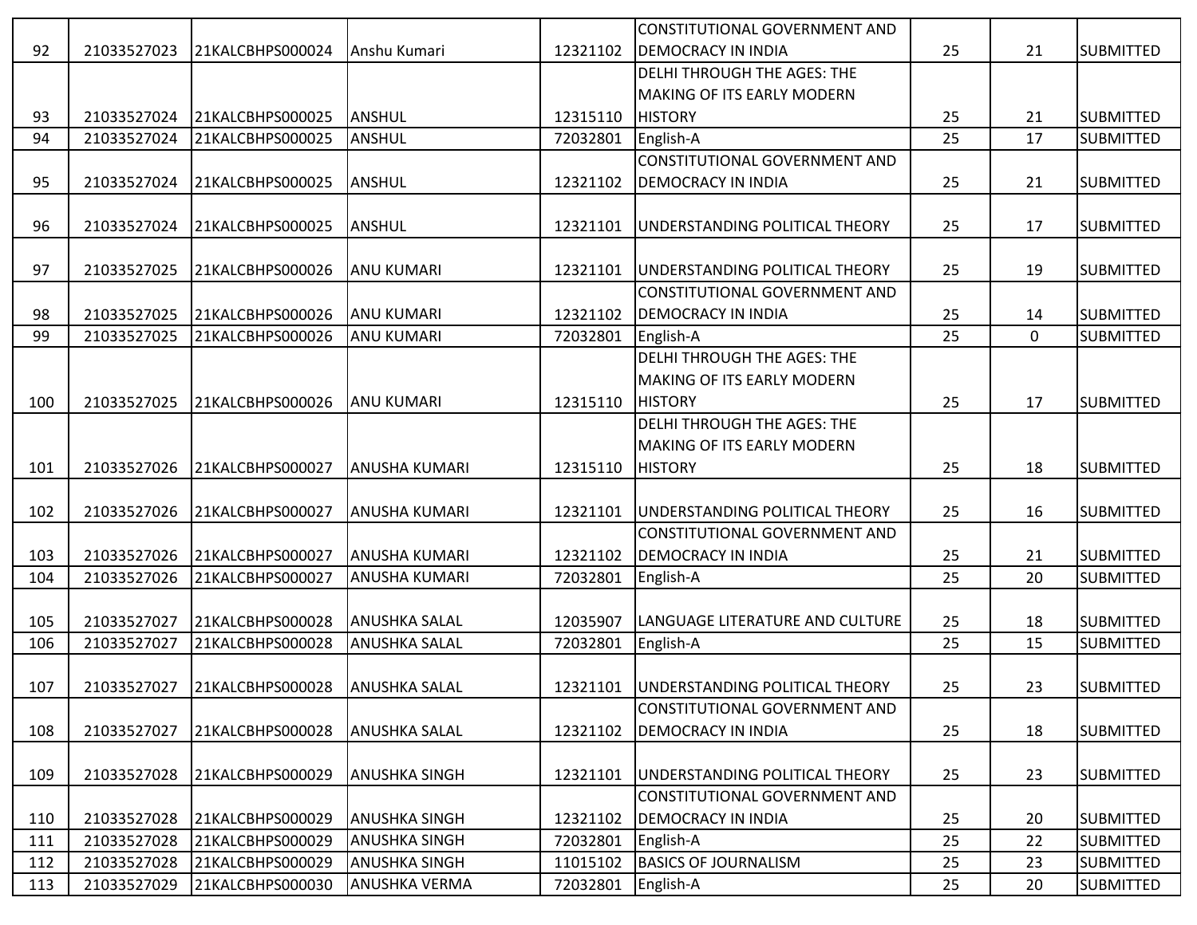| 92 | 21033527023 | 21KALCBHPS000024 | Anshu Kumari | 12321102 | CONSTITUTIONAL GOVERNMENT AND DEMOCRACY IN INDIA | 25 | 21 | SUBMITTED |
|---|---|---|---|---|---|---|---|---|
| 93 | 21033527024 | 21KALCBHPS000025 | ANSHUL | 12315110 | DELHI THROUGH THE AGES: THE MAKING OF ITS EARLY MODERN HISTORY | 25 | 21 | SUBMITTED |
| 94 | 21033527024 | 21KALCBHPS000025 | ANSHUL | 72032801 | English-A | 25 | 17 | SUBMITTED |
| 95 | 21033527024 | 21KALCBHPS000025 | ANSHUL | 12321102 | CONSTITUTIONAL GOVERNMENT AND DEMOCRACY IN INDIA | 25 | 21 | SUBMITTED |
| 96 | 21033527024 | 21KALCBHPS000025 | ANSHUL | 12321101 | UNDERSTANDING POLITICAL THEORY | 25 | 17 | SUBMITTED |
| 97 | 21033527025 | 21KALCBHPS000026 | ANU KUMARI | 12321101 | UNDERSTANDING POLITICAL THEORY | 25 | 19 | SUBMITTED |
| 98 | 21033527025 | 21KALCBHPS000026 | ANU KUMARI | 12321102 | CONSTITUTIONAL GOVERNMENT AND DEMOCRACY IN INDIA | 25 | 14 | SUBMITTED |
| 99 | 21033527025 | 21KALCBHPS000026 | ANU KUMARI | 72032801 | English-A | 25 | 0 | SUBMITTED |
| 100 | 21033527025 | 21KALCBHPS000026 | ANU KUMARI | 12315110 | DELHI THROUGH THE AGES: THE MAKING OF ITS EARLY MODERN HISTORY | 25 | 17 | SUBMITTED |
| 101 | 21033527026 | 21KALCBHPS000027 | ANUSHA KUMARI | 12315110 | DELHI THROUGH THE AGES: THE MAKING OF ITS EARLY MODERN HISTORY | 25 | 18 | SUBMITTED |
| 102 | 21033527026 | 21KALCBHPS000027 | ANUSHA KUMARI | 12321101 | UNDERSTANDING POLITICAL THEORY | 25 | 16 | SUBMITTED |
| 103 | 21033527026 | 21KALCBHPS000027 | ANUSHA KUMARI | 12321102 | CONSTITUTIONAL GOVERNMENT AND DEMOCRACY IN INDIA | 25 | 21 | SUBMITTED |
| 104 | 21033527026 | 21KALCBHPS000027 | ANUSHA KUMARI | 72032801 | English-A | 25 | 20 | SUBMITTED |
| 105 | 21033527027 | 21KALCBHPS000028 | ANUSHKA SALAL | 12035907 | LANGUAGE LITERATURE AND CULTURE | 25 | 18 | SUBMITTED |
| 106 | 21033527027 | 21KALCBHPS000028 | ANUSHKA SALAL | 72032801 | English-A | 25 | 15 | SUBMITTED |
| 107 | 21033527027 | 21KALCBHPS000028 | ANUSHKA SALAL | 12321101 | UNDERSTANDING POLITICAL THEORY | 25 | 23 | SUBMITTED |
| 108 | 21033527027 | 21KALCBHPS000028 | ANUSHKA SALAL | 12321102 | CONSTITUTIONAL GOVERNMENT AND DEMOCRACY IN INDIA | 25 | 18 | SUBMITTED |
| 109 | 21033527028 | 21KALCBHPS000029 | ANUSHKA SINGH | 12321101 | UNDERSTANDING POLITICAL THEORY | 25 | 23 | SUBMITTED |
| 110 | 21033527028 | 21KALCBHPS000029 | ANUSHKA SINGH | 12321102 | CONSTITUTIONAL GOVERNMENT AND DEMOCRACY IN INDIA | 25 | 20 | SUBMITTED |
| 111 | 21033527028 | 21KALCBHPS000029 | ANUSHKA SINGH | 72032801 | English-A | 25 | 22 | SUBMITTED |
| 112 | 21033527028 | 21KALCBHPS000029 | ANUSHKA SINGH | 11015102 | BASICS OF JOURNALISM | 25 | 23 | SUBMITTED |
| 113 | 21033527029 | 21KALCBHPS000030 | ANUSHKA VERMA | 72032801 | English-A | 25 | 20 | SUBMITTED |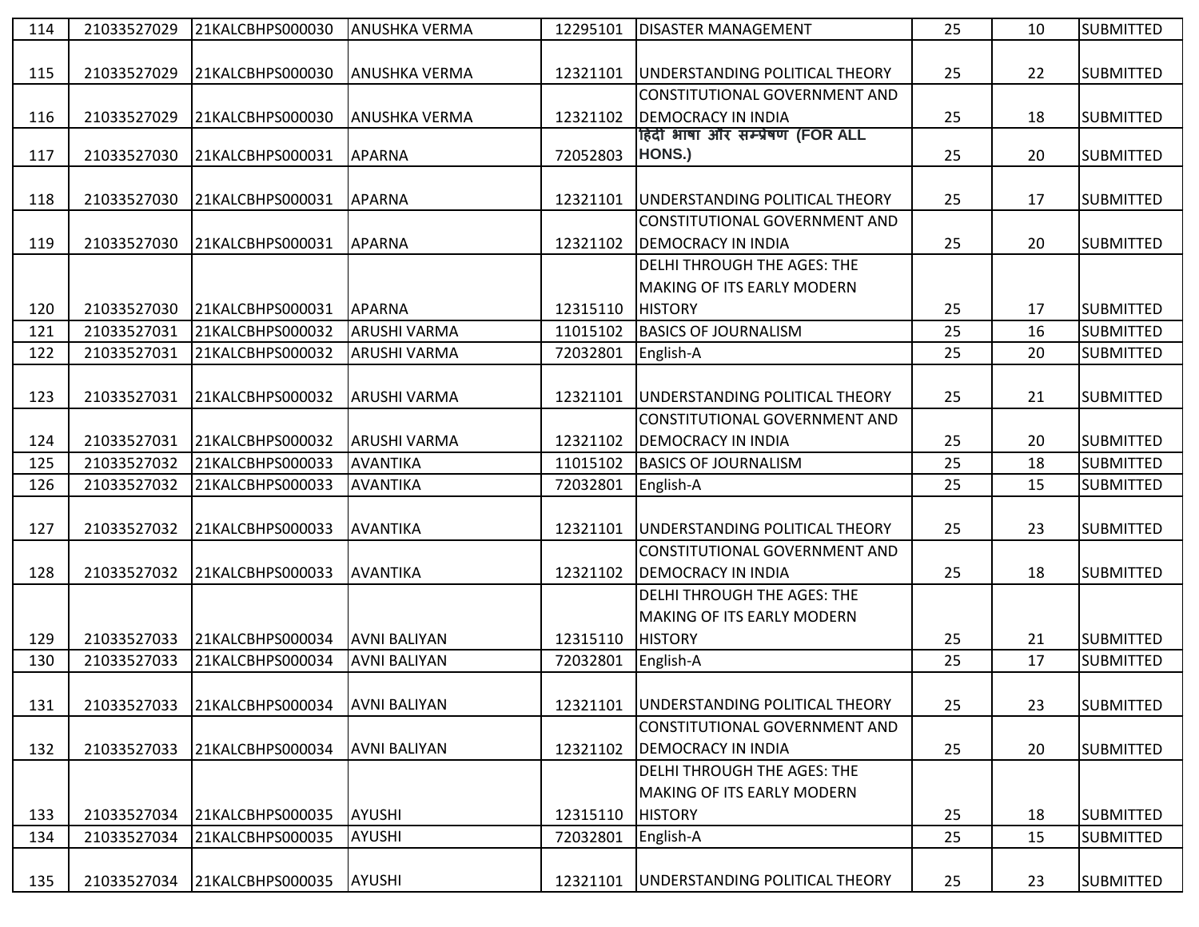| 114 | 21033527029 | 21KALCBHPS000030 | ANUSHKA VERMA | 12295101 | DISASTER MANAGEMENT | 25 | 10 | SUBMITTED |
|---|---|---|---|---|---|---|---|---|
| 115 | 21033527029 | 21KALCBHPS000030 | ANUSHKA VERMA | 12321101 | UNDERSTANDING POLITICAL THEORY | 25 | 22 | SUBMITTED |
| 116 | 21033527029 | 21KALCBHPS000030 | ANUSHKA VERMA | 12321102 | CONSTITUTIONAL GOVERNMENT AND DEMOCRACY IN INDIA | 25 | 18 | SUBMITTED |
| 117 | 21033527030 | 21KALCBHPS000031 | APARNA | 72052803 | हिंदी भाषा और सम्प्रेषण (FOR ALL HONS.) | 25 | 20 | SUBMITTED |
| 118 | 21033527030 | 21KALCBHPS000031 | APARNA | 12321101 | UNDERSTANDING POLITICAL THEORY | 25 | 17 | SUBMITTED |
| 119 | 21033527030 | 21KALCBHPS000031 | APARNA | 12321102 | CONSTITUTIONAL GOVERNMENT AND DEMOCRACY IN INDIA | 25 | 20 | SUBMITTED |
| 120 | 21033527030 | 21KALCBHPS000031 | APARNA | 12315110 | DELHI THROUGH THE AGES: THE MAKING OF ITS EARLY MODERN HISTORY | 25 | 17 | SUBMITTED |
| 121 | 21033527031 | 21KALCBHPS000032 | ARUSHI VARMA | 11015102 | BASICS OF JOURNALISM | 25 | 16 | SUBMITTED |
| 122 | 21033527031 | 21KALCBHPS000032 | ARUSHI VARMA | 72032801 | English-A | 25 | 20 | SUBMITTED |
| 123 | 21033527031 | 21KALCBHPS000032 | ARUSHI VARMA | 12321101 | UNDERSTANDING POLITICAL THEORY | 25 | 21 | SUBMITTED |
| 124 | 21033527031 | 21KALCBHPS000032 | ARUSHI VARMA | 12321102 | CONSTITUTIONAL GOVERNMENT AND DEMOCRACY IN INDIA | 25 | 20 | SUBMITTED |
| 125 | 21033527032 | 21KALCBHPS000033 | AVANTIKA | 11015102 | BASICS OF JOURNALISM | 25 | 18 | SUBMITTED |
| 126 | 21033527032 | 21KALCBHPS000033 | AVANTIKA | 72032801 | English-A | 25 | 15 | SUBMITTED |
| 127 | 21033527032 | 21KALCBHPS000033 | AVANTIKA | 12321101 | UNDERSTANDING POLITICAL THEORY | 25 | 23 | SUBMITTED |
| 128 | 21033527032 | 21KALCBHPS000033 | AVANTIKA | 12321102 | CONSTITUTIONAL GOVERNMENT AND DEMOCRACY IN INDIA | 25 | 18 | SUBMITTED |
| 129 | 21033527033 | 21KALCBHPS000034 | AVNI BALIYAN | 12315110 | DELHI THROUGH THE AGES: THE MAKING OF ITS EARLY MODERN HISTORY | 25 | 21 | SUBMITTED |
| 130 | 21033527033 | 21KALCBHPS000034 | AVNI BALIYAN | 72032801 | English-A | 25 | 17 | SUBMITTED |
| 131 | 21033527033 | 21KALCBHPS000034 | AVNI BALIYAN | 12321101 | UNDERSTANDING POLITICAL THEORY | 25 | 23 | SUBMITTED |
| 132 | 21033527033 | 21KALCBHPS000034 | AVNI BALIYAN | 12321102 | CONSTITUTIONAL GOVERNMENT AND DEMOCRACY IN INDIA | 25 | 20 | SUBMITTED |
| 133 | 21033527034 | 21KALCBHPS000035 | AYUSHI | 12315110 | DELHI THROUGH THE AGES: THE MAKING OF ITS EARLY MODERN HISTORY | 25 | 18 | SUBMITTED |
| 134 | 21033527034 | 21KALCBHPS000035 | AYUSHI | 72032801 | English-A | 25 | 15 | SUBMITTED |
| 135 | 21033527034 | 21KALCBHPS000035 | AYUSHI | 12321101 | UNDERSTANDING POLITICAL THEORY | 25 | 23 | SUBMITTED |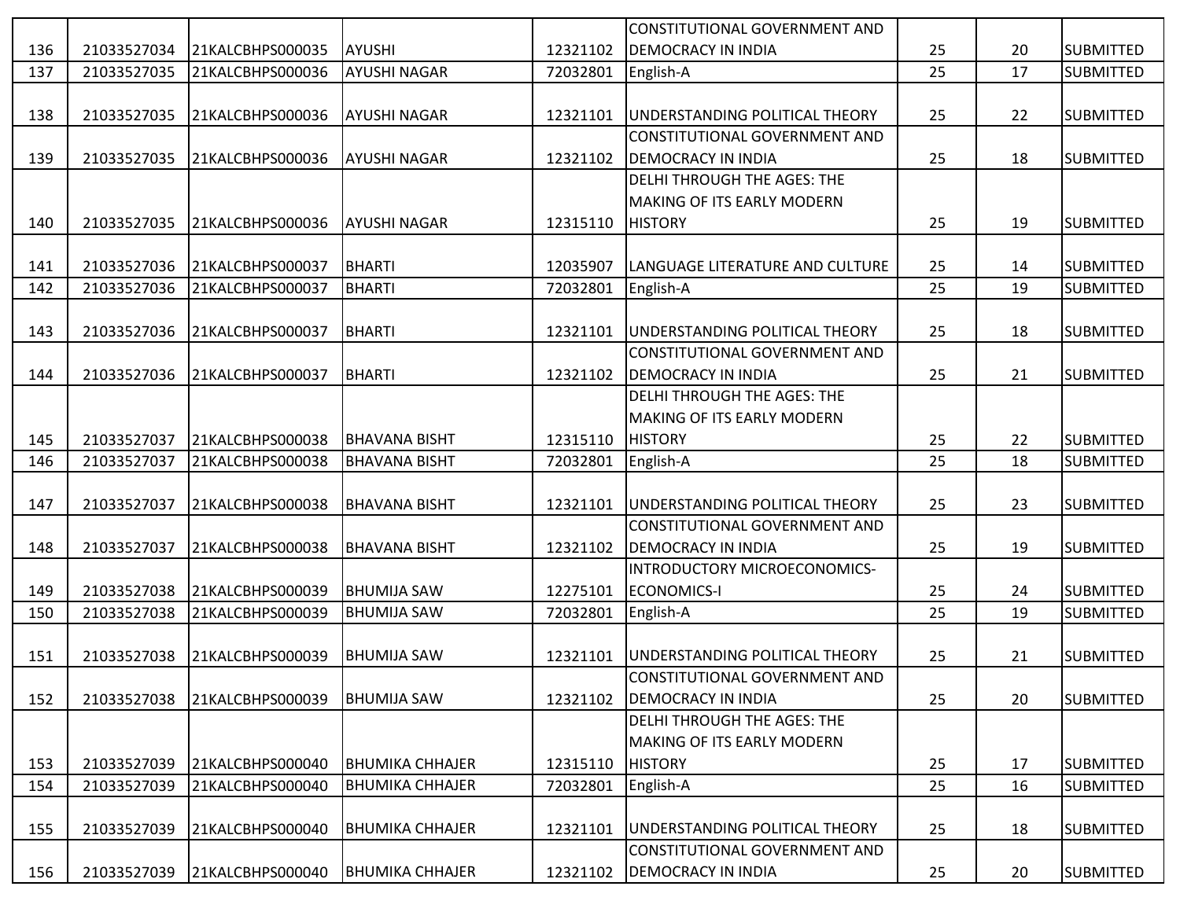| | | | | | | | | |
|---|---|---|---|---|---|---|---|---|
| 136 | 21033527034 | 21KALCBHPS000035 | AYUSHI | 12321102 | CONSTITUTIONAL GOVERNMENT AND DEMOCRACY IN INDIA | 25 | 20 | SUBMITTED |
| 137 | 21033527035 | 21KALCBHPS000036 | AYUSHI NAGAR | 72032801 | English-A | 25 | 17 | SUBMITTED |
| 138 | 21033527035 | 21KALCBHPS000036 | AYUSHI NAGAR | 12321101 | UNDERSTANDING POLITICAL THEORY | 25 | 22 | SUBMITTED |
| 139 | 21033527035 | 21KALCBHPS000036 | AYUSHI NAGAR | 12321102 | CONSTITUTIONAL GOVERNMENT AND DEMOCRACY IN INDIA | 25 | 18 | SUBMITTED |
| 140 | 21033527035 | 21KALCBHPS000036 | AYUSHI NAGAR | 12315110 | DELHI THROUGH THE AGES: THE MAKING OF ITS EARLY MODERN HISTORY | 25 | 19 | SUBMITTED |
| 141 | 21033527036 | 21KALCBHPS000037 | BHARTI | 12035907 | LANGUAGE LITERATURE AND CULTURE | 25 | 14 | SUBMITTED |
| 142 | 21033527036 | 21KALCBHPS000037 | BHARTI | 72032801 | English-A | 25 | 19 | SUBMITTED |
| 143 | 21033527036 | 21KALCBHPS000037 | BHARTI | 12321101 | UNDERSTANDING POLITICAL THEORY | 25 | 18 | SUBMITTED |
| 144 | 21033527036 | 21KALCBHPS000037 | BHARTI | 12321102 | CONSTITUTIONAL GOVERNMENT AND DEMOCRACY IN INDIA | 25 | 21 | SUBMITTED |
| 145 | 21033527037 | 21KALCBHPS000038 | BHAVANA BISHT | 12315110 | DELHI THROUGH THE AGES: THE MAKING OF ITS EARLY MODERN HISTORY | 25 | 22 | SUBMITTED |
| 146 | 21033527037 | 21KALCBHPS000038 | BHAVANA BISHT | 72032801 | English-A | 25 | 18 | SUBMITTED |
| 147 | 21033527037 | 21KALCBHPS000038 | BHAVANA BISHT | 12321101 | UNDERSTANDING POLITICAL THEORY | 25 | 23 | SUBMITTED |
| 148 | 21033527037 | 21KALCBHPS000038 | BHAVANA BISHT | 12321102 | CONSTITUTIONAL GOVERNMENT AND DEMOCRACY IN INDIA | 25 | 19 | SUBMITTED |
| 149 | 21033527038 | 21KALCBHPS000039 | BHUMIJA SAW | 12275101 | INTRODUCTORY MICROECONOMICS-ECONOMICS-I | 25 | 24 | SUBMITTED |
| 150 | 21033527038 | 21KALCBHPS000039 | BHUMIJA SAW | 72032801 | English-A | 25 | 19 | SUBMITTED |
| 151 | 21033527038 | 21KALCBHPS000039 | BHUMIJA SAW | 12321101 | UNDERSTANDING POLITICAL THEORY | 25 | 21 | SUBMITTED |
| 152 | 21033527038 | 21KALCBHPS000039 | BHUMIJA SAW | 12321102 | CONSTITUTIONAL GOVERNMENT AND DEMOCRACY IN INDIA | 25 | 20 | SUBMITTED |
| 153 | 21033527039 | 21KALCBHPS000040 | BHUMIKA CHHAJER | 12315110 | DELHI THROUGH THE AGES: THE MAKING OF ITS EARLY MODERN HISTORY | 25 | 17 | SUBMITTED |
| 154 | 21033527039 | 21KALCBHPS000040 | BHUMIKA CHHAJER | 72032801 | English-A | 25 | 16 | SUBMITTED |
| 155 | 21033527039 | 21KALCBHPS000040 | BHUMIKA CHHAJER | 12321101 | UNDERSTANDING POLITICAL THEORY | 25 | 18 | SUBMITTED |
| 156 | 21033527039 | 21KALCBHPS000040 | BHUMIKA CHHAJER | 12321102 | CONSTITUTIONAL GOVERNMENT AND DEMOCRACY IN INDIA | 25 | 20 | SUBMITTED |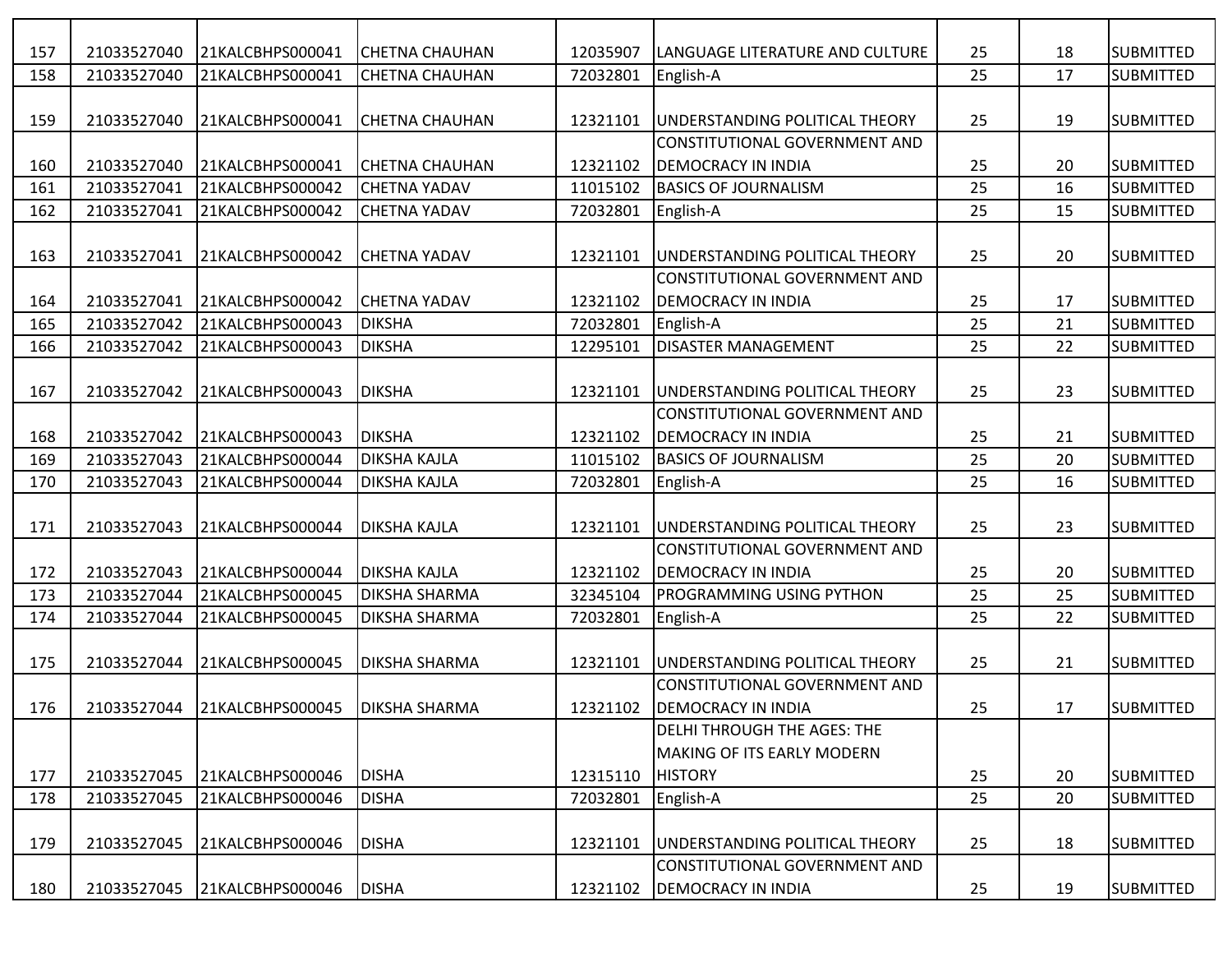| | | | | | | | | |
|---|---|---|---|---|---|---|---|---|
| 157 | 21033527040 | 21KALCBHPS000041 | CHETNA CHAUHAN | 12035907 | LANGUAGE LITERATURE AND CULTURE | 25 | 18 | SUBMITTED |
| 158 | 21033527040 | 21KALCBHPS000041 | CHETNA CHAUHAN | 72032801 | English-A | 25 | 17 | SUBMITTED |
| 159 | 21033527040 | 21KALCBHPS000041 | CHETNA CHAUHAN | 12321101 | UNDERSTANDING POLITICAL THEORY | 25 | 19 | SUBMITTED |
| 160 | 21033527040 | 21KALCBHPS000041 | CHETNA CHAUHAN | 12321102 | CONSTITUTIONAL GOVERNMENT AND DEMOCRACY IN INDIA | 25 | 20 | SUBMITTED |
| 161 | 21033527041 | 21KALCBHPS000042 | CHETNA YADAV | 11015102 | BASICS OF JOURNALISM | 25 | 16 | SUBMITTED |
| 162 | 21033527041 | 21KALCBHPS000042 | CHETNA YADAV | 72032801 | English-A | 25 | 15 | SUBMITTED |
| 163 | 21033527041 | 21KALCBHPS000042 | CHETNA YADAV | 12321101 | UNDERSTANDING POLITICAL THEORY | 25 | 20 | SUBMITTED |
| 164 | 21033527041 | 21KALCBHPS000042 | CHETNA YADAV | 12321102 | CONSTITUTIONAL GOVERNMENT AND DEMOCRACY IN INDIA | 25 | 17 | SUBMITTED |
| 165 | 21033527042 | 21KALCBHPS000043 | DIKSHA | 72032801 | English-A | 25 | 21 | SUBMITTED |
| 166 | 21033527042 | 21KALCBHPS000043 | DIKSHA | 12295101 | DISASTER MANAGEMENT | 25 | 22 | SUBMITTED |
| 167 | 21033527042 | 21KALCBHPS000043 | DIKSHA | 12321101 | UNDERSTANDING POLITICAL THEORY | 25 | 23 | SUBMITTED |
| 168 | 21033527042 | 21KALCBHPS000043 | DIKSHA | 12321102 | CONSTITUTIONAL GOVERNMENT AND DEMOCRACY IN INDIA | 25 | 21 | SUBMITTED |
| 169 | 21033527043 | 21KALCBHPS000044 | DIKSHA KAJLA | 11015102 | BASICS OF JOURNALISM | 25 | 20 | SUBMITTED |
| 170 | 21033527043 | 21KALCBHPS000044 | DIKSHA KAJLA | 72032801 | English-A | 25 | 16 | SUBMITTED |
| 171 | 21033527043 | 21KALCBHPS000044 | DIKSHA KAJLA | 12321101 | UNDERSTANDING POLITICAL THEORY | 25 | 23 | SUBMITTED |
| 172 | 21033527043 | 21KALCBHPS000044 | DIKSHA KAJLA | 12321102 | CONSTITUTIONAL GOVERNMENT AND DEMOCRACY IN INDIA | 25 | 20 | SUBMITTED |
| 173 | 21033527044 | 21KALCBHPS000045 | DIKSHA SHARMA | 32345104 | PROGRAMMING USING PYTHON | 25 | 25 | SUBMITTED |
| 174 | 21033527044 | 21KALCBHPS000045 | DIKSHA SHARMA | 72032801 | English-A | 25 | 22 | SUBMITTED |
| 175 | 21033527044 | 21KALCBHPS000045 | DIKSHA SHARMA | 12321101 | UNDERSTANDING POLITICAL THEORY | 25 | 21 | SUBMITTED |
| 176 | 21033527044 | 21KALCBHPS000045 | DIKSHA SHARMA | 12321102 | CONSTITUTIONAL GOVERNMENT AND DEMOCRACY IN INDIA | 25 | 17 | SUBMITTED |
| 177 | 21033527045 | 21KALCBHPS000046 | DISHA | 12315110 | DELHI THROUGH THE AGES: THE MAKING OF ITS EARLY MODERN HISTORY | 25 | 20 | SUBMITTED |
| 178 | 21033527045 | 21KALCBHPS000046 | DISHA | 72032801 | English-A | 25 | 20 | SUBMITTED |
| 179 | 21033527045 | 21KALCBHPS000046 | DISHA | 12321101 | UNDERSTANDING POLITICAL THEORY | 25 | 18 | SUBMITTED |
| 180 | 21033527045 | 21KALCBHPS000046 | DISHA | 12321102 | CONSTITUTIONAL GOVERNMENT AND DEMOCRACY IN INDIA | 25 | 19 | SUBMITTED |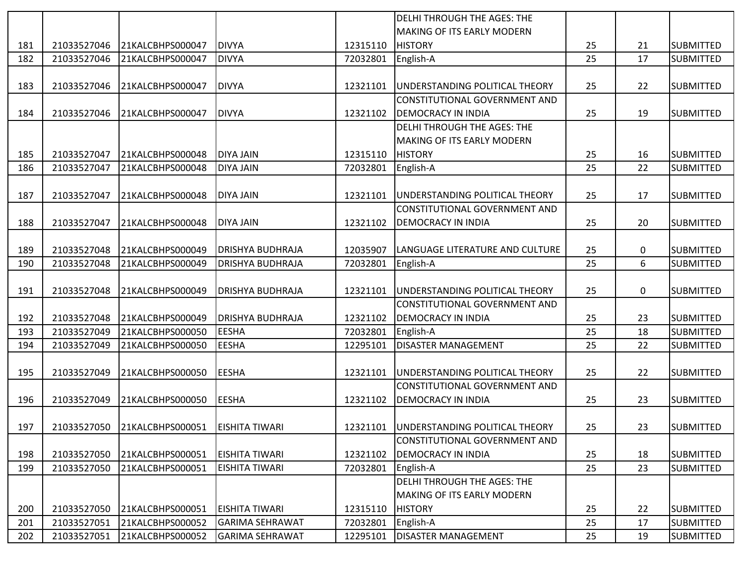| | | | | | | | | |
|---|---|---|---|---|---|---|---|---|
| 181 | 21033527046 | 21KALCBHPS000047 | DIVYA | 12315110 | DELHI THROUGH THE AGES: THE MAKING OF ITS EARLY MODERN HISTORY | 25 | 21 | SUBMITTED |
| 182 | 21033527046 | 21KALCBHPS000047 | DIVYA | 72032801 | English-A | 25 | 17 | SUBMITTED |
| 183 | 21033527046 | 21KALCBHPS000047 | DIVYA | 12321101 | UNDERSTANDING POLITICAL THEORY | 25 | 22 | SUBMITTED |
| 184 | 21033527046 | 21KALCBHPS000047 | DIVYA | 12321102 | CONSTITUTIONAL GOVERNMENT AND DEMOCRACY IN INDIA | 25 | 19 | SUBMITTED |
| 185 | 21033527047 | 21KALCBHPS000048 | DIYA JAIN | 12315110 | DELHI THROUGH THE AGES: THE MAKING OF ITS EARLY MODERN HISTORY | 25 | 16 | SUBMITTED |
| 186 | 21033527047 | 21KALCBHPS000048 | DIYA JAIN | 72032801 | English-A | 25 | 22 | SUBMITTED |
| 187 | 21033527047 | 21KALCBHPS000048 | DIYA JAIN | 12321101 | UNDERSTANDING POLITICAL THEORY | 25 | 17 | SUBMITTED |
| 188 | 21033527047 | 21KALCBHPS000048 | DIYA JAIN | 12321102 | CONSTITUTIONAL GOVERNMENT AND DEMOCRACY IN INDIA | 25 | 20 | SUBMITTED |
| 189 | 21033527048 | 21KALCBHPS000049 | DRISHYA BUDHRAJA | 12035907 | LANGUAGE LITERATURE AND CULTURE | 25 | 0 | SUBMITTED |
| 190 | 21033527048 | 21KALCBHPS000049 | DRISHYA BUDHRAJA | 72032801 | English-A | 25 | 6 | SUBMITTED |
| 191 | 21033527048 | 21KALCBHPS000049 | DRISHYA BUDHRAJA | 12321101 | UNDERSTANDING POLITICAL THEORY | 25 | 0 | SUBMITTED |
| 192 | 21033527048 | 21KALCBHPS000049 | DRISHYA BUDHRAJA | 12321102 | CONSTITUTIONAL GOVERNMENT AND DEMOCRACY IN INDIA | 25 | 23 | SUBMITTED |
| 193 | 21033527049 | 21KALCBHPS000050 | EESHA | 72032801 | English-A | 25 | 18 | SUBMITTED |
| 194 | 21033527049 | 21KALCBHPS000050 | EESHA | 12295101 | DISASTER MANAGEMENT | 25 | 22 | SUBMITTED |
| 195 | 21033527049 | 21KALCBHPS000050 | EESHA | 12321101 | UNDERSTANDING POLITICAL THEORY | 25 | 22 | SUBMITTED |
| 196 | 21033527049 | 21KALCBHPS000050 | EESHA | 12321102 | CONSTITUTIONAL GOVERNMENT AND DEMOCRACY IN INDIA | 25 | 23 | SUBMITTED |
| 197 | 21033527050 | 21KALCBHPS000051 | EISHITA TIWARI | 12321101 | UNDERSTANDING POLITICAL THEORY | 25 | 23 | SUBMITTED |
| 198 | 21033527050 | 21KALCBHPS000051 | EISHITA TIWARI | 12321102 | CONSTITUTIONAL GOVERNMENT AND DEMOCRACY IN INDIA | 25 | 18 | SUBMITTED |
| 199 | 21033527050 | 21KALCBHPS000051 | EISHITA TIWARI | 72032801 | English-A | 25 | 23 | SUBMITTED |
| 200 | 21033527050 | 21KALCBHPS000051 | EISHITA TIWARI | 12315110 | DELHI THROUGH THE AGES: THE MAKING OF ITS EARLY MODERN HISTORY | 25 | 22 | SUBMITTED |
| 201 | 21033527051 | 21KALCBHPS000052 | GARIMA SEHRAWAT | 72032801 | English-A | 25 | 17 | SUBMITTED |
| 202 | 21033527051 | 21KALCBHPS000052 | GARIMA SEHRAWAT | 12295101 | DISASTER MANAGEMENT | 25 | 19 | SUBMITTED |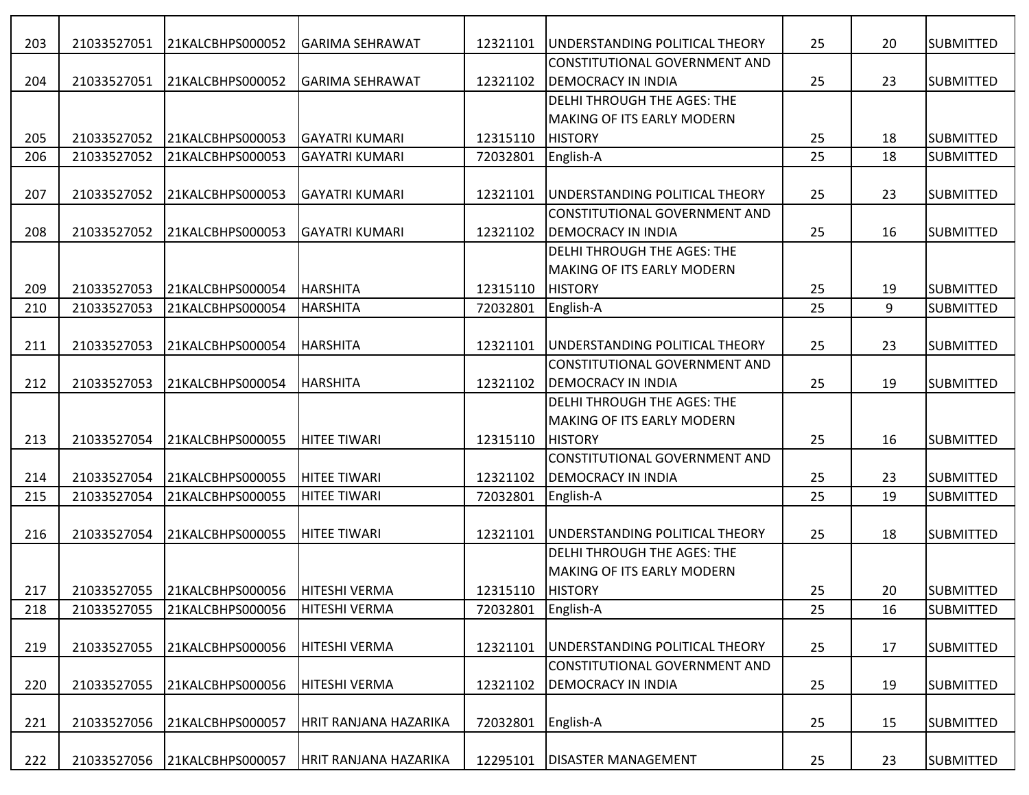| | | | | | | | | |
|---|---|---|---|---|---|---|---|---|
| 203 | 21033527051 | 21KALCBHPS000052 | GARIMA SEHRAWAT | 12321101 | UNDERSTANDING POLITICAL THEORY | 25 | 20 | SUBMITTED |
| 204 | 21033527051 | 21KALCBHPS000052 | GARIMA SEHRAWAT | 12321102 | CONSTITUTIONAL GOVERNMENT AND DEMOCRACY IN INDIA | 25 | 23 | SUBMITTED |
| 205 | 21033527052 | 21KALCBHPS000053 | GAYATRI KUMARI | 12315110 | DELHI THROUGH THE AGES: THE MAKING OF ITS EARLY MODERN HISTORY | 25 | 18 | SUBMITTED |
| 206 | 21033527052 | 21KALCBHPS000053 | GAYATRI KUMARI | 72032801 | English-A | 25 | 18 | SUBMITTED |
| 207 | 21033527052 | 21KALCBHPS000053 | GAYATRI KUMARI | 12321101 | UNDERSTANDING POLITICAL THEORY | 25 | 23 | SUBMITTED |
| 208 | 21033527052 | 21KALCBHPS000053 | GAYATRI KUMARI | 12321102 | CONSTITUTIONAL GOVERNMENT AND DEMOCRACY IN INDIA | 25 | 16 | SUBMITTED |
| 209 | 21033527053 | 21KALCBHPS000054 | HARSHITA | 12315110 | DELHI THROUGH THE AGES: THE MAKING OF ITS EARLY MODERN HISTORY | 25 | 19 | SUBMITTED |
| 210 | 21033527053 | 21KALCBHPS000054 | HARSHITA | 72032801 | English-A | 25 | 9 | SUBMITTED |
| 211 | 21033527053 | 21KALCBHPS000054 | HARSHITA | 12321101 | UNDERSTANDING POLITICAL THEORY | 25 | 23 | SUBMITTED |
| 212 | 21033527053 | 21KALCBHPS000054 | HARSHITA | 12321102 | CONSTITUTIONAL GOVERNMENT AND DEMOCRACY IN INDIA | 25 | 19 | SUBMITTED |
| 213 | 21033527054 | 21KALCBHPS000055 | HITEE TIWARI | 12315110 | DELHI THROUGH THE AGES: THE MAKING OF ITS EARLY MODERN HISTORY | 25 | 16 | SUBMITTED |
| 214 | 21033527054 | 21KALCBHPS000055 | HITEE TIWARI | 12321102 | CONSTITUTIONAL GOVERNMENT AND DEMOCRACY IN INDIA | 25 | 23 | SUBMITTED |
| 215 | 21033527054 | 21KALCBHPS000055 | HITEE TIWARI | 72032801 | English-A | 25 | 19 | SUBMITTED |
| 216 | 21033527054 | 21KALCBHPS000055 | HITEE TIWARI | 12321101 | UNDERSTANDING POLITICAL THEORY | 25 | 18 | SUBMITTED |
| 217 | 21033527055 | 21KALCBHPS000056 | HITESHI VERMA | 12315110 | DELHI THROUGH THE AGES: THE MAKING OF ITS EARLY MODERN HISTORY | 25 | 20 | SUBMITTED |
| 218 | 21033527055 | 21KALCBHPS000056 | HITESHI VERMA | 72032801 | English-A | 25 | 16 | SUBMITTED |
| 219 | 21033527055 | 21KALCBHPS000056 | HITESHI VERMA | 12321101 | UNDERSTANDING POLITICAL THEORY | 25 | 17 | SUBMITTED |
| 220 | 21033527055 | 21KALCBHPS000056 | HITESHI VERMA | 12321102 | CONSTITUTIONAL GOVERNMENT AND DEMOCRACY IN INDIA | 25 | 19 | SUBMITTED |
| 221 | 21033527056 | 21KALCBHPS000057 | HRIT RANJANA HAZARIKA | 72032801 | English-A | 25 | 15 | SUBMITTED |
| 222 | 21033527056 | 21KALCBHPS000057 | HRIT RANJANA HAZARIKA | 12295101 | DISASTER MANAGEMENT | 25 | 23 | SUBMITTED |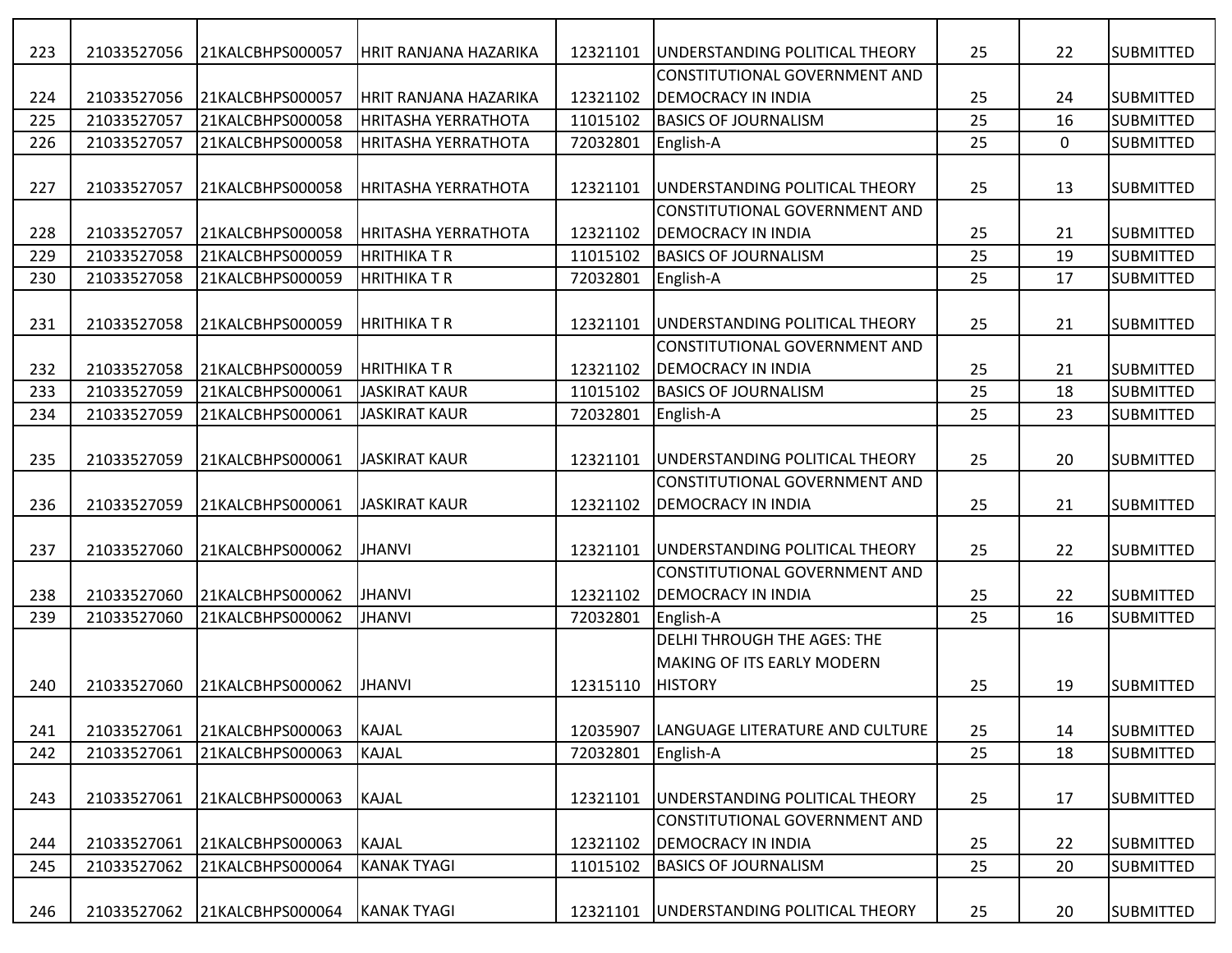| 223 | 21033527056 | 21KALCBHPS000057 | HRIT RANJANA HAZARIKA | 12321101 | UNDERSTANDING POLITICAL THEORY | 25 | 22 | SUBMITTED |
|---|---|---|---|---|---|---|---|---|
| 224 | 21033527056 | 21KALCBHPS000057 | HRIT RANJANA HAZARIKA | 12321102 | CONSTITUTIONAL GOVERNMENT AND DEMOCRACY IN INDIA | 25 | 24 | SUBMITTED |
| 225 | 21033527057 | 21KALCBHPS000058 | HRITASHA YERRATHOTA | 11015102 | BASICS OF JOURNALISM | 25 | 16 | SUBMITTED |
| 226 | 21033527057 | 21KALCBHPS000058 | HRITASHA YERRATHOTA | 72032801 | English-A | 25 | 0 | SUBMITTED |
| 227 | 21033527057 | 21KALCBHPS000058 | HRITASHA YERRATHOTA | 12321101 | UNDERSTANDING POLITICAL THEORY | 25 | 13 | SUBMITTED |
| 228 | 21033527057 | 21KALCBHPS000058 | HRITASHA YERRATHOTA | 12321102 | CONSTITUTIONAL GOVERNMENT AND DEMOCRACY IN INDIA | 25 | 21 | SUBMITTED |
| 229 | 21033527058 | 21KALCBHPS000059 | HRITHIKA T R | 11015102 | BASICS OF JOURNALISM | 25 | 19 | SUBMITTED |
| 230 | 21033527058 | 21KALCBHPS000059 | HRITHIKA T R | 72032801 | English-A | 25 | 17 | SUBMITTED |
| 231 | 21033527058 | 21KALCBHPS000059 | HRITHIKA T R | 12321101 | UNDERSTANDING POLITICAL THEORY | 25 | 21 | SUBMITTED |
| 232 | 21033527058 | 21KALCBHPS000059 | HRITHIKA T R | 12321102 | CONSTITUTIONAL GOVERNMENT AND DEMOCRACY IN INDIA | 25 | 21 | SUBMITTED |
| 233 | 21033527059 | 21KALCBHPS000061 | JASKIRAT KAUR | 11015102 | BASICS OF JOURNALISM | 25 | 18 | SUBMITTED |
| 234 | 21033527059 | 21KALCBHPS000061 | JASKIRAT KAUR | 72032801 | English-A | 25 | 23 | SUBMITTED |
| 235 | 21033527059 | 21KALCBHPS000061 | JASKIRAT KAUR | 12321101 | UNDERSTANDING POLITICAL THEORY | 25 | 20 | SUBMITTED |
| 236 | 21033527059 | 21KALCBHPS000061 | JASKIRAT KAUR | 12321102 | CONSTITUTIONAL GOVERNMENT AND DEMOCRACY IN INDIA | 25 | 21 | SUBMITTED |
| 237 | 21033527060 | 21KALCBHPS000062 | JHANVI | 12321101 | UNDERSTANDING POLITICAL THEORY | 25 | 22 | SUBMITTED |
| 238 | 21033527060 | 21KALCBHPS000062 | JHANVI | 12321102 | CONSTITUTIONAL GOVERNMENT AND DEMOCRACY IN INDIA | 25 | 22 | SUBMITTED |
| 239 | 21033527060 | 21KALCBHPS000062 | JHANVI | 72032801 | English-A | 25 | 16 | SUBMITTED |
| 240 | 21033527060 | 21KALCBHPS000062 | JHANVI | 12315110 | DELHI THROUGH THE AGES: THE MAKING OF ITS EARLY MODERN HISTORY | 25 | 19 | SUBMITTED |
| 241 | 21033527061 | 21KALCBHPS000063 | KAJAL | 12035907 | LANGUAGE LITERATURE AND CULTURE | 25 | 14 | SUBMITTED |
| 242 | 21033527061 | 21KALCBHPS000063 | KAJAL | 72032801 | English-A | 25 | 18 | SUBMITTED |
| 243 | 21033527061 | 21KALCBHPS000063 | KAJAL | 12321101 | UNDERSTANDING POLITICAL THEORY | 25 | 17 | SUBMITTED |
| 244 | 21033527061 | 21KALCBHPS000063 | KAJAL | 12321102 | CONSTITUTIONAL GOVERNMENT AND DEMOCRACY IN INDIA | 25 | 22 | SUBMITTED |
| 245 | 21033527062 | 21KALCBHPS000064 | KANAK TYAGI | 11015102 | BASICS OF JOURNALISM | 25 | 20 | SUBMITTED |
| 246 | 21033527062 | 21KALCBHPS000064 | KANAK TYAGI | 12321101 | UNDERSTANDING POLITICAL THEORY | 25 | 20 | SUBMITTED |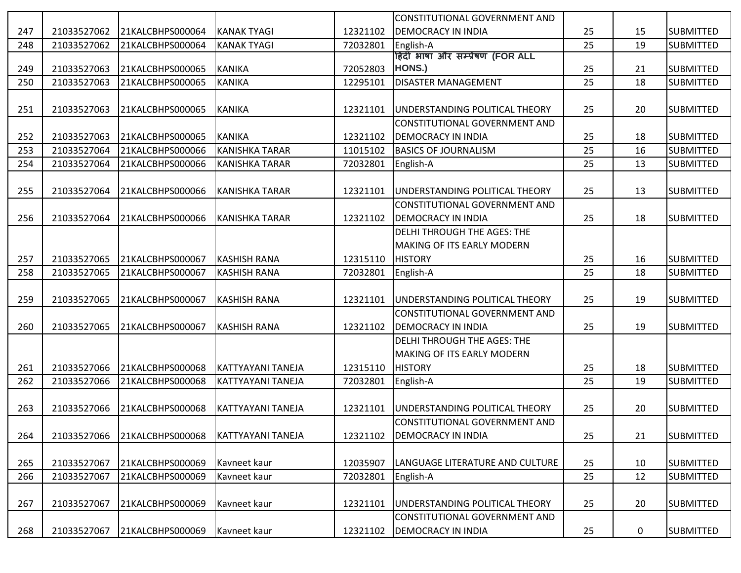| 247 | 21033527062 | 21KALCBHPS000064 | KANAK TYAGI | 12321102 | CONSTITUTIONAL GOVERNMENT AND DEMOCRACY IN INDIA | 25 | 15 | SUBMITTED |
|---|---|---|---|---|---|---|---|---|
| 248 | 21033527062 | 21KALCBHPS000064 | KANAK TYAGI | 72032801 | English-A | 25 | 19 | SUBMITTED |
| 249 | 21033527063 | 21KALCBHPS000065 | KANIKA | 72052803 | हिंदी भाषा और सम्प्रेषण (FOR ALL HONS.) | 25 | 21 | SUBMITTED |
| 250 | 21033527063 | 21KALCBHPS000065 | KANIKA | 12295101 | DISASTER MANAGEMENT | 25 | 18 | SUBMITTED |
| 251 | 21033527063 | 21KALCBHPS000065 | KANIKA | 12321101 | UNDERSTANDING POLITICAL THEORY | 25 | 20 | SUBMITTED |
| 252 | 21033527063 | 21KALCBHPS000065 | KANIKA | 12321102 | CONSTITUTIONAL GOVERNMENT AND DEMOCRACY IN INDIA | 25 | 18 | SUBMITTED |
| 253 | 21033527064 | 21KALCBHPS000066 | KANISHKA TARAR | 11015102 | BASICS OF JOURNALISM | 25 | 16 | SUBMITTED |
| 254 | 21033527064 | 21KALCBHPS000066 | KANISHKA TARAR | 72032801 | English-A | 25 | 13 | SUBMITTED |
| 255 | 21033527064 | 21KALCBHPS000066 | KANISHKA TARAR | 12321101 | UNDERSTANDING POLITICAL THEORY | 25 | 13 | SUBMITTED |
| 256 | 21033527064 | 21KALCBHPS000066 | KANISHKA TARAR | 12321102 | CONSTITUTIONAL GOVERNMENT AND DEMOCRACY IN INDIA | 25 | 18 | SUBMITTED |
| 257 | 21033527065 | 21KALCBHPS000067 | KASHISH RANA | 12315110 | DELHI THROUGH THE AGES: THE MAKING OF ITS EARLY MODERN HISTORY | 25 | 16 | SUBMITTED |
| 258 | 21033527065 | 21KALCBHPS000067 | KASHISH RANA | 72032801 | English-A | 25 | 18 | SUBMITTED |
| 259 | 21033527065 | 21KALCBHPS000067 | KASHISH RANA | 12321101 | UNDERSTANDING POLITICAL THEORY | 25 | 19 | SUBMITTED |
| 260 | 21033527065 | 21KALCBHPS000067 | KASHISH RANA | 12321102 | CONSTITUTIONAL GOVERNMENT AND DEMOCRACY IN INDIA | 25 | 19 | SUBMITTED |
| 261 | 21033527066 | 21KALCBHPS000068 | KATTYAYANI TANEJA | 12315110 | DELHI THROUGH THE AGES: THE MAKING OF ITS EARLY MODERN HISTORY | 25 | 18 | SUBMITTED |
| 262 | 21033527066 | 21KALCBHPS000068 | KATTYAYANI TANEJA | 72032801 | English-A | 25 | 19 | SUBMITTED |
| 263 | 21033527066 | 21KALCBHPS000068 | KATTYAYANI TANEJA | 12321101 | UNDERSTANDING POLITICAL THEORY | 25 | 20 | SUBMITTED |
| 264 | 21033527066 | 21KALCBHPS000068 | KATTYAYANI TANEJA | 12321102 | CONSTITUTIONAL GOVERNMENT AND DEMOCRACY IN INDIA | 25 | 21 | SUBMITTED |
| 265 | 21033527067 | 21KALCBHPS000069 | Kavneet kaur | 12035907 | LANGUAGE LITERATURE AND CULTURE | 25 | 10 | SUBMITTED |
| 266 | 21033527067 | 21KALCBHPS000069 | Kavneet kaur | 72032801 | English-A | 25 | 12 | SUBMITTED |
| 267 | 21033527067 | 21KALCBHPS000069 | Kavneet kaur | 12321101 | UNDERSTANDING POLITICAL THEORY | 25 | 20 | SUBMITTED |
| 268 | 21033527067 | 21KALCBHPS000069 | Kavneet kaur | 12321102 | CONSTITUTIONAL GOVERNMENT AND DEMOCRACY IN INDIA | 25 | 0 | SUBMITTED |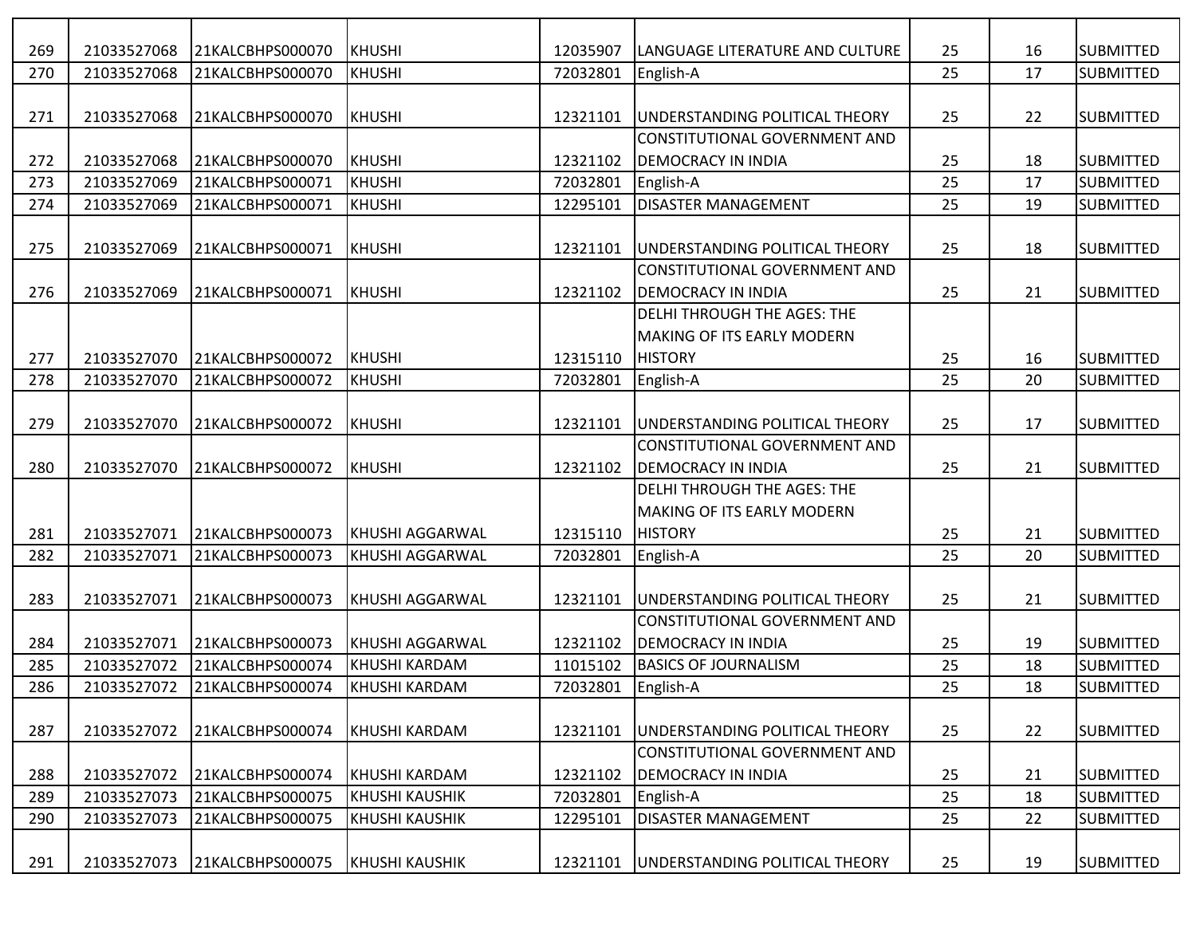| | | | | | | | | |
|---|---|---|---|---|---|---|---|---|
| 269 | 21033527068 | 21KALCBHPS000070 | KHUSHI | 12035907 | LANGUAGE LITERATURE AND CULTURE | 25 | 16 | SUBMITTED |
| 270 | 21033527068 | 21KALCBHPS000070 | KHUSHI | 72032801 | English-A | 25 | 17 | SUBMITTED |
| 271 | 21033527068 | 21KALCBHPS000070 | KHUSHI | 12321101 | UNDERSTANDING POLITICAL THEORY | 25 | 22 | SUBMITTED |
| 272 | 21033527068 | 21KALCBHPS000070 | KHUSHI | 12321102 | CONSTITUTIONAL GOVERNMENT AND DEMOCRACY IN INDIA | 25 | 18 | SUBMITTED |
| 273 | 21033527069 | 21KALCBHPS000071 | KHUSHI | 72032801 | English-A | 25 | 17 | SUBMITTED |
| 274 | 21033527069 | 21KALCBHPS000071 | KHUSHI | 12295101 | DISASTER MANAGEMENT | 25 | 19 | SUBMITTED |
| 275 | 21033527069 | 21KALCBHPS000071 | KHUSHI | 12321101 | UNDERSTANDING POLITICAL THEORY | 25 | 18 | SUBMITTED |
| 276 | 21033527069 | 21KALCBHPS000071 | KHUSHI | 12321102 | CONSTITUTIONAL GOVERNMENT AND DEMOCRACY IN INDIA | 25 | 21 | SUBMITTED |
| 277 | 21033527070 | 21KALCBHPS000072 | KHUSHI | 12315110 | DELHI THROUGH THE AGES: THE MAKING OF ITS EARLY MODERN HISTORY | 25 | 16 | SUBMITTED |
| 278 | 21033527070 | 21KALCBHPS000072 | KHUSHI | 72032801 | English-A | 25 | 20 | SUBMITTED |
| 279 | 21033527070 | 21KALCBHPS000072 | KHUSHI | 12321101 | UNDERSTANDING POLITICAL THEORY | 25 | 17 | SUBMITTED |
| 280 | 21033527070 | 21KALCBHPS000072 | KHUSHI | 12321102 | CONSTITUTIONAL GOVERNMENT AND DEMOCRACY IN INDIA | 25 | 21 | SUBMITTED |
| 281 | 21033527071 | 21KALCBHPS000073 | KHUSHI AGGARWAL | 12315110 | DELHI THROUGH THE AGES: THE MAKING OF ITS EARLY MODERN HISTORY | 25 | 21 | SUBMITTED |
| 282 | 21033527071 | 21KALCBHPS000073 | KHUSHI AGGARWAL | 72032801 | English-A | 25 | 20 | SUBMITTED |
| 283 | 21033527071 | 21KALCBHPS000073 | KHUSHI AGGARWAL | 12321101 | UNDERSTANDING POLITICAL THEORY | 25 | 21 | SUBMITTED |
| 284 | 21033527071 | 21KALCBHPS000073 | KHUSHI AGGARWAL | 12321102 | CONSTITUTIONAL GOVERNMENT AND DEMOCRACY IN INDIA | 25 | 19 | SUBMITTED |
| 285 | 21033527072 | 21KALCBHPS000074 | KHUSHI KARDAM | 11015102 | BASICS OF JOURNALISM | 25 | 18 | SUBMITTED |
| 286 | 21033527072 | 21KALCBHPS000074 | KHUSHI KARDAM | 72032801 | English-A | 25 | 18 | SUBMITTED |
| 287 | 21033527072 | 21KALCBHPS000074 | KHUSHI KARDAM | 12321101 | UNDERSTANDING POLITICAL THEORY | 25 | 22 | SUBMITTED |
| 288 | 21033527072 | 21KALCBHPS000074 | KHUSHI KARDAM | 12321102 | CONSTITUTIONAL GOVERNMENT AND DEMOCRACY IN INDIA | 25 | 21 | SUBMITTED |
| 289 | 21033527073 | 21KALCBHPS000075 | KHUSHI KAUSHIK | 72032801 | English-A | 25 | 18 | SUBMITTED |
| 290 | 21033527073 | 21KALCBHPS000075 | KHUSHI KAUSHIK | 12295101 | DISASTER MANAGEMENT | 25 | 22 | SUBMITTED |
| 291 | 21033527073 | 21KALCBHPS000075 | KHUSHI KAUSHIK | 12321101 | UNDERSTANDING POLITICAL THEORY | 25 | 19 | SUBMITTED |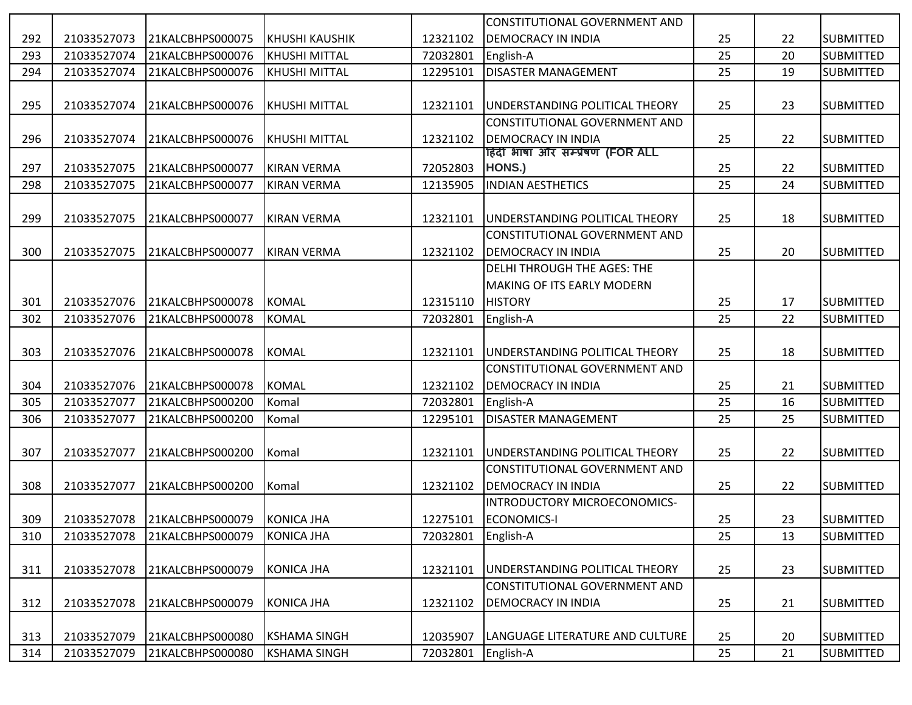| | | | | | | | | |
|---|---|---|---|---|---|---|---|---|
| 292 | 21033527073 | 21KALCBHPS000075 | KHUSHI KAUSHIK | 12321102 | CONSTITUTIONAL GOVERNMENT AND DEMOCRACY IN INDIA | 25 | 22 | SUBMITTED |
| 293 | 21033527074 | 21KALCBHPS000076 | KHUSHI MITTAL | 72032801 | English-A | 25 | 20 | SUBMITTED |
| 294 | 21033527074 | 21KALCBHPS000076 | KHUSHI MITTAL | 12295101 | DISASTER MANAGEMENT | 25 | 19 | SUBMITTED |
| 295 | 21033527074 | 21KALCBHPS000076 | KHUSHI MITTAL | 12321101 | UNDERSTANDING POLITICAL THEORY | 25 | 23 | SUBMITTED |
| 296 | 21033527074 | 21KALCBHPS000076 | KHUSHI MITTAL | 12321102 | CONSTITUTIONAL GOVERNMENT AND DEMOCRACY IN INDIA | 25 | 22 | SUBMITTED |
| 297 | 21033527075 | 21KALCBHPS000077 | KIRAN VERMA | 72052803 | हिंदी भाषा और सम्प्रेषण (FOR ALL HONS.) | 25 | 22 | SUBMITTED |
| 298 | 21033527075 | 21KALCBHPS000077 | KIRAN VERMA | 12135905 | INDIAN AESTHETICS | 25 | 24 | SUBMITTED |
| 299 | 21033527075 | 21KALCBHPS000077 | KIRAN VERMA | 12321101 | UNDERSTANDING POLITICAL THEORY | 25 | 18 | SUBMITTED |
| 300 | 21033527075 | 21KALCBHPS000077 | KIRAN VERMA | 12321102 | CONSTITUTIONAL GOVERNMENT AND DEMOCRACY IN INDIA | 25 | 20 | SUBMITTED |
| 301 | 21033527076 | 21KALCBHPS000078 | KOMAL | 12315110 | DELHI THROUGH THE AGES: THE MAKING OF ITS EARLY MODERN HISTORY | 25 | 17 | SUBMITTED |
| 302 | 21033527076 | 21KALCBHPS000078 | KOMAL | 72032801 | English-A | 25 | 22 | SUBMITTED |
| 303 | 21033527076 | 21KALCBHPS000078 | KOMAL | 12321101 | UNDERSTANDING POLITICAL THEORY | 25 | 18 | SUBMITTED |
| 304 | 21033527076 | 21KALCBHPS000078 | KOMAL | 12321102 | CONSTITUTIONAL GOVERNMENT AND DEMOCRACY IN INDIA | 25 | 21 | SUBMITTED |
| 305 | 21033527077 | 21KALCBHPS000200 | Komal | 72032801 | English-A | 25 | 16 | SUBMITTED |
| 306 | 21033527077 | 21KALCBHPS000200 | Komal | 12295101 | DISASTER MANAGEMENT | 25 | 25 | SUBMITTED |
| 307 | 21033527077 | 21KALCBHPS000200 | Komal | 12321101 | UNDERSTANDING POLITICAL THEORY | 25 | 22 | SUBMITTED |
| 308 | 21033527077 | 21KALCBHPS000200 | Komal | 12321102 | CONSTITUTIONAL GOVERNMENT AND DEMOCRACY IN INDIA | 25 | 22 | SUBMITTED |
| 309 | 21033527078 | 21KALCBHPS000079 | KONICA JHA | 12275101 | INTRODUCTORY MICROECONOMICS-ECONOMICS-I | 25 | 23 | SUBMITTED |
| 310 | 21033527078 | 21KALCBHPS000079 | KONICA JHA | 72032801 | English-A | 25 | 13 | SUBMITTED |
| 311 | 21033527078 | 21KALCBHPS000079 | KONICA JHA | 12321101 | UNDERSTANDING POLITICAL THEORY | 25 | 23 | SUBMITTED |
| 312 | 21033527078 | 21KALCBHPS000079 | KONICA JHA | 12321102 | CONSTITUTIONAL GOVERNMENT AND DEMOCRACY IN INDIA | 25 | 21 | SUBMITTED |
| 313 | 21033527079 | 21KALCBHPS000080 | KSHAMA SINGH | 12035907 | LANGUAGE LITERATURE AND CULTURE | 25 | 20 | SUBMITTED |
| 314 | 21033527079 | 21KALCBHPS000080 | KSHAMA SINGH | 72032801 | English-A | 25 | 21 | SUBMITTED |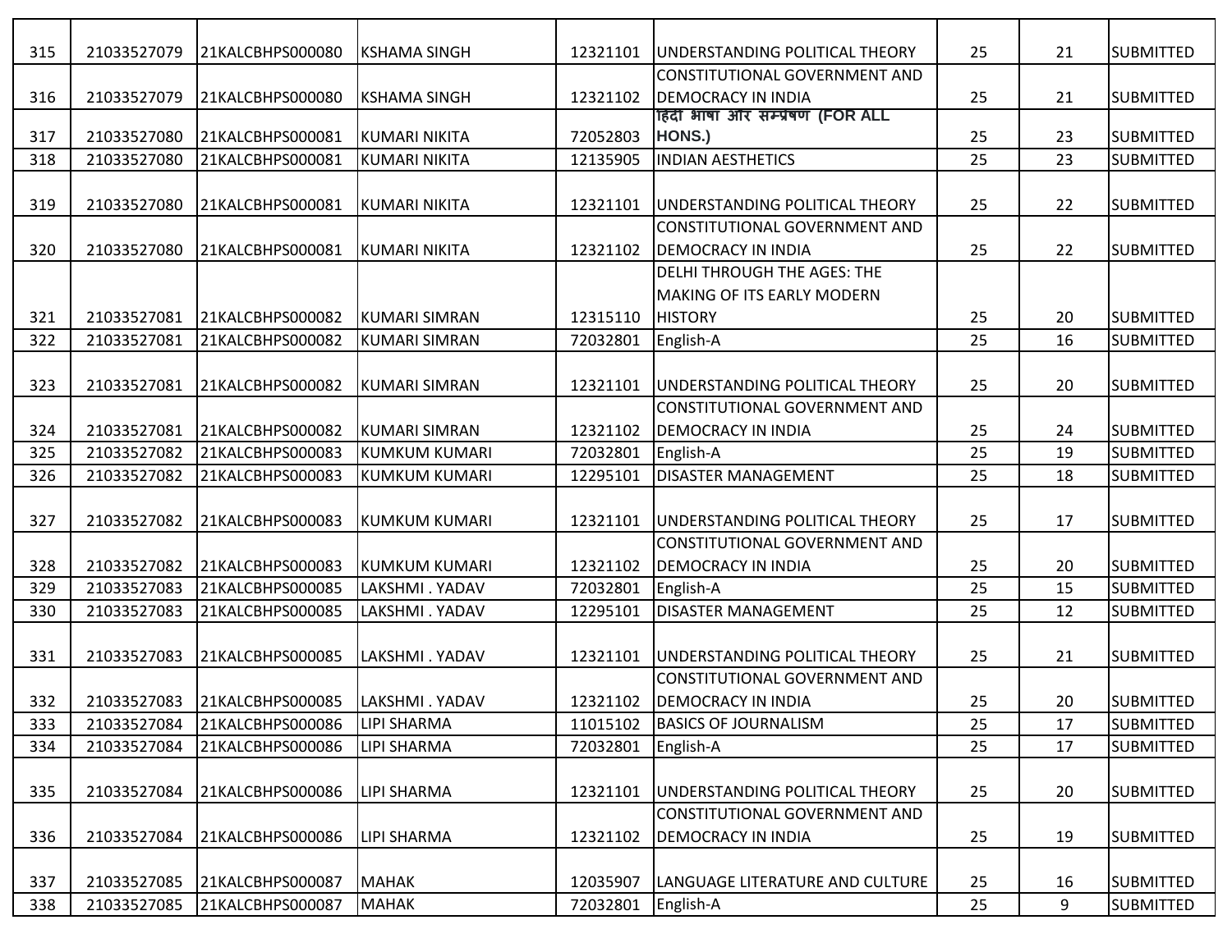| 315 | 21033527079 | 21KALCBHPS000080 | KSHAMA SINGH | 12321101 | UNDERSTANDING POLITICAL THEORY | 25 | 21 | SUBMITTED |
|---|---|---|---|---|---|---|---|---|
| 316 | 21033527079 | 21KALCBHPS000080 | KSHAMA SINGH | 12321102 | CONSTITUTIONAL GOVERNMENT AND DEMOCRACY IN INDIA | 25 | 21 | SUBMITTED |
| 317 | 21033527080 | 21KALCBHPS000081 | KUMARI NIKITA | 72052803 | हिंदी भाषा और सम्प्रेषण (FOR ALL HONS.) | 25 | 23 | SUBMITTED |
| 318 | 21033527080 | 21KALCBHPS000081 | KUMARI NIKITA | 12135905 | INDIAN AESTHETICS | 25 | 23 | SUBMITTED |
| 319 | 21033527080 | 21KALCBHPS000081 | KUMARI NIKITA | 12321101 | UNDERSTANDING POLITICAL THEORY | 25 | 22 | SUBMITTED |
| 320 | 21033527080 | 21KALCBHPS000081 | KUMARI NIKITA | 12321102 | CONSTITUTIONAL GOVERNMENT AND DEMOCRACY IN INDIA | 25 | 22 | SUBMITTED |
| 321 | 21033527081 | 21KALCBHPS000082 | KUMARI SIMRAN | 12315110 | DELHI THROUGH THE AGES: THE MAKING OF ITS EARLY MODERN HISTORY | 25 | 20 | SUBMITTED |
| 322 | 21033527081 | 21KALCBHPS000082 | KUMARI SIMRAN | 72032801 | English-A | 25 | 16 | SUBMITTED |
| 323 | 21033527081 | 21KALCBHPS000082 | KUMARI SIMRAN | 12321101 | UNDERSTANDING POLITICAL THEORY | 25 | 20 | SUBMITTED |
| 324 | 21033527081 | 21KALCBHPS000082 | KUMARI SIMRAN | 12321102 | CONSTITUTIONAL GOVERNMENT AND DEMOCRACY IN INDIA | 25 | 24 | SUBMITTED |
| 325 | 21033527082 | 21KALCBHPS000083 | KUMKUM KUMARI | 72032801 | English-A | 25 | 19 | SUBMITTED |
| 326 | 21033527082 | 21KALCBHPS000083 | KUMKUM KUMARI | 12295101 | DISASTER MANAGEMENT | 25 | 18 | SUBMITTED |
| 327 | 21033527082 | 21KALCBHPS000083 | KUMKUM KUMARI | 12321101 | UNDERSTANDING POLITICAL THEORY | 25 | 17 | SUBMITTED |
| 328 | 21033527082 | 21KALCBHPS000083 | KUMKUM KUMARI | 12321102 | CONSTITUTIONAL GOVERNMENT AND DEMOCRACY IN INDIA | 25 | 20 | SUBMITTED |
| 329 | 21033527083 | 21KALCBHPS000085 | LAKSHMI . YADAV | 72032801 | English-A | 25 | 15 | SUBMITTED |
| 330 | 21033527083 | 21KALCBHPS000085 | LAKSHMI . YADAV | 12295101 | DISASTER MANAGEMENT | 25 | 12 | SUBMITTED |
| 331 | 21033527083 | 21KALCBHPS000085 | LAKSHMI . YADAV | 12321101 | UNDERSTANDING POLITICAL THEORY | 25 | 21 | SUBMITTED |
| 332 | 21033527083 | 21KALCBHPS000085 | LAKSHMI . YADAV | 12321102 | CONSTITUTIONAL GOVERNMENT AND DEMOCRACY IN INDIA | 25 | 20 | SUBMITTED |
| 333 | 21033527084 | 21KALCBHPS000086 | LIPI SHARMA | 11015102 | BASICS OF JOURNALISM | 25 | 17 | SUBMITTED |
| 334 | 21033527084 | 21KALCBHPS000086 | LIPI SHARMA | 72032801 | English-A | 25 | 17 | SUBMITTED |
| 335 | 21033527084 | 21KALCBHPS000086 | LIPI SHARMA | 12321101 | UNDERSTANDING POLITICAL THEORY | 25 | 20 | SUBMITTED |
| 336 | 21033527084 | 21KALCBHPS000086 | LIPI SHARMA | 12321102 | CONSTITUTIONAL GOVERNMENT AND DEMOCRACY IN INDIA | 25 | 19 | SUBMITTED |
| 337 | 21033527085 | 21KALCBHPS000087 | MAHAK | 12035907 | LANGUAGE LITERATURE AND CULTURE | 25 | 16 | SUBMITTED |
| 338 | 21033527085 | 21KALCBHPS000087 | MAHAK | 72032801 | English-A | 25 | 9 | SUBMITTED |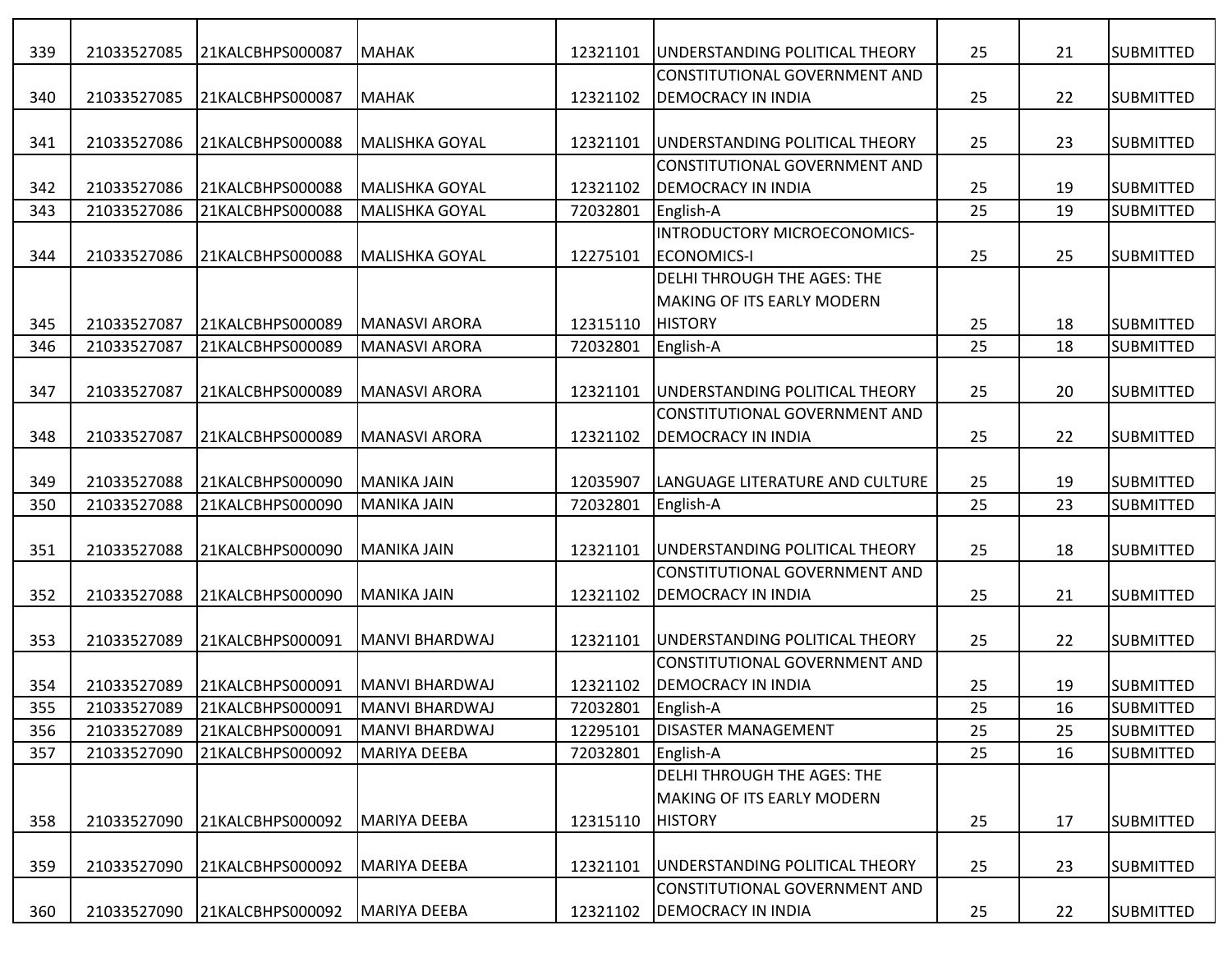| 339 | 21033527085 | 21KALCBHPS000087 | MAHAK | 12321101 | UNDERSTANDING POLITICAL THEORY | 25 | 21 | SUBMITTED |
|---|---|---|---|---|---|---|---|---|
| 340 | 21033527085 | 21KALCBHPS000087 | MAHAK | 12321102 | CONSTITUTIONAL GOVERNMENT AND DEMOCRACY IN INDIA | 25 | 22 | SUBMITTED |
| 341 | 21033527086 | 21KALCBHPS000088 | MALISHKA GOYAL | 12321101 | UNDERSTANDING POLITICAL THEORY | 25 | 23 | SUBMITTED |
| 342 | 21033527086 | 21KALCBHPS000088 | MALISHKA GOYAL | 12321102 | CONSTITUTIONAL GOVERNMENT AND DEMOCRACY IN INDIA | 25 | 19 | SUBMITTED |
| 343 | 21033527086 | 21KALCBHPS000088 | MALISHKA GOYAL | 72032801 | English-A | 25 | 19 | SUBMITTED |
| 344 | 21033527086 | 21KALCBHPS000088 | MALISHKA GOYAL | 12275101 | INTRODUCTORY MICROECONOMICS-ECONOMICS-I | 25 | 25 | SUBMITTED |
| 345 | 21033527087 | 21KALCBHPS000089 | MANASVI ARORA | 12315110 | DELHI THROUGH THE AGES: THE MAKING OF ITS EARLY MODERN HISTORY | 25 | 18 | SUBMITTED |
| 346 | 21033527087 | 21KALCBHPS000089 | MANASVI ARORA | 72032801 | English-A | 25 | 18 | SUBMITTED |
| 347 | 21033527087 | 21KALCBHPS000089 | MANASVI ARORA | 12321101 | UNDERSTANDING POLITICAL THEORY | 25 | 20 | SUBMITTED |
| 348 | 21033527087 | 21KALCBHPS000089 | MANASVI ARORA | 12321102 | CONSTITUTIONAL GOVERNMENT AND DEMOCRACY IN INDIA | 25 | 22 | SUBMITTED |
| 349 | 21033527088 | 21KALCBHPS000090 | MANIKA JAIN | 12035907 | LANGUAGE LITERATURE AND CULTURE | 25 | 19 | SUBMITTED |
| 350 | 21033527088 | 21KALCBHPS000090 | MANIKA JAIN | 72032801 | English-A | 25 | 23 | SUBMITTED |
| 351 | 21033527088 | 21KALCBHPS000090 | MANIKA JAIN | 12321101 | UNDERSTANDING POLITICAL THEORY | 25 | 18 | SUBMITTED |
| 352 | 21033527088 | 21KALCBHPS000090 | MANIKA JAIN | 12321102 | CONSTITUTIONAL GOVERNMENT AND DEMOCRACY IN INDIA | 25 | 21 | SUBMITTED |
| 353 | 21033527089 | 21KALCBHPS000091 | MANVI BHARDWAJ | 12321101 | UNDERSTANDING POLITICAL THEORY | 25 | 22 | SUBMITTED |
| 354 | 21033527089 | 21KALCBHPS000091 | MANVI BHARDWAJ | 12321102 | CONSTITUTIONAL GOVERNMENT AND DEMOCRACY IN INDIA | 25 | 19 | SUBMITTED |
| 355 | 21033527089 | 21KALCBHPS000091 | MANVI BHARDWAJ | 72032801 | English-A | 25 | 16 | SUBMITTED |
| 356 | 21033527089 | 21KALCBHPS000091 | MANVI BHARDWAJ | 12295101 | DISASTER MANAGEMENT | 25 | 25 | SUBMITTED |
| 357 | 21033527090 | 21KALCBHPS000092 | MARIYA DEEBA | 72032801 | English-A | 25 | 16 | SUBMITTED |
| 358 | 21033527090 | 21KALCBHPS000092 | MARIYA DEEBA | 12315110 | DELHI THROUGH THE AGES: THE MAKING OF ITS EARLY MODERN HISTORY | 25 | 17 | SUBMITTED |
| 359 | 21033527090 | 21KALCBHPS000092 | MARIYA DEEBA | 12321101 | UNDERSTANDING POLITICAL THEORY | 25 | 23 | SUBMITTED |
| 360 | 21033527090 | 21KALCBHPS000092 | MARIYA DEEBA | 12321102 | CONSTITUTIONAL GOVERNMENT AND DEMOCRACY IN INDIA | 25 | 22 | SUBMITTED |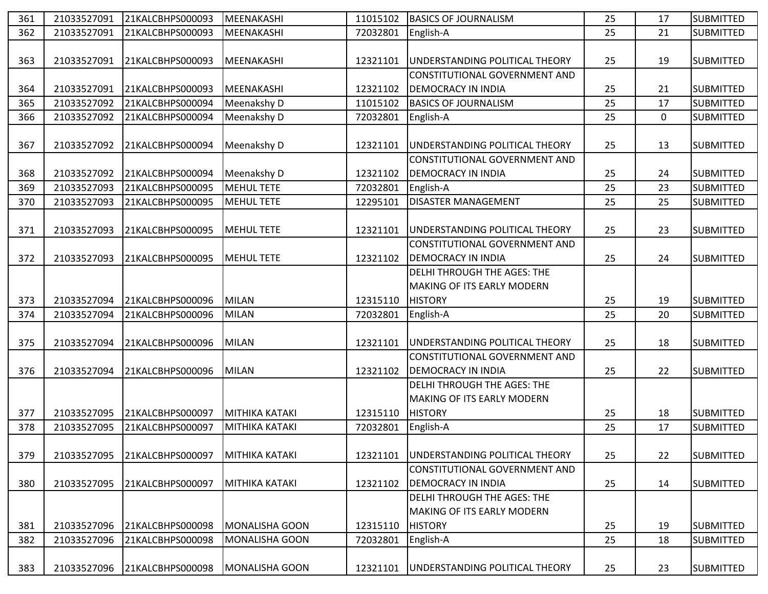| 361 | 21033527091 | 21KALCBHPS000093 | MEENAKASHI | 11015102 | BASICS OF JOURNALISM | 25 | 17 | SUBMITTED |
|---|---|---|---|---|---|---|---|---|
| 362 | 21033527091 | 21KALCBHPS000093 | MEENAKASHI | 72032801 | English-A | 25 | 21 | SUBMITTED |
| 363 | 21033527091 | 21KALCBHPS000093 | MEENAKASHI | 12321101 | UNDERSTANDING POLITICAL THEORY | 25 | 19 | SUBMITTED |
| 364 | 21033527091 | 21KALCBHPS000093 | MEENAKASHI | 12321102 | CONSTITUTIONAL GOVERNMENT AND DEMOCRACY IN INDIA | 25 | 21 | SUBMITTED |
| 365 | 21033527092 | 21KALCBHPS000094 | Meenakshy D | 11015102 | BASICS OF JOURNALISM | 25 | 17 | SUBMITTED |
| 366 | 21033527092 | 21KALCBHPS000094 | Meenakshy D | 72032801 | English-A | 25 | 0 | SUBMITTED |
| 367 | 21033527092 | 21KALCBHPS000094 | Meenakshy D | 12321101 | UNDERSTANDING POLITICAL THEORY | 25 | 13 | SUBMITTED |
| 368 | 21033527092 | 21KALCBHPS000094 | Meenakshy D | 12321102 | CONSTITUTIONAL GOVERNMENT AND DEMOCRACY IN INDIA | 25 | 24 | SUBMITTED |
| 369 | 21033527093 | 21KALCBHPS000095 | MEHUL TETE | 72032801 | English-A | 25 | 23 | SUBMITTED |
| 370 | 21033527093 | 21KALCBHPS000095 | MEHUL TETE | 12295101 | DISASTER MANAGEMENT | 25 | 25 | SUBMITTED |
| 371 | 21033527093 | 21KALCBHPS000095 | MEHUL TETE | 12321101 | UNDERSTANDING POLITICAL THEORY | 25 | 23 | SUBMITTED |
| 372 | 21033527093 | 21KALCBHPS000095 | MEHUL TETE | 12321102 | CONSTITUTIONAL GOVERNMENT AND DEMOCRACY IN INDIA | 25 | 24 | SUBMITTED |
| 373 | 21033527094 | 21KALCBHPS000096 | MILAN | 12315110 | DELHI THROUGH THE AGES: THE MAKING OF ITS EARLY MODERN HISTORY | 25 | 19 | SUBMITTED |
| 374 | 21033527094 | 21KALCBHPS000096 | MILAN | 72032801 | English-A | 25 | 20 | SUBMITTED |
| 375 | 21033527094 | 21KALCBHPS000096 | MILAN | 12321101 | UNDERSTANDING POLITICAL THEORY | 25 | 18 | SUBMITTED |
| 376 | 21033527094 | 21KALCBHPS000096 | MILAN | 12321102 | CONSTITUTIONAL GOVERNMENT AND DEMOCRACY IN INDIA | 25 | 22 | SUBMITTED |
| 377 | 21033527095 | 21KALCBHPS000097 | MITHIKA KATAKI | 12315110 | DELHI THROUGH THE AGES: THE MAKING OF ITS EARLY MODERN HISTORY | 25 | 18 | SUBMITTED |
| 378 | 21033527095 | 21KALCBHPS000097 | MITHIKA KATAKI | 72032801 | English-A | 25 | 17 | SUBMITTED |
| 379 | 21033527095 | 21KALCBHPS000097 | MITHIKA KATAKI | 12321101 | UNDERSTANDING POLITICAL THEORY | 25 | 22 | SUBMITTED |
| 380 | 21033527095 | 21KALCBHPS000097 | MITHIKA KATAKI | 12321102 | CONSTITUTIONAL GOVERNMENT AND DEMOCRACY IN INDIA | 25 | 14 | SUBMITTED |
| 381 | 21033527096 | 21KALCBHPS000098 | MONALISHA GOON | 12315110 | DELHI THROUGH THE AGES: THE MAKING OF ITS EARLY MODERN HISTORY | 25 | 19 | SUBMITTED |
| 382 | 21033527096 | 21KALCBHPS000098 | MONALISHA GOON | 72032801 | English-A | 25 | 18 | SUBMITTED |
| 383 | 21033527096 | 21KALCBHPS000098 | MONALISHA GOON | 12321101 | UNDERSTANDING POLITICAL THEORY | 25 | 23 | SUBMITTED |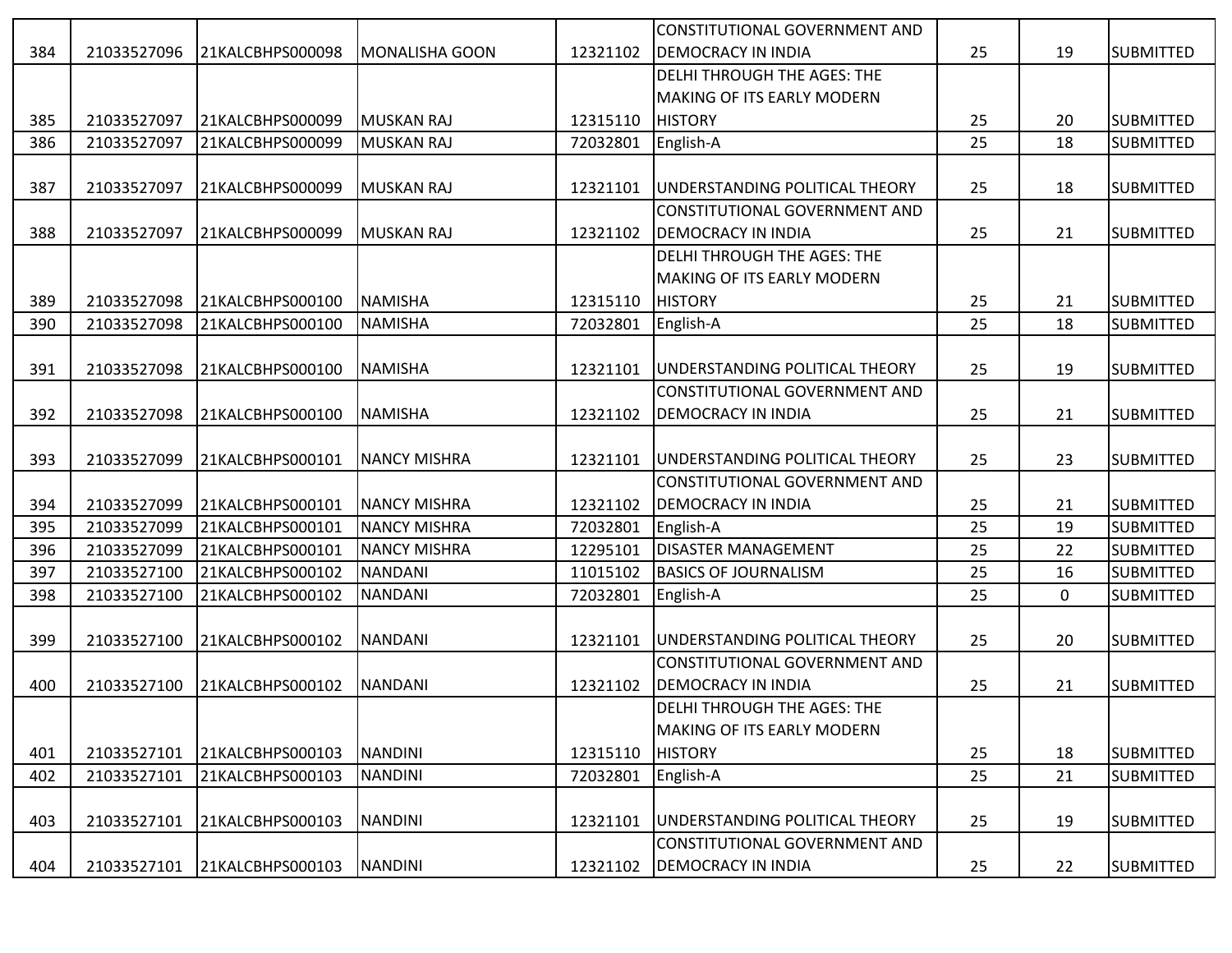| 384 | 21033527096 | 21KALCBHPS000098 | MONALISHA GOON | 12321102 | CONSTITUTIONAL GOVERNMENT AND DEMOCRACY IN INDIA | 25 | 19 | SUBMITTED |
|---|---|---|---|---|---|---|---|---|
| 385 | 21033527097 | 21KALCBHPS000099 | MUSKAN RAJ | 12315110 | DELHI THROUGH THE AGES: THE MAKING OF ITS EARLY MODERN HISTORY | 25 | 20 | SUBMITTED |
| 386 | 21033527097 | 21KALCBHPS000099 | MUSKAN RAJ | 72032801 | English-A | 25 | 18 | SUBMITTED |
| 387 | 21033527097 | 21KALCBHPS000099 | MUSKAN RAJ | 12321101 | UNDERSTANDING POLITICAL THEORY | 25 | 18 | SUBMITTED |
| 388 | 21033527097 | 21KALCBHPS000099 | MUSKAN RAJ | 12321102 | CONSTITUTIONAL GOVERNMENT AND DEMOCRACY IN INDIA | 25 | 21 | SUBMITTED |
| 389 | 21033527098 | 21KALCBHPS000100 | NAMISHA | 12315110 | DELHI THROUGH THE AGES: THE MAKING OF ITS EARLY MODERN HISTORY | 25 | 21 | SUBMITTED |
| 390 | 21033527098 | 21KALCBHPS000100 | NAMISHA | 72032801 | English-A | 25 | 18 | SUBMITTED |
| 391 | 21033527098 | 21KALCBHPS000100 | NAMISHA | 12321101 | UNDERSTANDING POLITICAL THEORY | 25 | 19 | SUBMITTED |
| 392 | 21033527098 | 21KALCBHPS000100 | NAMISHA | 12321102 | CONSTITUTIONAL GOVERNMENT AND DEMOCRACY IN INDIA | 25 | 21 | SUBMITTED |
| 393 | 21033527099 | 21KALCBHPS000101 | NANCY MISHRA | 12321101 | UNDERSTANDING POLITICAL THEORY | 25 | 23 | SUBMITTED |
| 394 | 21033527099 | 21KALCBHPS000101 | NANCY MISHRA | 12321102 | CONSTITUTIONAL GOVERNMENT AND DEMOCRACY IN INDIA | 25 | 21 | SUBMITTED |
| 395 | 21033527099 | 21KALCBHPS000101 | NANCY MISHRA | 72032801 | English-A | 25 | 19 | SUBMITTED |
| 396 | 21033527099 | 21KALCBHPS000101 | NANCY MISHRA | 12295101 | DISASTER MANAGEMENT | 25 | 22 | SUBMITTED |
| 397 | 21033527100 | 21KALCBHPS000102 | NANDANI | 11015102 | BASICS OF JOURNALISM | 25 | 16 | SUBMITTED |
| 398 | 21033527100 | 21KALCBHPS000102 | NANDANI | 72032801 | English-A | 25 | 0 | SUBMITTED |
| 399 | 21033527100 | 21KALCBHPS000102 | NANDANI | 12321101 | UNDERSTANDING POLITICAL THEORY | 25 | 20 | SUBMITTED |
| 400 | 21033527100 | 21KALCBHPS000102 | NANDANI | 12321102 | CONSTITUTIONAL GOVERNMENT AND DEMOCRACY IN INDIA | 25 | 21 | SUBMITTED |
| 401 | 21033527101 | 21KALCBHPS000103 | NANDINI | 12315110 | DELHI THROUGH THE AGES: THE MAKING OF ITS EARLY MODERN HISTORY | 25 | 18 | SUBMITTED |
| 402 | 21033527101 | 21KALCBHPS000103 | NANDINI | 72032801 | English-A | 25 | 21 | SUBMITTED |
| 403 | 21033527101 | 21KALCBHPS000103 | NANDINI | 12321101 | UNDERSTANDING POLITICAL THEORY | 25 | 19 | SUBMITTED |
| 404 | 21033527101 | 21KALCBHPS000103 | NANDINI | 12321102 | CONSTITUTIONAL GOVERNMENT AND DEMOCRACY IN INDIA | 25 | 22 | SUBMITTED |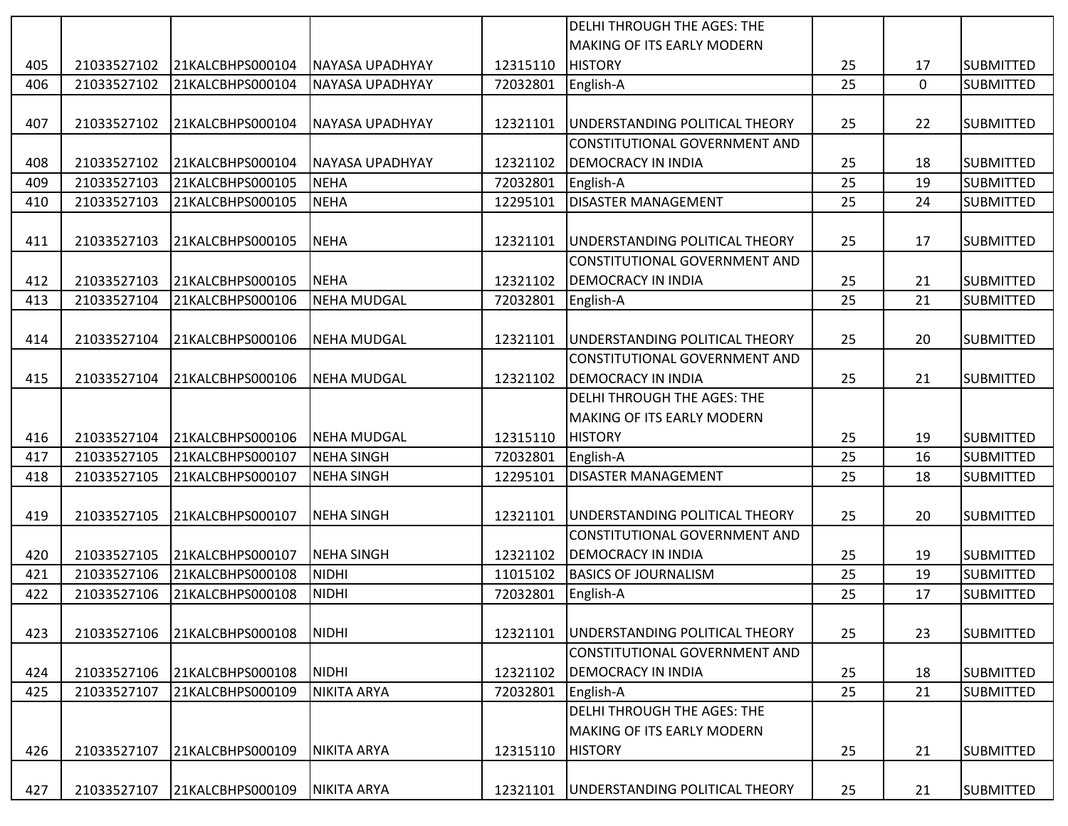| | | | | | | | | |
|---|---|---|---|---|---|---|---|---|
| 405 | 21033527102 | 21KALCBHPS000104 | NAYASA UPADHYAY | 12315110 | DELHI THROUGH THE AGES: THE MAKING OF ITS EARLY MODERN HISTORY | 25 | 17 | SUBMITTED |
| 406 | 21033527102 | 21KALCBHPS000104 | NAYASA UPADHYAY | 72032801 | English-A | 25 | 0 | SUBMITTED |
| 407 | 21033527102 | 21KALCBHPS000104 | NAYASA UPADHYAY | 12321101 | UNDERSTANDING POLITICAL THEORY | 25 | 22 | SUBMITTED |
| 408 | 21033527102 | 21KALCBHPS000104 | NAYASA UPADHYAY | 12321102 | CONSTITUTIONAL GOVERNMENT AND DEMOCRACY IN INDIA | 25 | 18 | SUBMITTED |
| 409 | 21033527103 | 21KALCBHPS000105 | NEHA | 72032801 | English-A | 25 | 19 | SUBMITTED |
| 410 | 21033527103 | 21KALCBHPS000105 | NEHA | 12295101 | DISASTER MANAGEMENT | 25 | 24 | SUBMITTED |
| 411 | 21033527103 | 21KALCBHPS000105 | NEHA | 12321101 | UNDERSTANDING POLITICAL THEORY | 25 | 17 | SUBMITTED |
| 412 | 21033527103 | 21KALCBHPS000105 | NEHA | 12321102 | CONSTITUTIONAL GOVERNMENT AND DEMOCRACY IN INDIA | 25 | 21 | SUBMITTED |
| 413 | 21033527104 | 21KALCBHPS000106 | NEHA MUDGAL | 72032801 | English-A | 25 | 21 | SUBMITTED |
| 414 | 21033527104 | 21KALCBHPS000106 | NEHA MUDGAL | 12321101 | UNDERSTANDING POLITICAL THEORY | 25 | 20 | SUBMITTED |
| 415 | 21033527104 | 21KALCBHPS000106 | NEHA MUDGAL | 12321102 | CONSTITUTIONAL GOVERNMENT AND DEMOCRACY IN INDIA | 25 | 21 | SUBMITTED |
| 416 | 21033527104 | 21KALCBHPS000106 | NEHA MUDGAL | 12315110 | DELHI THROUGH THE AGES: THE MAKING OF ITS EARLY MODERN HISTORY | 25 | 19 | SUBMITTED |
| 417 | 21033527105 | 21KALCBHPS000107 | NEHA SINGH | 72032801 | English-A | 25 | 16 | SUBMITTED |
| 418 | 21033527105 | 21KALCBHPS000107 | NEHA SINGH | 12295101 | DISASTER MANAGEMENT | 25 | 18 | SUBMITTED |
| 419 | 21033527105 | 21KALCBHPS000107 | NEHA SINGH | 12321101 | UNDERSTANDING POLITICAL THEORY | 25 | 20 | SUBMITTED |
| 420 | 21033527105 | 21KALCBHPS000107 | NEHA SINGH | 12321102 | CONSTITUTIONAL GOVERNMENT AND DEMOCRACY IN INDIA | 25 | 19 | SUBMITTED |
| 421 | 21033527106 | 21KALCBHPS000108 | NIDHI | 11015102 | BASICS OF JOURNALISM | 25 | 19 | SUBMITTED |
| 422 | 21033527106 | 21KALCBHPS000108 | NIDHI | 72032801 | English-A | 25 | 17 | SUBMITTED |
| 423 | 21033527106 | 21KALCBHPS000108 | NIDHI | 12321101 | UNDERSTANDING POLITICAL THEORY | 25 | 23 | SUBMITTED |
| 424 | 21033527106 | 21KALCBHPS000108 | NIDHI | 12321102 | CONSTITUTIONAL GOVERNMENT AND DEMOCRACY IN INDIA | 25 | 18 | SUBMITTED |
| 425 | 21033527107 | 21KALCBHPS000109 | NIKITA ARYA | 72032801 | English-A | 25 | 21 | SUBMITTED |
| 426 | 21033527107 | 21KALCBHPS000109 | NIKITA ARYA | 12315110 | DELHI THROUGH THE AGES: THE MAKING OF ITS EARLY MODERN HISTORY | 25 | 21 | SUBMITTED |
| 427 | 21033527107 | 21KALCBHPS000109 | NIKITA ARYA | 12321101 | UNDERSTANDING POLITICAL THEORY | 25 | 21 | SUBMITTED |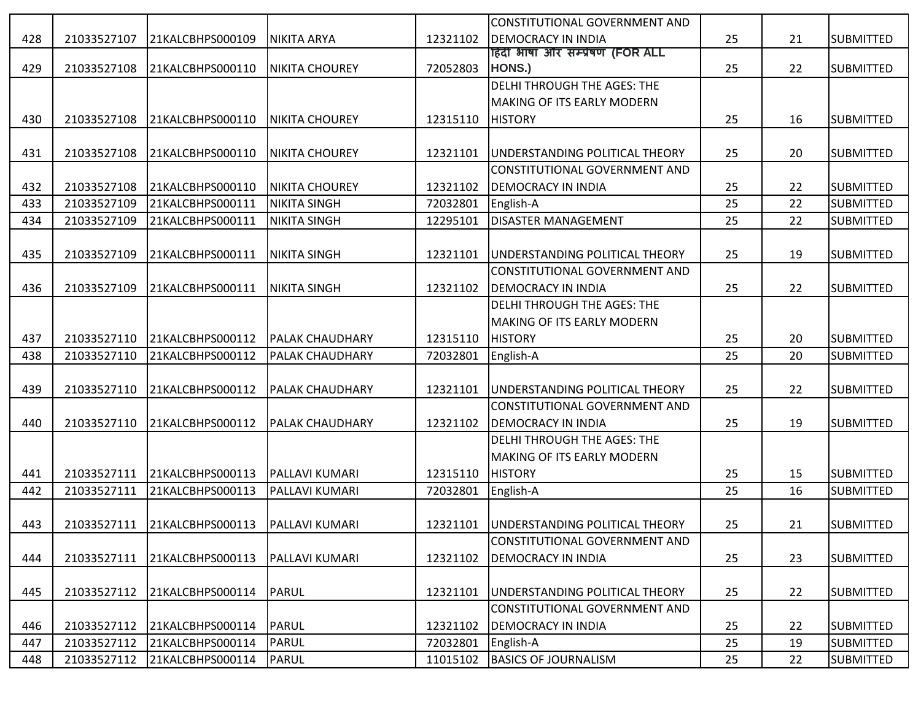| 428 | 21033527107 | 21KALCBHPS000109 | NIKITA ARYA | 12321102 | CONSTITUTIONAL GOVERNMENT AND DEMOCRACY IN INDIA | 25 | 21 | SUBMITTED |
|---|---|---|---|---|---|---|---|---|
| 429 | 21033527108 | 21KALCBHPS000110 | NIKITA CHOUREY | 72052803 | हिंदी भाषा और सम्प्रेषण (FOR ALL HONS.) | 25 | 22 | SUBMITTED |
| 430 | 21033527108 | 21KALCBHPS000110 | NIKITA CHOUREY | 12315110 | DELHI THROUGH THE AGES: THE MAKING OF ITS EARLY MODERN HISTORY | 25 | 16 | SUBMITTED |
| 431 | 21033527108 | 21KALCBHPS000110 | NIKITA CHOUREY | 12321101 | UNDERSTANDING POLITICAL THEORY | 25 | 20 | SUBMITTED |
| 432 | 21033527108 | 21KALCBHPS000110 | NIKITA CHOUREY | 12321102 | CONSTITUTIONAL GOVERNMENT AND DEMOCRACY IN INDIA | 25 | 22 | SUBMITTED |
| 433 | 21033527109 | 21KALCBHPS000111 | NIKITA SINGH | 72032801 | English-A | 25 | 22 | SUBMITTED |
| 434 | 21033527109 | 21KALCBHPS000111 | NIKITA SINGH | 12295101 | DISASTER MANAGEMENT | 25 | 22 | SUBMITTED |
| 435 | 21033527109 | 21KALCBHPS000111 | NIKITA SINGH | 12321101 | UNDERSTANDING POLITICAL THEORY | 25 | 19 | SUBMITTED |
| 436 | 21033527109 | 21KALCBHPS000111 | NIKITA SINGH | 12321102 | CONSTITUTIONAL GOVERNMENT AND DEMOCRACY IN INDIA | 25 | 22 | SUBMITTED |
| 437 | 21033527110 | 21KALCBHPS000112 | PALAK CHAUDHARY | 12315110 | DELHI THROUGH THE AGES: THE MAKING OF ITS EARLY MODERN HISTORY | 25 | 20 | SUBMITTED |
| 438 | 21033527110 | 21KALCBHPS000112 | PALAK CHAUDHARY | 72032801 | English-A | 25 | 20 | SUBMITTED |
| 439 | 21033527110 | 21KALCBHPS000112 | PALAK CHAUDHARY | 12321101 | UNDERSTANDING POLITICAL THEORY | 25 | 22 | SUBMITTED |
| 440 | 21033527110 | 21KALCBHPS000112 | PALAK CHAUDHARY | 12321102 | CONSTITUTIONAL GOVERNMENT AND DEMOCRACY IN INDIA | 25 | 19 | SUBMITTED |
| 441 | 21033527111 | 21KALCBHPS000113 | PALLAVI KUMARI | 12315110 | DELHI THROUGH THE AGES: THE MAKING OF ITS EARLY MODERN HISTORY | 25 | 15 | SUBMITTED |
| 442 | 21033527111 | 21KALCBHPS000113 | PALLAVI KUMARI | 72032801 | English-A | 25 | 16 | SUBMITTED |
| 443 | 21033527111 | 21KALCBHPS000113 | PALLAVI KUMARI | 12321101 | UNDERSTANDING POLITICAL THEORY | 25 | 21 | SUBMITTED |
| 444 | 21033527111 | 21KALCBHPS000113 | PALLAVI KUMARI | 12321102 | CONSTITUTIONAL GOVERNMENT AND DEMOCRACY IN INDIA | 25 | 23 | SUBMITTED |
| 445 | 21033527112 | 21KALCBHPS000114 | PARUL | 12321101 | UNDERSTANDING POLITICAL THEORY | 25 | 22 | SUBMITTED |
| 446 | 21033527112 | 21KALCBHPS000114 | PARUL | 12321102 | CONSTITUTIONAL GOVERNMENT AND DEMOCRACY IN INDIA | 25 | 22 | SUBMITTED |
| 447 | 21033527112 | 21KALCBHPS000114 | PARUL | 72032801 | English-A | 25 | 19 | SUBMITTED |
| 448 | 21033527112 | 21KALCBHPS000114 | PARUL | 11015102 | BASICS OF JOURNALISM | 25 | 22 | SUBMITTED |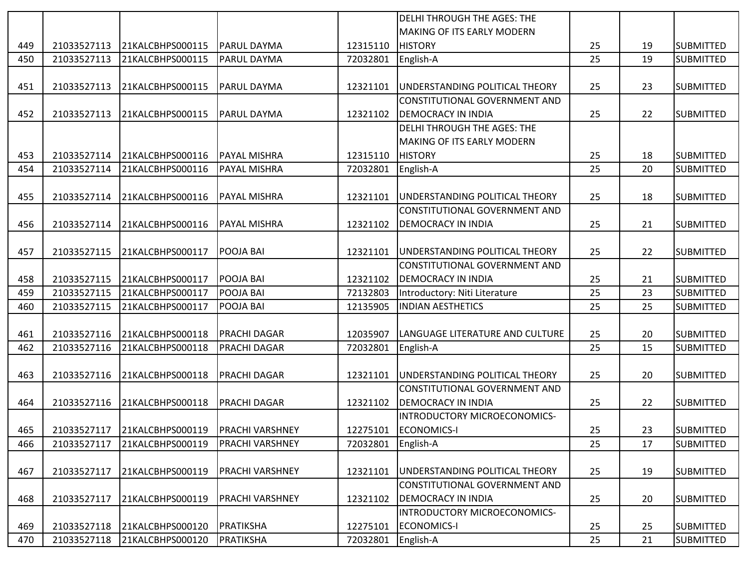| | | | | | | | | |
|---|---|---|---|---|---|---|---|---|
| 449 | 21033527113 | 21KALCBHPS000115 | PARUL DAYMA | 12315110 | DELHI THROUGH THE AGES: THE MAKING OF ITS EARLY MODERN HISTORY | 25 | 19 | SUBMITTED |
| 450 | 21033527113 | 21KALCBHPS000115 | PARUL DAYMA | 72032801 | English-A | 25 | 19 | SUBMITTED |
| 451 | 21033527113 | 21KALCBHPS000115 | PARUL DAYMA | 12321101 | UNDERSTANDING POLITICAL THEORY | 25 | 23 | SUBMITTED |
| 452 | 21033527113 | 21KALCBHPS000115 | PARUL DAYMA | 12321102 | CONSTITUTIONAL GOVERNMENT AND DEMOCRACY IN INDIA | 25 | 22 | SUBMITTED |
| 453 | 21033527114 | 21KALCBHPS000116 | PAYAL MISHRA | 12315110 | DELHI THROUGH THE AGES: THE MAKING OF ITS EARLY MODERN HISTORY | 25 | 18 | SUBMITTED |
| 454 | 21033527114 | 21KALCBHPS000116 | PAYAL MISHRA | 72032801 | English-A | 25 | 20 | SUBMITTED |
| 455 | 21033527114 | 21KALCBHPS000116 | PAYAL MISHRA | 12321101 | UNDERSTANDING POLITICAL THEORY | 25 | 18 | SUBMITTED |
| 456 | 21033527114 | 21KALCBHPS000116 | PAYAL MISHRA | 12321102 | CONSTITUTIONAL GOVERNMENT AND DEMOCRACY IN INDIA | 25 | 21 | SUBMITTED |
| 457 | 21033527115 | 21KALCBHPS000117 | POOJA BAI | 12321101 | UNDERSTANDING POLITICAL THEORY | 25 | 22 | SUBMITTED |
| 458 | 21033527115 | 21KALCBHPS000117 | POOJA BAI | 12321102 | CONSTITUTIONAL GOVERNMENT AND DEMOCRACY IN INDIA | 25 | 21 | SUBMITTED |
| 459 | 21033527115 | 21KALCBHPS000117 | POOJA BAI | 72132803 | Introductory: Niti Literature | 25 | 23 | SUBMITTED |
| 460 | 21033527115 | 21KALCBHPS000117 | POOJA BAI | 12135905 | INDIAN AESTHETICS | 25 | 25 | SUBMITTED |
| 461 | 21033527116 | 21KALCBHPS000118 | PRACHI DAGAR | 12035907 | LANGUAGE LITERATURE AND CULTURE | 25 | 20 | SUBMITTED |
| 462 | 21033527116 | 21KALCBHPS000118 | PRACHI DAGAR | 72032801 | English-A | 25 | 15 | SUBMITTED |
| 463 | 21033527116 | 21KALCBHPS000118 | PRACHI DAGAR | 12321101 | UNDERSTANDING POLITICAL THEORY | 25 | 20 | SUBMITTED |
| 464 | 21033527116 | 21KALCBHPS000118 | PRACHI DAGAR | 12321102 | CONSTITUTIONAL GOVERNMENT AND DEMOCRACY IN INDIA | 25 | 22 | SUBMITTED |
| 465 | 21033527117 | 21KALCBHPS000119 | PRACHI VARSHNEY | 12275101 | INTRODUCTORY MICROECONOMICS-ECONOMICS-I | 25 | 23 | SUBMITTED |
| 466 | 21033527117 | 21KALCBHPS000119 | PRACHI VARSHNEY | 72032801 | English-A | 25 | 17 | SUBMITTED |
| 467 | 21033527117 | 21KALCBHPS000119 | PRACHI VARSHNEY | 12321101 | UNDERSTANDING POLITICAL THEORY | 25 | 19 | SUBMITTED |
| 468 | 21033527117 | 21KALCBHPS000119 | PRACHI VARSHNEY | 12321102 | CONSTITUTIONAL GOVERNMENT AND DEMOCRACY IN INDIA | 25 | 20 | SUBMITTED |
| 469 | 21033527118 | 21KALCBHPS000120 | PRATIKSHA | 12275101 | INTRODUCTORY MICROECONOMICS-ECONOMICS-I | 25 | 25 | SUBMITTED |
| 470 | 21033527118 | 21KALCBHPS000120 | PRATIKSHA | 72032801 | English-A | 25 | 21 | SUBMITTED |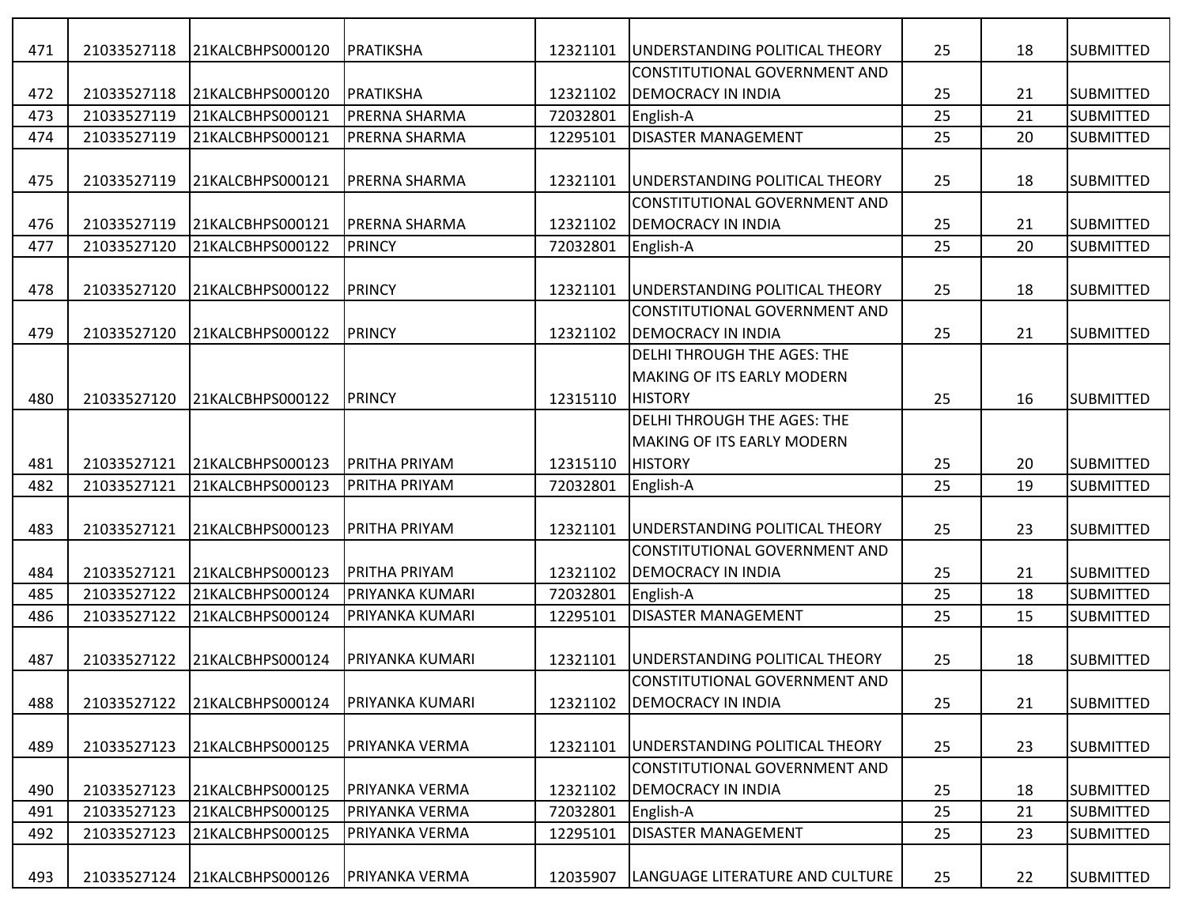| 471 | 21033527118 | 21KALCBHPS000120 | PRATIKSHA | 12321101 | UNDERSTANDING POLITICAL THEORY | 25 | 18 | SUBMITTED |
|---|---|---|---|---|---|---|---|---|
| 472 | 21033527118 | 21KALCBHPS000120 | PRATIKSHA | 12321102 | CONSTITUTIONAL GOVERNMENT AND DEMOCRACY IN INDIA | 25 | 21 | SUBMITTED |
| 473 | 21033527119 | 21KALCBHPS000121 | PRERNA SHARMA | 72032801 | English-A | 25 | 21 | SUBMITTED |
| 474 | 21033527119 | 21KALCBHPS000121 | PRERNA SHARMA | 12295101 | DISASTER MANAGEMENT | 25 | 20 | SUBMITTED |
| 475 | 21033527119 | 21KALCBHPS000121 | PRERNA SHARMA | 12321101 | UNDERSTANDING POLITICAL THEORY | 25 | 18 | SUBMITTED |
| 476 | 21033527119 | 21KALCBHPS000121 | PRERNA SHARMA | 12321102 | CONSTITUTIONAL GOVERNMENT AND DEMOCRACY IN INDIA | 25 | 21 | SUBMITTED |
| 477 | 21033527120 | 21KALCBHPS000122 | PRINCY | 72032801 | English-A | 25 | 20 | SUBMITTED |
| 478 | 21033527120 | 21KALCBHPS000122 | PRINCY | 12321101 | UNDERSTANDING POLITICAL THEORY | 25 | 18 | SUBMITTED |
| 479 | 21033527120 | 21KALCBHPS000122 | PRINCY | 12321102 | CONSTITUTIONAL GOVERNMENT AND DEMOCRACY IN INDIA | 25 | 21 | SUBMITTED |
| 480 | 21033527120 | 21KALCBHPS000122 | PRINCY | 12315110 | DELHI THROUGH THE AGES: THE MAKING OF ITS EARLY MODERN HISTORY | 25 | 16 | SUBMITTED |
| 481 | 21033527121 | 21KALCBHPS000123 | PRITHA PRIYAM | 12315110 | DELHI THROUGH THE AGES: THE MAKING OF ITS EARLY MODERN HISTORY | 25 | 20 | SUBMITTED |
| 482 | 21033527121 | 21KALCBHPS000123 | PRITHA PRIYAM | 72032801 | English-A | 25 | 19 | SUBMITTED |
| 483 | 21033527121 | 21KALCBHPS000123 | PRITHA PRIYAM | 12321101 | UNDERSTANDING POLITICAL THEORY | 25 | 23 | SUBMITTED |
| 484 | 21033527121 | 21KALCBHPS000123 | PRITHA PRIYAM | 12321102 | CONSTITUTIONAL GOVERNMENT AND DEMOCRACY IN INDIA | 25 | 21 | SUBMITTED |
| 485 | 21033527122 | 21KALCBHPS000124 | PRIYANKA KUMARI | 72032801 | English-A | 25 | 18 | SUBMITTED |
| 486 | 21033527122 | 21KALCBHPS000124 | PRIYANKA KUMARI | 12295101 | DISASTER MANAGEMENT | 25 | 15 | SUBMITTED |
| 487 | 21033527122 | 21KALCBHPS000124 | PRIYANKA KUMARI | 12321101 | UNDERSTANDING POLITICAL THEORY | 25 | 18 | SUBMITTED |
| 488 | 21033527122 | 21KALCBHPS000124 | PRIYANKA KUMARI | 12321102 | CONSTITUTIONAL GOVERNMENT AND DEMOCRACY IN INDIA | 25 | 21 | SUBMITTED |
| 489 | 21033527123 | 21KALCBHPS000125 | PRIYANKA VERMA | 12321101 | UNDERSTANDING POLITICAL THEORY | 25 | 23 | SUBMITTED |
| 490 | 21033527123 | 21KALCBHPS000125 | PRIYANKA VERMA | 12321102 | CONSTITUTIONAL GOVERNMENT AND DEMOCRACY IN INDIA | 25 | 18 | SUBMITTED |
| 491 | 21033527123 | 21KALCBHPS000125 | PRIYANKA VERMA | 72032801 | English-A | 25 | 21 | SUBMITTED |
| 492 | 21033527123 | 21KALCBHPS000125 | PRIYANKA VERMA | 12295101 | DISASTER MANAGEMENT | 25 | 23 | SUBMITTED |
| 493 | 21033527124 | 21KALCBHPS000126 | PRIYANKA VERMA | 12035907 | LANGUAGE LITERATURE AND CULTURE | 25 | 22 | SUBMITTED |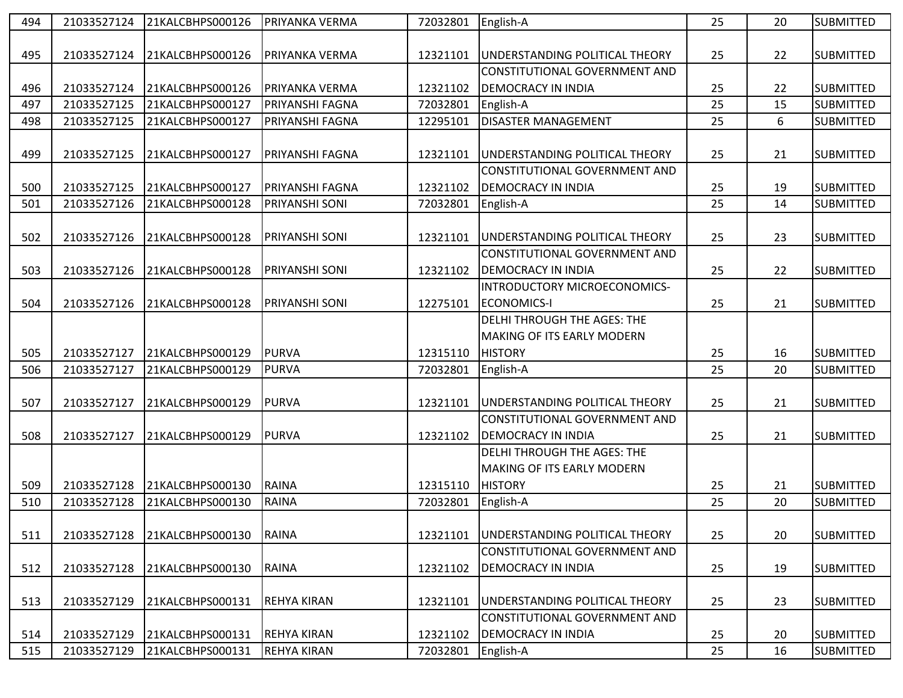| 494 | 21033527124 | 21KALCBHPS000126 | PRIYANKA VERMA | 72032801 | English-A | 25 | 20 | SUBMITTED |
|---|---|---|---|---|---|---|---|---|
| 495 | 21033527124 | 21KALCBHPS000126 | PRIYANKA VERMA | 12321101 | UNDERSTANDING POLITICAL THEORY | 25 | 22 | SUBMITTED |
| 496 | 21033527124 | 21KALCBHPS000126 | PRIYANKA VERMA | 12321102 | CONSTITUTIONAL GOVERNMENT AND DEMOCRACY IN INDIA | 25 | 22 | SUBMITTED |
| 497 | 21033527125 | 21KALCBHPS000127 | PRIYANSHI FAGNA | 72032801 | English-A | 25 | 15 | SUBMITTED |
| 498 | 21033527125 | 21KALCBHPS000127 | PRIYANSHI FAGNA | 12295101 | DISASTER MANAGEMENT | 25 | 6 | SUBMITTED |
| 499 | 21033527125 | 21KALCBHPS000127 | PRIYANSHI FAGNA | 12321101 | UNDERSTANDING POLITICAL THEORY | 25 | 21 | SUBMITTED |
| 500 | 21033527125 | 21KALCBHPS000127 | PRIYANSHI FAGNA | 12321102 | CONSTITUTIONAL GOVERNMENT AND DEMOCRACY IN INDIA | 25 | 19 | SUBMITTED |
| 501 | 21033527126 | 21KALCBHPS000128 | PRIYANSHI SONI | 72032801 | English-A | 25 | 14 | SUBMITTED |
| 502 | 21033527126 | 21KALCBHPS000128 | PRIYANSHI SONI | 12321101 | UNDERSTANDING POLITICAL THEORY | 25 | 23 | SUBMITTED |
| 503 | 21033527126 | 21KALCBHPS000128 | PRIYANSHI SONI | 12321102 | CONSTITUTIONAL GOVERNMENT AND DEMOCRACY IN INDIA | 25 | 22 | SUBMITTED |
| 504 | 21033527126 | 21KALCBHPS000128 | PRIYANSHI SONI | 12275101 | INTRODUCTORY MICROECONOMICS-ECONOMICS-I | 25 | 21 | SUBMITTED |
| 505 | 21033527127 | 21KALCBHPS000129 | PURVA | 12315110 | DELHI THROUGH THE AGES: THE MAKING OF ITS EARLY MODERN HISTORY | 25 | 16 | SUBMITTED |
| 506 | 21033527127 | 21KALCBHPS000129 | PURVA | 72032801 | English-A | 25 | 20 | SUBMITTED |
| 507 | 21033527127 | 21KALCBHPS000129 | PURVA | 12321101 | UNDERSTANDING POLITICAL THEORY | 25 | 21 | SUBMITTED |
| 508 | 21033527127 | 21KALCBHPS000129 | PURVA | 12321102 | CONSTITUTIONAL GOVERNMENT AND DEMOCRACY IN INDIA | 25 | 21 | SUBMITTED |
| 509 | 21033527128 | 21KALCBHPS000130 | RAINA | 12315110 | DELHI THROUGH THE AGES: THE MAKING OF ITS EARLY MODERN HISTORY | 25 | 21 | SUBMITTED |
| 510 | 21033527128 | 21KALCBHPS000130 | RAINA | 72032801 | English-A | 25 | 20 | SUBMITTED |
| 511 | 21033527128 | 21KALCBHPS000130 | RAINA | 12321101 | UNDERSTANDING POLITICAL THEORY | 25 | 20 | SUBMITTED |
| 512 | 21033527128 | 21KALCBHPS000130 | RAINA | 12321102 | CONSTITUTIONAL GOVERNMENT AND DEMOCRACY IN INDIA | 25 | 19 | SUBMITTED |
| 513 | 21033527129 | 21KALCBHPS000131 | REHYA KIRAN | 12321101 | UNDERSTANDING POLITICAL THEORY | 25 | 23 | SUBMITTED |
| 514 | 21033527129 | 21KALCBHPS000131 | REHYA KIRAN | 12321102 | CONSTITUTIONAL GOVERNMENT AND DEMOCRACY IN INDIA | 25 | 20 | SUBMITTED |
| 515 | 21033527129 | 21KALCBHPS000131 | REHYA KIRAN | 72032801 | English-A | 25 | 16 | SUBMITTED |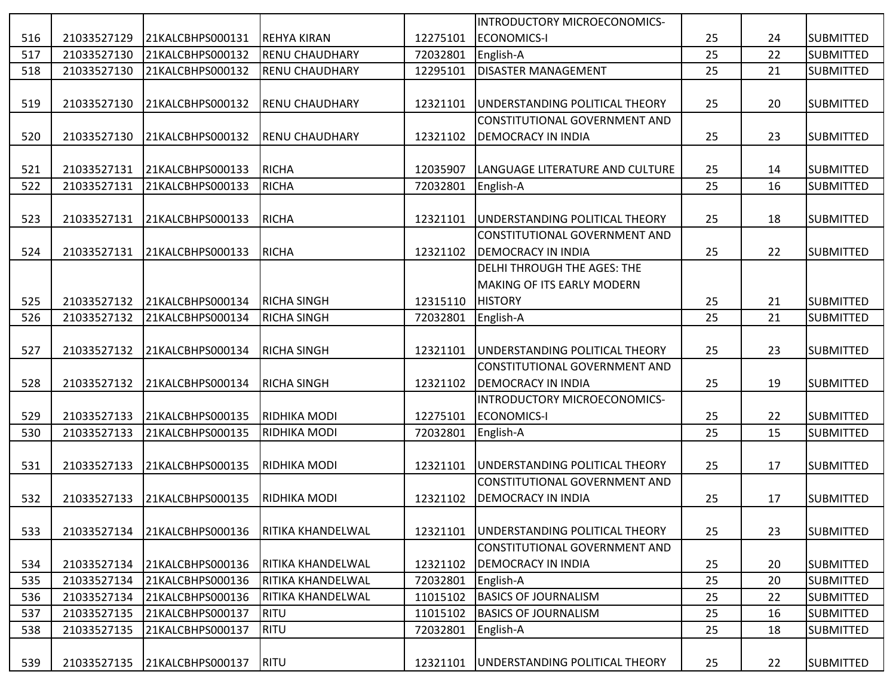| 516 | 21033527129 | 21KALCBHPS000131 | REHYA KIRAN | 12275101 | INTRODUCTORY MICROECONOMICS-ECONOMICS-I | 25 | 24 | SUBMITTED |
|---|---|---|---|---|---|---|---|---|
| 517 | 21033527130 | 21KALCBHPS000132 | RENU CHAUDHARY | 72032801 | English-A | 25 | 22 | SUBMITTED |
| 518 | 21033527130 | 21KALCBHPS000132 | RENU CHAUDHARY | 12295101 | DISASTER MANAGEMENT | 25 | 21 | SUBMITTED |
| 519 | 21033527130 | 21KALCBHPS000132 | RENU CHAUDHARY | 12321101 | UNDERSTANDING POLITICAL THEORY | 25 | 20 | SUBMITTED |
| 520 | 21033527130 | 21KALCBHPS000132 | RENU CHAUDHARY | 12321102 | CONSTITUTIONAL GOVERNMENT AND DEMOCRACY IN INDIA | 25 | 23 | SUBMITTED |
| 521 | 21033527131 | 21KALCBHPS000133 | RICHA | 12035907 | LANGUAGE LITERATURE AND CULTURE | 25 | 14 | SUBMITTED |
| 522 | 21033527131 | 21KALCBHPS000133 | RICHA | 72032801 | English-A | 25 | 16 | SUBMITTED |
| 523 | 21033527131 | 21KALCBHPS000133 | RICHA | 12321101 | UNDERSTANDING POLITICAL THEORY | 25 | 18 | SUBMITTED |
| 524 | 21033527131 | 21KALCBHPS000133 | RICHA | 12321102 | CONSTITUTIONAL GOVERNMENT AND DEMOCRACY IN INDIA | 25 | 22 | SUBMITTED |
| 525 | 21033527132 | 21KALCBHPS000134 | RICHA SINGH | 12315110 | DELHI THROUGH THE AGES: THE MAKING OF ITS EARLY MODERN HISTORY | 25 | 21 | SUBMITTED |
| 526 | 21033527132 | 21KALCBHPS000134 | RICHA SINGH | 72032801 | English-A | 25 | 21 | SUBMITTED |
| 527 | 21033527132 | 21KALCBHPS000134 | RICHA SINGH | 12321101 | UNDERSTANDING POLITICAL THEORY | 25 | 23 | SUBMITTED |
| 528 | 21033527132 | 21KALCBHPS000134 | RICHA SINGH | 12321102 | CONSTITUTIONAL GOVERNMENT AND DEMOCRACY IN INDIA | 25 | 19 | SUBMITTED |
| 529 | 21033527133 | 21KALCBHPS000135 | RIDHIKA MODI | 12275101 | INTRODUCTORY MICROECONOMICS-ECONOMICS-I | 25 | 22 | SUBMITTED |
| 530 | 21033527133 | 21KALCBHPS000135 | RIDHIKA MODI | 72032801 | English-A | 25 | 15 | SUBMITTED |
| 531 | 21033527133 | 21KALCBHPS000135 | RIDHIKA MODI | 12321101 | UNDERSTANDING POLITICAL THEORY | 25 | 17 | SUBMITTED |
| 532 | 21033527133 | 21KALCBHPS000135 | RIDHIKA MODI | 12321102 | CONSTITUTIONAL GOVERNMENT AND DEMOCRACY IN INDIA | 25 | 17 | SUBMITTED |
| 533 | 21033527134 | 21KALCBHPS000136 | RITIKA KHANDELWAL | 12321101 | UNDERSTANDING POLITICAL THEORY | 25 | 23 | SUBMITTED |
| 534 | 21033527134 | 21KALCBHPS000136 | RITIKA KHANDELWAL | 12321102 | CONSTITUTIONAL GOVERNMENT AND DEMOCRACY IN INDIA | 25 | 20 | SUBMITTED |
| 535 | 21033527134 | 21KALCBHPS000136 | RITIKA KHANDELWAL | 72032801 | English-A | 25 | 20 | SUBMITTED |
| 536 | 21033527134 | 21KALCBHPS000136 | RITIKA KHANDELWAL | 11015102 | BASICS OF JOURNALISM | 25 | 22 | SUBMITTED |
| 537 | 21033527135 | 21KALCBHPS000137 | RITU | 11015102 | BASICS OF JOURNALISM | 25 | 16 | SUBMITTED |
| 538 | 21033527135 | 21KALCBHPS000137 | RITU | 72032801 | English-A | 25 | 18 | SUBMITTED |
| 539 | 21033527135 | 21KALCBHPS000137 | RITU | 12321101 | UNDERSTANDING POLITICAL THEORY | 25 | 22 | SUBMITTED |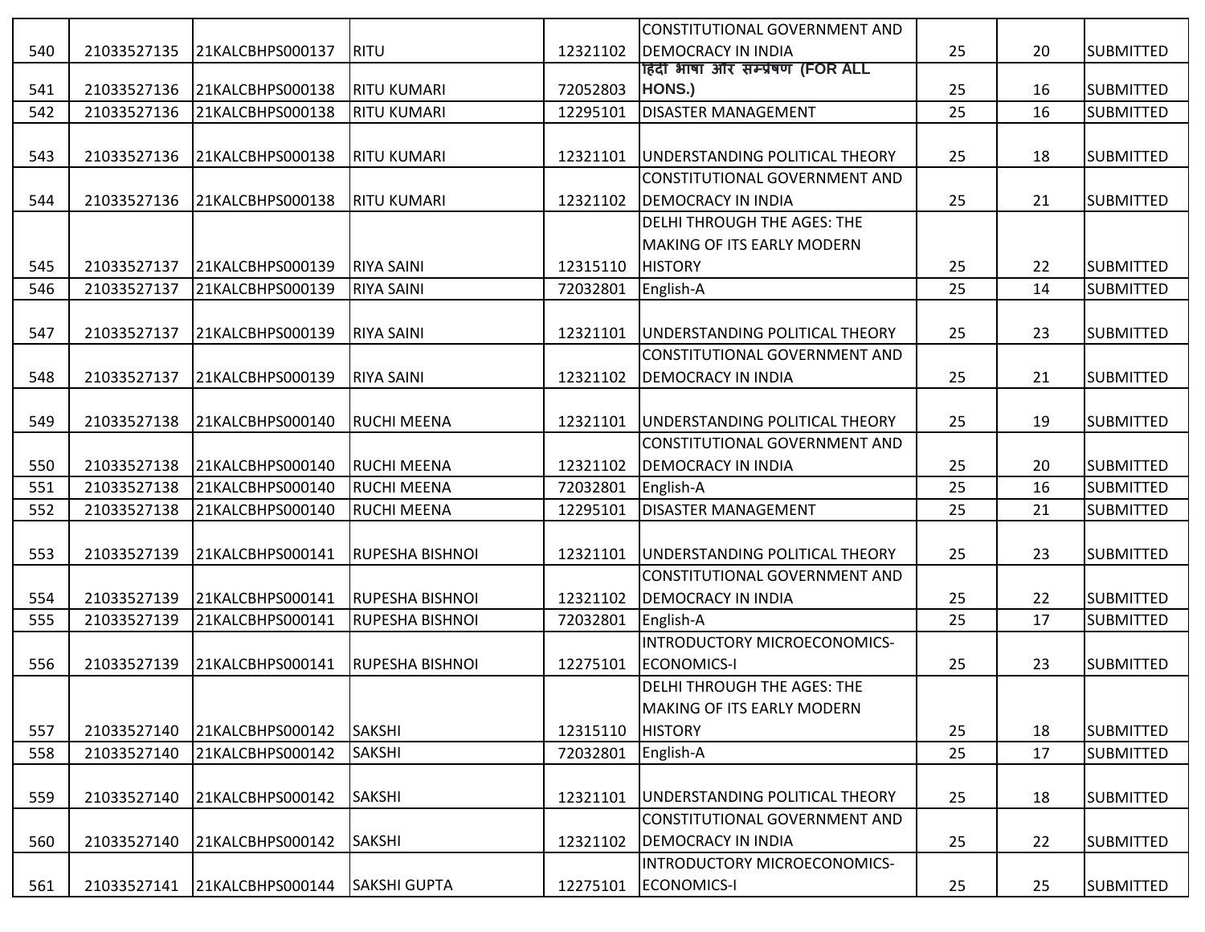| | | | | | | | | |
|---|---|---|---|---|---|---|---|---|
| 540 | 21033527135 | 21KALCBHPS000137 | RITU | 12321102 | CONSTITUTIONAL GOVERNMENT AND DEMOCRACY IN INDIA | 25 | 20 | SUBMITTED |
| 541 | 21033527136 | 21KALCBHPS000138 | RITU KUMARI | 72052803 | हिंदी भाषा और सम्प्रेषण (FOR ALL HONS.) | 25 | 16 | SUBMITTED |
| 542 | 21033527136 | 21KALCBHPS000138 | RITU KUMARI | 12295101 | DISASTER MANAGEMENT | 25 | 16 | SUBMITTED |
| 543 | 21033527136 | 21KALCBHPS000138 | RITU KUMARI | 12321101 | UNDERSTANDING POLITICAL THEORY | 25 | 18 | SUBMITTED |
| 544 | 21033527136 | 21KALCBHPS000138 | RITU KUMARI | 12321102 | CONSTITUTIONAL GOVERNMENT AND DEMOCRACY IN INDIA | 25 | 21 | SUBMITTED |
| 545 | 21033527137 | 21KALCBHPS000139 | RIYA SAINI | 12315110 | DELHI THROUGH THE AGES: THE MAKING OF ITS EARLY MODERN HISTORY | 25 | 22 | SUBMITTED |
| 546 | 21033527137 | 21KALCBHPS000139 | RIYA SAINI | 72032801 | English-A | 25 | 14 | SUBMITTED |
| 547 | 21033527137 | 21KALCBHPS000139 | RIYA SAINI | 12321101 | UNDERSTANDING POLITICAL THEORY | 25 | 23 | SUBMITTED |
| 548 | 21033527137 | 21KALCBHPS000139 | RIYA SAINI | 12321102 | CONSTITUTIONAL GOVERNMENT AND DEMOCRACY IN INDIA | 25 | 21 | SUBMITTED |
| 549 | 21033527138 | 21KALCBHPS000140 | RUCHI MEENA | 12321101 | UNDERSTANDING POLITICAL THEORY | 25 | 19 | SUBMITTED |
| 550 | 21033527138 | 21KALCBHPS000140 | RUCHI MEENA | 12321102 | CONSTITUTIONAL GOVERNMENT AND DEMOCRACY IN INDIA | 25 | 20 | SUBMITTED |
| 551 | 21033527138 | 21KALCBHPS000140 | RUCHI MEENA | 72032801 | English-A | 25 | 16 | SUBMITTED |
| 552 | 21033527138 | 21KALCBHPS000140 | RUCHI MEENA | 12295101 | DISASTER MANAGEMENT | 25 | 21 | SUBMITTED |
| 553 | 21033527139 | 21KALCBHPS000141 | RUPESHA BISHNOI | 12321101 | UNDERSTANDING POLITICAL THEORY | 25 | 23 | SUBMITTED |
| 554 | 21033527139 | 21KALCBHPS000141 | RUPESHA BISHNOI | 12321102 | CONSTITUTIONAL GOVERNMENT AND DEMOCRACY IN INDIA | 25 | 22 | SUBMITTED |
| 555 | 21033527139 | 21KALCBHPS000141 | RUPESHA BISHNOI | 72032801 | English-A | 25 | 17 | SUBMITTED |
| 556 | 21033527139 | 21KALCBHPS000141 | RUPESHA BISHNOI | 12275101 | INTRODUCTORY MICROECONOMICS-ECONOMICS-I | 25 | 23 | SUBMITTED |
| 557 | 21033527140 | 21KALCBHPS000142 | SAKSHI | 12315110 | DELHI THROUGH THE AGES: THE MAKING OF ITS EARLY MODERN HISTORY | 25 | 18 | SUBMITTED |
| 558 | 21033527140 | 21KALCBHPS000142 | SAKSHI | 72032801 | English-A | 25 | 17 | SUBMITTED |
| 559 | 21033527140 | 21KALCBHPS000142 | SAKSHI | 12321101 | UNDERSTANDING POLITICAL THEORY | 25 | 18 | SUBMITTED |
| 560 | 21033527140 | 21KALCBHPS000142 | SAKSHI | 12321102 | CONSTITUTIONAL GOVERNMENT AND DEMOCRACY IN INDIA | 25 | 22 | SUBMITTED |
| 561 | 21033527141 | 21KALCBHPS000144 | SAKSHI GUPTA | 12275101 | INTRODUCTORY MICROECONOMICS-ECONOMICS-I | 25 | 25 | SUBMITTED |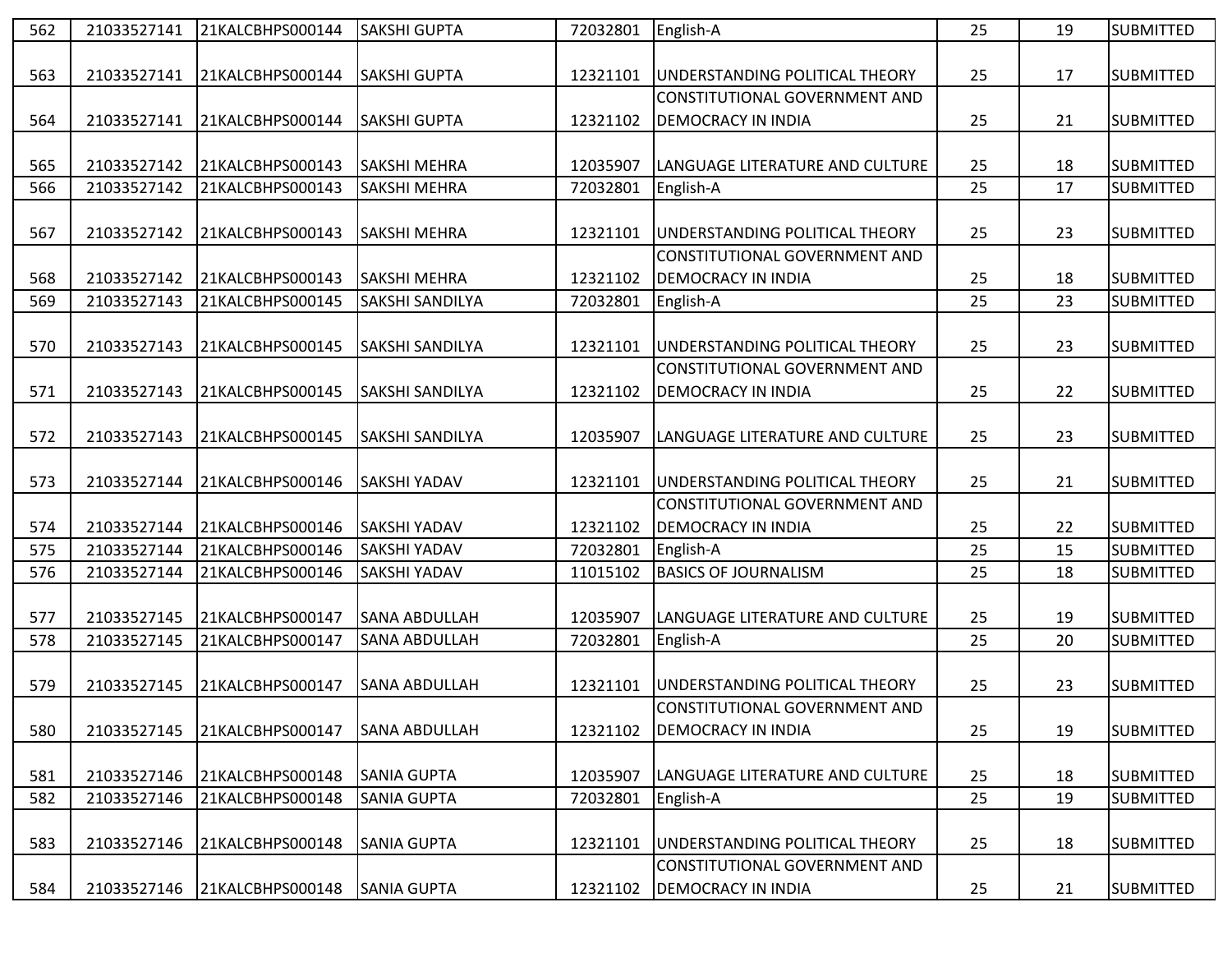| 562 | 21033527141 | 21KALCBHPS000144 | SAKSHI GUPTA | 72032801 | English-A | 25 | 19 | SUBMITTED |
|---|---|---|---|---|---|---|---|---|
| 563 | 21033527141 | 21KALCBHPS000144 | SAKSHI GUPTA | 12321101 | UNDERSTANDING POLITICAL THEORY | 25 | 17 | SUBMITTED |
| 564 | 21033527141 | 21KALCBHPS000144 | SAKSHI GUPTA | 12321102 | CONSTITUTIONAL GOVERNMENT AND DEMOCRACY IN INDIA | 25 | 21 | SUBMITTED |
| 565 | 21033527142 | 21KALCBHPS000143 | SAKSHI MEHRA | 12035907 | LANGUAGE LITERATURE AND CULTURE | 25 | 18 | SUBMITTED |
| 566 | 21033527142 | 21KALCBHPS000143 | SAKSHI MEHRA | 72032801 | English-A | 25 | 17 | SUBMITTED |
| 567 | 21033527142 | 21KALCBHPS000143 | SAKSHI MEHRA | 12321101 | UNDERSTANDING POLITICAL THEORY | 25 | 23 | SUBMITTED |
| 568 | 21033527142 | 21KALCBHPS000143 | SAKSHI MEHRA | 12321102 | CONSTITUTIONAL GOVERNMENT AND DEMOCRACY IN INDIA | 25 | 18 | SUBMITTED |
| 569 | 21033527143 | 21KALCBHPS000145 | SAKSHI SANDILYA | 72032801 | English-A | 25 | 23 | SUBMITTED |
| 570 | 21033527143 | 21KALCBHPS000145 | SAKSHI SANDILYA | 12321101 | UNDERSTANDING POLITICAL THEORY | 25 | 23 | SUBMITTED |
| 571 | 21033527143 | 21KALCBHPS000145 | SAKSHI SANDILYA | 12321102 | CONSTITUTIONAL GOVERNMENT AND DEMOCRACY IN INDIA | 25 | 22 | SUBMITTED |
| 572 | 21033527143 | 21KALCBHPS000145 | SAKSHI SANDILYA | 12035907 | LANGUAGE LITERATURE AND CULTURE | 25 | 23 | SUBMITTED |
| 573 | 21033527144 | 21KALCBHPS000146 | SAKSHI YADAV | 12321101 | UNDERSTANDING POLITICAL THEORY | 25 | 21 | SUBMITTED |
| 574 | 21033527144 | 21KALCBHPS000146 | SAKSHI YADAV | 12321102 | CONSTITUTIONAL GOVERNMENT AND DEMOCRACY IN INDIA | 25 | 22 | SUBMITTED |
| 575 | 21033527144 | 21KALCBHPS000146 | SAKSHI YADAV | 72032801 | English-A | 25 | 15 | SUBMITTED |
| 576 | 21033527144 | 21KALCBHPS000146 | SAKSHI YADAV | 11015102 | BASICS OF JOURNALISM | 25 | 18 | SUBMITTED |
| 577 | 21033527145 | 21KALCBHPS000147 | SANA ABDULLAH | 12035907 | LANGUAGE LITERATURE AND CULTURE | 25 | 19 | SUBMITTED |
| 578 | 21033527145 | 21KALCBHPS000147 | SANA ABDULLAH | 72032801 | English-A | 25 | 20 | SUBMITTED |
| 579 | 21033527145 | 21KALCBHPS000147 | SANA ABDULLAH | 12321101 | UNDERSTANDING POLITICAL THEORY | 25 | 23 | SUBMITTED |
| 580 | 21033527145 | 21KALCBHPS000147 | SANA ABDULLAH | 12321102 | CONSTITUTIONAL GOVERNMENT AND DEMOCRACY IN INDIA | 25 | 19 | SUBMITTED |
| 581 | 21033527146 | 21KALCBHPS000148 | SANIA GUPTA | 12035907 | LANGUAGE LITERATURE AND CULTURE | 25 | 18 | SUBMITTED |
| 582 | 21033527146 | 21KALCBHPS000148 | SANIA GUPTA | 72032801 | English-A | 25 | 19 | SUBMITTED |
| 583 | 21033527146 | 21KALCBHPS000148 | SANIA GUPTA | 12321101 | UNDERSTANDING POLITICAL THEORY | 25 | 18 | SUBMITTED |
| 584 | 21033527146 | 21KALCBHPS000148 | SANIA GUPTA | 12321102 | CONSTITUTIONAL GOVERNMENT AND DEMOCRACY IN INDIA | 25 | 21 | SUBMITTED |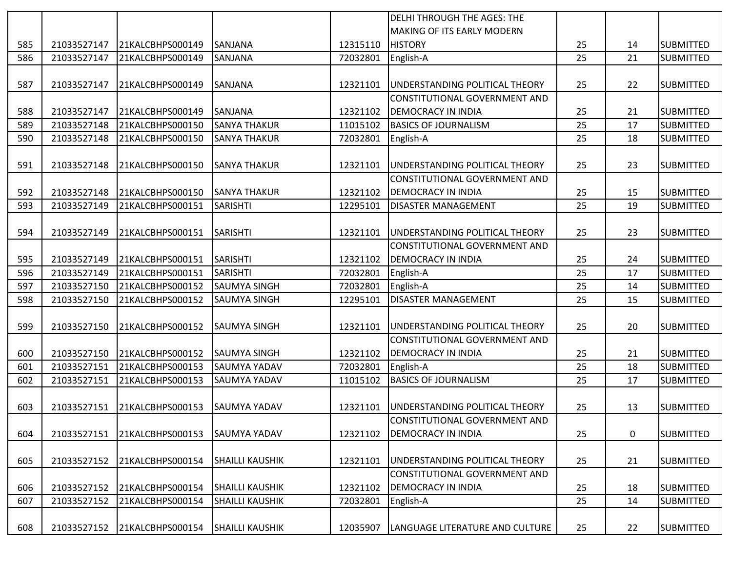| | | | | | | | | |
|---|---|---|---|---|---|---|---|---|
| 585 | 21033527147 | 21KALCBHPS000149 | SANJANA | 12315110 | DELHI THROUGH THE AGES: THE MAKING OF ITS EARLY MODERN HISTORY | 25 | 14 | SUBMITTED |
| 586 | 21033527147 | 21KALCBHPS000149 | SANJANA | 72032801 | English-A | 25 | 21 | SUBMITTED |
| 587 | 21033527147 | 21KALCBHPS000149 | SANJANA | 12321101 | UNDERSTANDING POLITICAL THEORY | 25 | 22 | SUBMITTED |
| 588 | 21033527147 | 21KALCBHPS000149 | SANJANA | 12321102 | CONSTITUTIONAL GOVERNMENT AND DEMOCRACY IN INDIA | 25 | 21 | SUBMITTED |
| 589 | 21033527148 | 21KALCBHPS000150 | SANYA THAKUR | 11015102 | BASICS OF JOURNALISM | 25 | 17 | SUBMITTED |
| 590 | 21033527148 | 21KALCBHPS000150 | SANYA THAKUR | 72032801 | English-A | 25 | 18 | SUBMITTED |
| 591 | 21033527148 | 21KALCBHPS000150 | SANYA THAKUR | 12321101 | UNDERSTANDING POLITICAL THEORY | 25 | 23 | SUBMITTED |
| 592 | 21033527148 | 21KALCBHPS000150 | SANYA THAKUR | 12321102 | CONSTITUTIONAL GOVERNMENT AND DEMOCRACY IN INDIA | 25 | 15 | SUBMITTED |
| 593 | 21033527149 | 21KALCBHPS000151 | SARISHTI | 12295101 | DISASTER MANAGEMENT | 25 | 19 | SUBMITTED |
| 594 | 21033527149 | 21KALCBHPS000151 | SARISHTI | 12321101 | UNDERSTANDING POLITICAL THEORY | 25 | 23 | SUBMITTED |
| 595 | 21033527149 | 21KALCBHPS000151 | SARISHTI | 12321102 | CONSTITUTIONAL GOVERNMENT AND DEMOCRACY IN INDIA | 25 | 24 | SUBMITTED |
| 596 | 21033527149 | 21KALCBHPS000151 | SARISHTI | 72032801 | English-A | 25 | 17 | SUBMITTED |
| 597 | 21033527150 | 21KALCBHPS000152 | SAUMYA SINGH | 72032801 | English-A | 25 | 14 | SUBMITTED |
| 598 | 21033527150 | 21KALCBHPS000152 | SAUMYA SINGH | 12295101 | DISASTER MANAGEMENT | 25 | 15 | SUBMITTED |
| 599 | 21033527150 | 21KALCBHPS000152 | SAUMYA SINGH | 12321101 | UNDERSTANDING POLITICAL THEORY | 25 | 20 | SUBMITTED |
| 600 | 21033527150 | 21KALCBHPS000152 | SAUMYA SINGH | 12321102 | CONSTITUTIONAL GOVERNMENT AND DEMOCRACY IN INDIA | 25 | 21 | SUBMITTED |
| 601 | 21033527151 | 21KALCBHPS000153 | SAUMYA YADAV | 72032801 | English-A | 25 | 18 | SUBMITTED |
| 602 | 21033527151 | 21KALCBHPS000153 | SAUMYA YADAV | 11015102 | BASICS OF JOURNALISM | 25 | 17 | SUBMITTED |
| 603 | 21033527151 | 21KALCBHPS000153 | SAUMYA YADAV | 12321101 | UNDERSTANDING POLITICAL THEORY | 25 | 13 | SUBMITTED |
| 604 | 21033527151 | 21KALCBHPS000153 | SAUMYA YADAV | 12321102 | CONSTITUTIONAL GOVERNMENT AND DEMOCRACY IN INDIA | 25 | 0 | SUBMITTED |
| 605 | 21033527152 | 21KALCBHPS000154 | SHAILLI KAUSHIK | 12321101 | UNDERSTANDING POLITICAL THEORY | 25 | 21 | SUBMITTED |
| 606 | 21033527152 | 21KALCBHPS000154 | SHAILLI KAUSHIK | 12321102 | CONSTITUTIONAL GOVERNMENT AND DEMOCRACY IN INDIA | 25 | 18 | SUBMITTED |
| 607 | 21033527152 | 21KALCBHPS000154 | SHAILLI KAUSHIK | 72032801 | English-A | 25 | 14 | SUBMITTED |
| 608 | 21033527152 | 21KALCBHPS000154 | SHAILLI KAUSHIK | 12035907 | LANGUAGE LITERATURE AND CULTURE | 25 | 22 | SUBMITTED |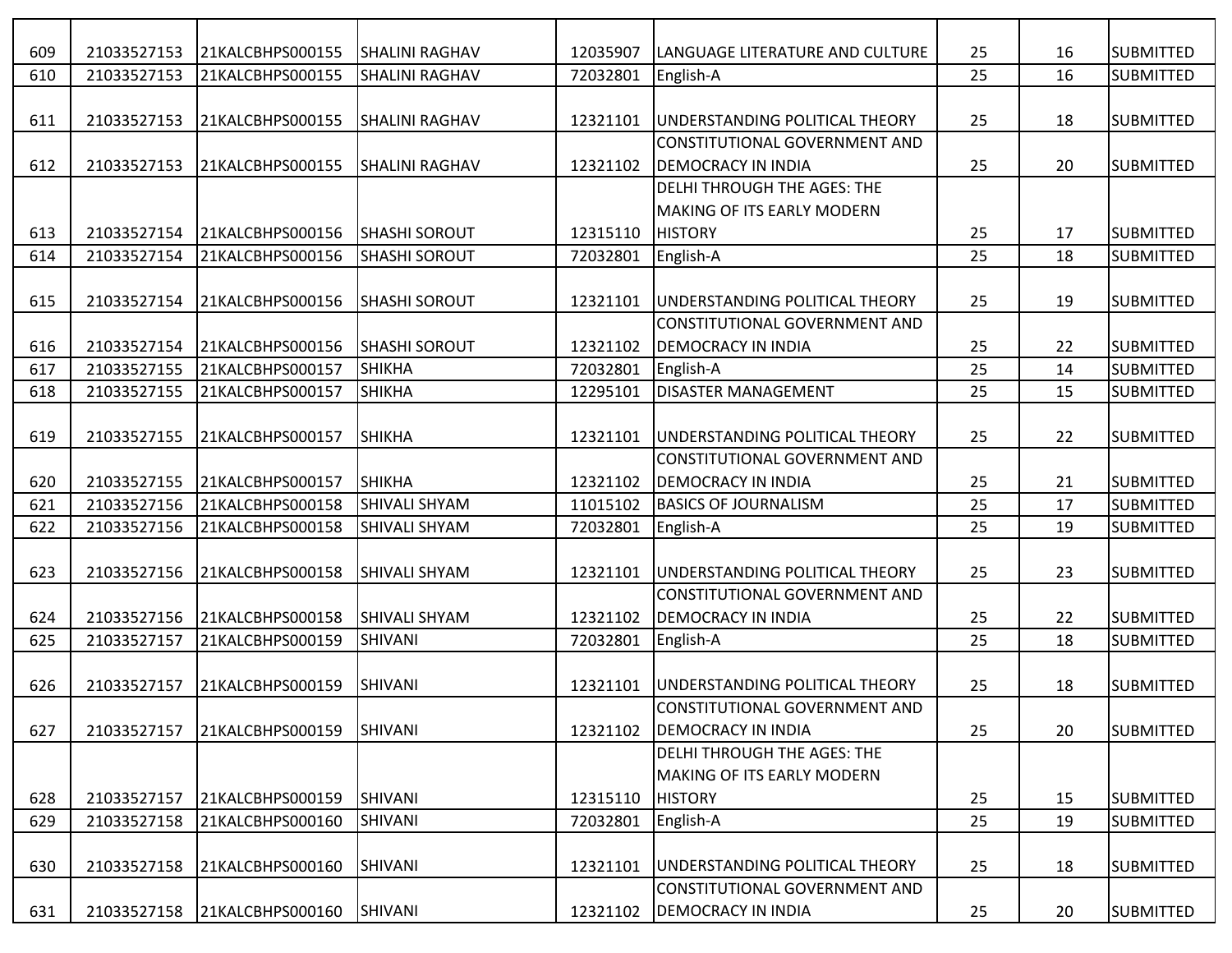| 609 | 21033527153 | 21KALCBHPS000155 | SHALINI RAGHAV | 12035907 | LANGUAGE LITERATURE AND CULTURE | 25 | 16 | SUBMITTED |
|---|---|---|---|---|---|---|---|---|
| 610 | 21033527153 | 21KALCBHPS000155 | SHALINI RAGHAV | 72032801 | English-A | 25 | 16 | SUBMITTED |
| 611 | 21033527153 | 21KALCBHPS000155 | SHALINI RAGHAV | 12321101 | UNDERSTANDING POLITICAL THEORY | 25 | 18 | SUBMITTED |
| 612 | 21033527153 | 21KALCBHPS000155 | SHALINI RAGHAV | 12321102 | CONSTITUTIONAL GOVERNMENT AND DEMOCRACY IN INDIA | 25 | 20 | SUBMITTED |
| 613 | 21033527154 | 21KALCBHPS000156 | SHASHI SOROUT | 12315110 | DELHI THROUGH THE AGES: THE MAKING OF ITS EARLY MODERN HISTORY | 25 | 17 | SUBMITTED |
| 614 | 21033527154 | 21KALCBHPS000156 | SHASHI SOROUT | 72032801 | English-A | 25 | 18 | SUBMITTED |
| 615 | 21033527154 | 21KALCBHPS000156 | SHASHI SOROUT | 12321101 | UNDERSTANDING POLITICAL THEORY | 25 | 19 | SUBMITTED |
| 616 | 21033527154 | 21KALCBHPS000156 | SHASHI SOROUT | 12321102 | CONSTITUTIONAL GOVERNMENT AND DEMOCRACY IN INDIA | 25 | 22 | SUBMITTED |
| 617 | 21033527155 | 21KALCBHPS000157 | SHIKHA | 72032801 | English-A | 25 | 14 | SUBMITTED |
| 618 | 21033527155 | 21KALCBHPS000157 | SHIKHA | 12295101 | DISASTER MANAGEMENT | 25 | 15 | SUBMITTED |
| 619 | 21033527155 | 21KALCBHPS000157 | SHIKHA | 12321101 | UNDERSTANDING POLITICAL THEORY | 25 | 22 | SUBMITTED |
| 620 | 21033527155 | 21KALCBHPS000157 | SHIKHA | 12321102 | CONSTITUTIONAL GOVERNMENT AND DEMOCRACY IN INDIA | 25 | 21 | SUBMITTED |
| 621 | 21033527156 | 21KALCBHPS000158 | SHIVALI SHYAM | 11015102 | BASICS OF JOURNALISM | 25 | 17 | SUBMITTED |
| 622 | 21033527156 | 21KALCBHPS000158 | SHIVALI SHYAM | 72032801 | English-A | 25 | 19 | SUBMITTED |
| 623 | 21033527156 | 21KALCBHPS000158 | SHIVALI SHYAM | 12321101 | UNDERSTANDING POLITICAL THEORY | 25 | 23 | SUBMITTED |
| 624 | 21033527156 | 21KALCBHPS000158 | SHIVALI SHYAM | 12321102 | CONSTITUTIONAL GOVERNMENT AND DEMOCRACY IN INDIA | 25 | 22 | SUBMITTED |
| 625 | 21033527157 | 21KALCBHPS000159 | SHIVANI | 72032801 | English-A | 25 | 18 | SUBMITTED |
| 626 | 21033527157 | 21KALCBHPS000159 | SHIVANI | 12321101 | UNDERSTANDING POLITICAL THEORY | 25 | 18 | SUBMITTED |
| 627 | 21033527157 | 21KALCBHPS000159 | SHIVANI | 12321102 | CONSTITUTIONAL GOVERNMENT AND DEMOCRACY IN INDIA | 25 | 20 | SUBMITTED |
| 628 | 21033527157 | 21KALCBHPS000159 | SHIVANI | 12315110 | DELHI THROUGH THE AGES: THE MAKING OF ITS EARLY MODERN HISTORY | 25 | 15 | SUBMITTED |
| 629 | 21033527158 | 21KALCBHPS000160 | SHIVANI | 72032801 | English-A | 25 | 19 | SUBMITTED |
| 630 | 21033527158 | 21KALCBHPS000160 | SHIVANI | 12321101 | UNDERSTANDING POLITICAL THEORY | 25 | 18 | SUBMITTED |
| 631 | 21033527158 | 21KALCBHPS000160 | SHIVANI | 12321102 | CONSTITUTIONAL GOVERNMENT AND DEMOCRACY IN INDIA | 25 | 20 | SUBMITTED |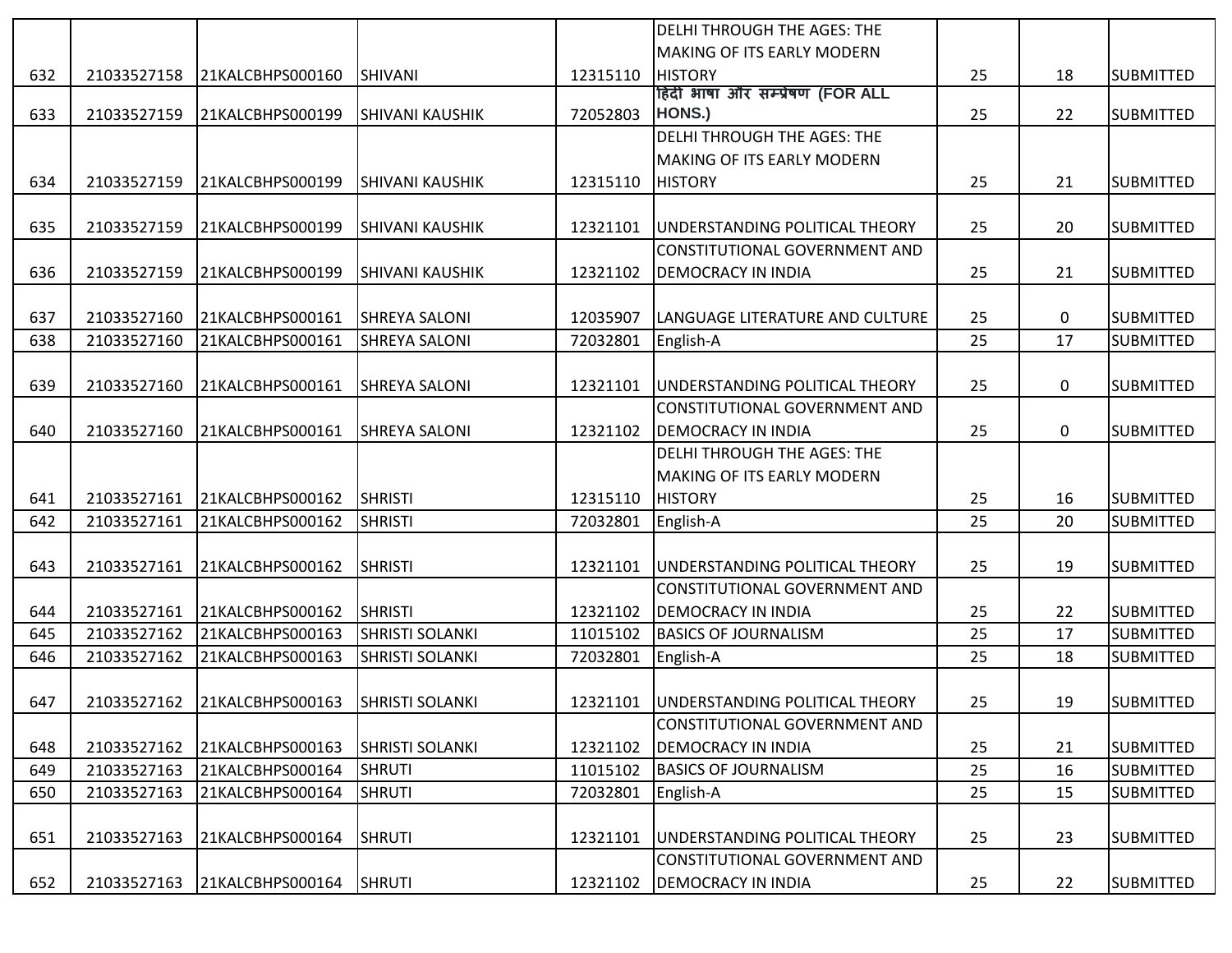| | | | | | | | | |
|---|---|---|---|---|---|---|---|---|
| 632 | 21033527158 | 21KALCBHPS000160 | SHIVANI | 12315110 | DELHI THROUGH THE AGES: THE MAKING OF ITS EARLY MODERN HISTORY | 25 | 18 | SUBMITTED |
| 633 | 21033527159 | 21KALCBHPS000199 | SHIVANI KAUSHIK | 72052803 | हिंदी भाषा और सम्प्रेषण (FOR ALL HONS.) | 25 | 22 | SUBMITTED |
| 634 | 21033527159 | 21KALCBHPS000199 | SHIVANI KAUSHIK | 12315110 | DELHI THROUGH THE AGES: THE MAKING OF ITS EARLY MODERN HISTORY | 25 | 21 | SUBMITTED |
| 635 | 21033527159 | 21KALCBHPS000199 | SHIVANI KAUSHIK | 12321101 | UNDERSTANDING POLITICAL THEORY | 25 | 20 | SUBMITTED |
| 636 | 21033527159 | 21KALCBHPS000199 | SHIVANI KAUSHIK | 12321102 | CONSTITUTIONAL GOVERNMENT AND DEMOCRACY IN INDIA | 25 | 21 | SUBMITTED |
| 637 | 21033527160 | 21KALCBHPS000161 | SHREYA SALONI | 12035907 | LANGUAGE LITERATURE AND CULTURE | 25 | 0 | SUBMITTED |
| 638 | 21033527160 | 21KALCBHPS000161 | SHREYA SALONI | 72032801 | English-A | 25 | 17 | SUBMITTED |
| 639 | 21033527160 | 21KALCBHPS000161 | SHREYA SALONI | 12321101 | UNDERSTANDING POLITICAL THEORY | 25 | 0 | SUBMITTED |
| 640 | 21033527160 | 21KALCBHPS000161 | SHREYA SALONI | 12321102 | CONSTITUTIONAL GOVERNMENT AND DEMOCRACY IN INDIA | 25 | 0 | SUBMITTED |
| 641 | 21033527161 | 21KALCBHPS000162 | SHRISTI | 12315110 | DELHI THROUGH THE AGES: THE MAKING OF ITS EARLY MODERN HISTORY | 25 | 16 | SUBMITTED |
| 642 | 21033527161 | 21KALCBHPS000162 | SHRISTI | 72032801 | English-A | 25 | 20 | SUBMITTED |
| 643 | 21033527161 | 21KALCBHPS000162 | SHRISTI | 12321101 | UNDERSTANDING POLITICAL THEORY | 25 | 19 | SUBMITTED |
| 644 | 21033527161 | 21KALCBHPS000162 | SHRISTI | 12321102 | CONSTITUTIONAL GOVERNMENT AND DEMOCRACY IN INDIA | 25 | 22 | SUBMITTED |
| 645 | 21033527162 | 21KALCBHPS000163 | SHRISTI SOLANKI | 11015102 | BASICS OF JOURNALISM | 25 | 17 | SUBMITTED |
| 646 | 21033527162 | 21KALCBHPS000163 | SHRISTI SOLANKI | 72032801 | English-A | 25 | 18 | SUBMITTED |
| 647 | 21033527162 | 21KALCBHPS000163 | SHRISTI SOLANKI | 12321101 | UNDERSTANDING POLITICAL THEORY | 25 | 19 | SUBMITTED |
| 648 | 21033527162 | 21KALCBHPS000163 | SHRISTI SOLANKI | 12321102 | CONSTITUTIONAL GOVERNMENT AND DEMOCRACY IN INDIA | 25 | 21 | SUBMITTED |
| 649 | 21033527163 | 21KALCBHPS000164 | SHRUTI | 11015102 | BASICS OF JOURNALISM | 25 | 16 | SUBMITTED |
| 650 | 21033527163 | 21KALCBHPS000164 | SHRUTI | 72032801 | English-A | 25 | 15 | SUBMITTED |
| 651 | 21033527163 | 21KALCBHPS000164 | SHRUTI | 12321101 | UNDERSTANDING POLITICAL THEORY | 25 | 23 | SUBMITTED |
| 652 | 21033527163 | 21KALCBHPS000164 | SHRUTI | 12321102 | CONSTITUTIONAL GOVERNMENT AND DEMOCRACY IN INDIA | 25 | 22 | SUBMITTED |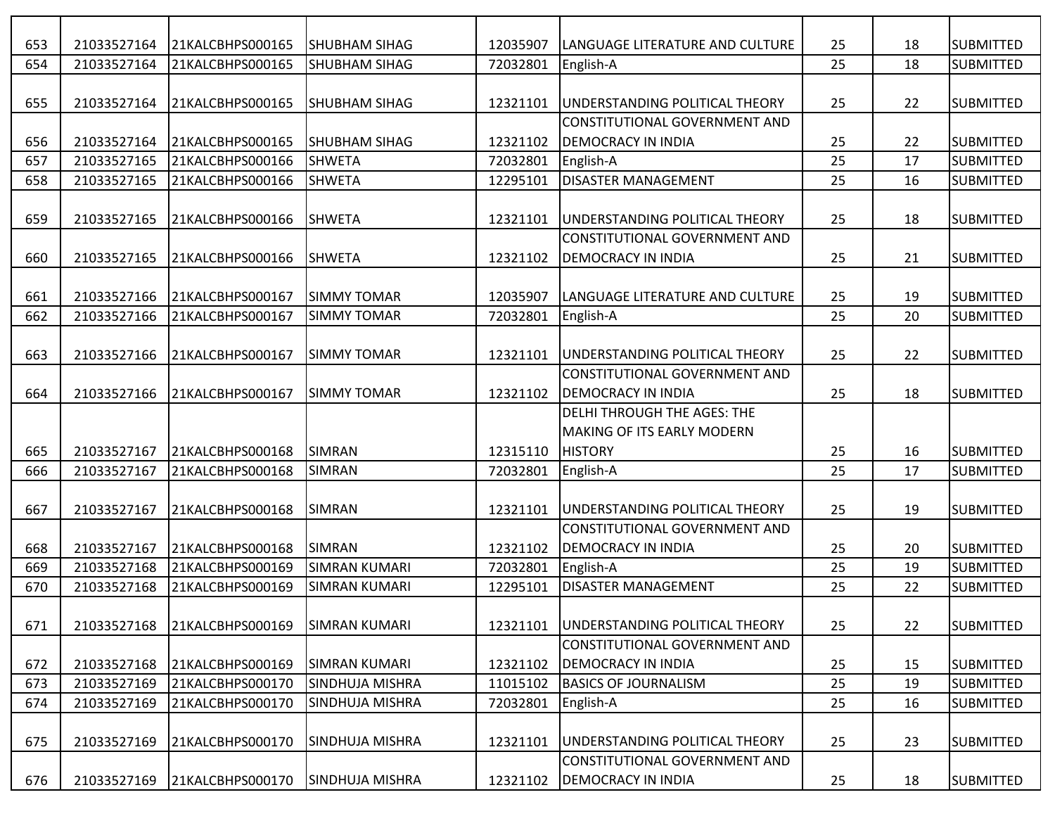| | | | | | | | | |
|---|---|---|---|---|---|---|---|---|
| 653 | 21033527164 | 21KALCBHPS000165 | SHUBHAM SIHAG | 12035907 | LANGUAGE LITERATURE AND CULTURE | 25 | 18 | SUBMITTED |
| 654 | 21033527164 | 21KALCBHPS000165 | SHUBHAM SIHAG | 72032801 | English-A | 25 | 18 | SUBMITTED |
| 655 | 21033527164 | 21KALCBHPS000165 | SHUBHAM SIHAG | 12321101 | UNDERSTANDING POLITICAL THEORY | 25 | 22 | SUBMITTED |
| 656 | 21033527164 | 21KALCBHPS000165 | SHUBHAM SIHAG | 12321102 | CONSTITUTIONAL GOVERNMENT AND DEMOCRACY IN INDIA | 25 | 22 | SUBMITTED |
| 657 | 21033527165 | 21KALCBHPS000166 | SHWETA | 72032801 | English-A | 25 | 17 | SUBMITTED |
| 658 | 21033527165 | 21KALCBHPS000166 | SHWETA | 12295101 | DISASTER MANAGEMENT | 25 | 16 | SUBMITTED |
| 659 | 21033527165 | 21KALCBHPS000166 | SHWETA | 12321101 | UNDERSTANDING POLITICAL THEORY | 25 | 18 | SUBMITTED |
| 660 | 21033527165 | 21KALCBHPS000166 | SHWETA | 12321102 | CONSTITUTIONAL GOVERNMENT AND DEMOCRACY IN INDIA | 25 | 21 | SUBMITTED |
| 661 | 21033527166 | 21KALCBHPS000167 | SIMMY TOMAR | 12035907 | LANGUAGE LITERATURE AND CULTURE | 25 | 19 | SUBMITTED |
| 662 | 21033527166 | 21KALCBHPS000167 | SIMMY TOMAR | 72032801 | English-A | 25 | 20 | SUBMITTED |
| 663 | 21033527166 | 21KALCBHPS000167 | SIMMY TOMAR | 12321101 | UNDERSTANDING POLITICAL THEORY | 25 | 22 | SUBMITTED |
| 664 | 21033527166 | 21KALCBHPS000167 | SIMMY TOMAR | 12321102 | CONSTITUTIONAL GOVERNMENT AND DEMOCRACY IN INDIA | 25 | 18 | SUBMITTED |
| 665 | 21033527167 | 21KALCBHPS000168 | SIMRAN | 12315110 | DELHI THROUGH THE AGES: THE MAKING OF ITS EARLY MODERN HISTORY | 25 | 16 | SUBMITTED |
| 666 | 21033527167 | 21KALCBHPS000168 | SIMRAN | 72032801 | English-A | 25 | 17 | SUBMITTED |
| 667 | 21033527167 | 21KALCBHPS000168 | SIMRAN | 12321101 | UNDERSTANDING POLITICAL THEORY | 25 | 19 | SUBMITTED |
| 668 | 21033527167 | 21KALCBHPS000168 | SIMRAN | 12321102 | CONSTITUTIONAL GOVERNMENT AND DEMOCRACY IN INDIA | 25 | 20 | SUBMITTED |
| 669 | 21033527168 | 21KALCBHPS000169 | SIMRAN KUMARI | 72032801 | English-A | 25 | 19 | SUBMITTED |
| 670 | 21033527168 | 21KALCBHPS000169 | SIMRAN KUMARI | 12295101 | DISASTER MANAGEMENT | 25 | 22 | SUBMITTED |
| 671 | 21033527168 | 21KALCBHPS000169 | SIMRAN KUMARI | 12321101 | UNDERSTANDING POLITICAL THEORY | 25 | 22 | SUBMITTED |
| 672 | 21033527168 | 21KALCBHPS000169 | SIMRAN KUMARI | 12321102 | CONSTITUTIONAL GOVERNMENT AND DEMOCRACY IN INDIA | 25 | 15 | SUBMITTED |
| 673 | 21033527169 | 21KALCBHPS000170 | SINDHUJA MISHRA | 11015102 | BASICS OF JOURNALISM | 25 | 19 | SUBMITTED |
| 674 | 21033527169 | 21KALCBHPS000170 | SINDHUJA MISHRA | 72032801 | English-A | 25 | 16 | SUBMITTED |
| 675 | 21033527169 | 21KALCBHPS000170 | SINDHUJA MISHRA | 12321101 | UNDERSTANDING POLITICAL THEORY | 25 | 23 | SUBMITTED |
| 676 | 21033527169 | 21KALCBHPS000170 | SINDHUJA MISHRA | 12321102 | CONSTITUTIONAL GOVERNMENT AND DEMOCRACY IN INDIA | 25 | 18 | SUBMITTED |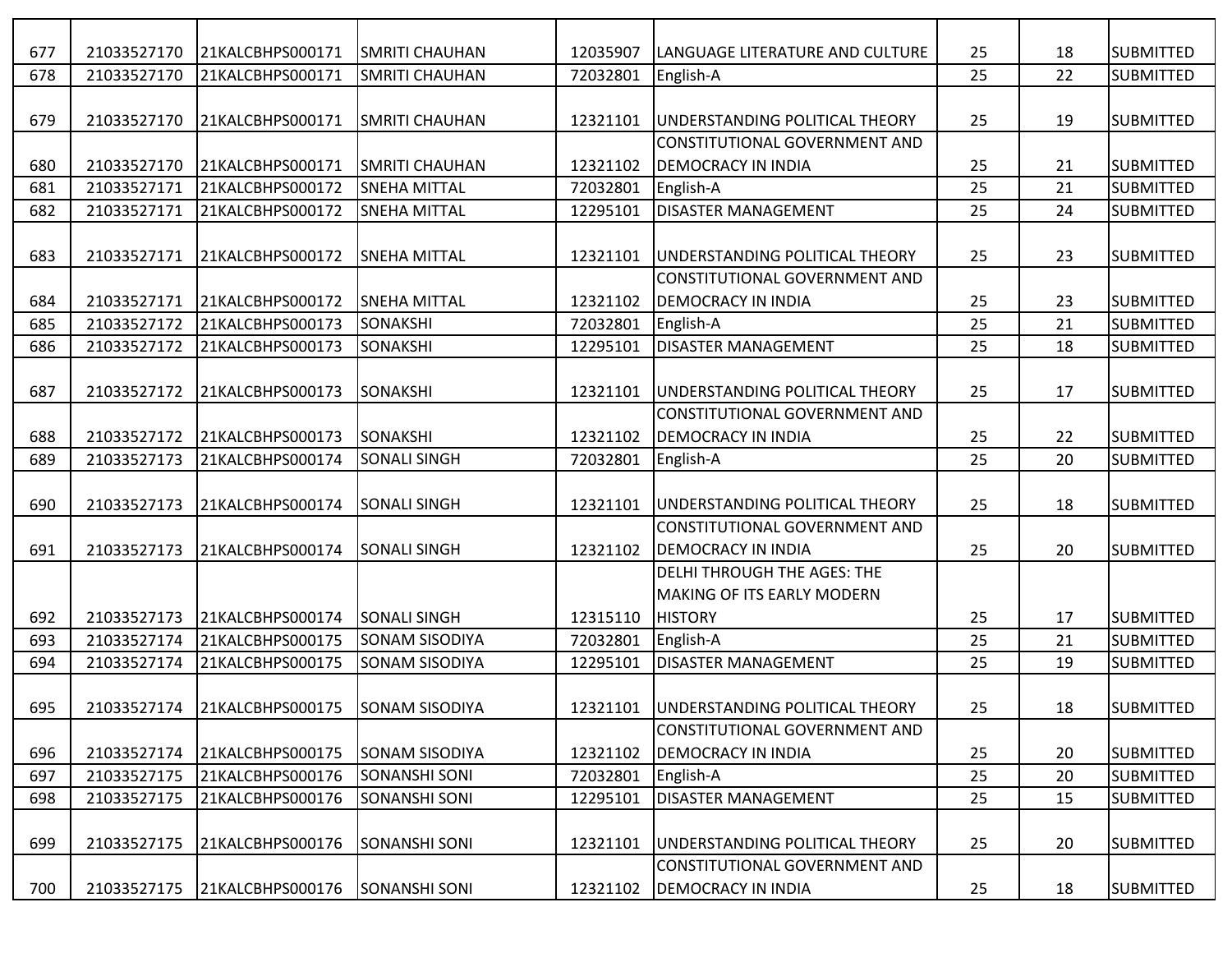| | | | | | | | | |
|---|---|---|---|---|---|---|---|---|
| 677 | 21033527170 | 21KALCBHPS000171 | SMRITI CHAUHAN | 12035907 | LANGUAGE LITERATURE AND CULTURE | 25 | 18 | SUBMITTED |
| 678 | 21033527170 | 21KALCBHPS000171 | SMRITI CHAUHAN | 72032801 | English-A | 25 | 22 | SUBMITTED |
| 679 | 21033527170 | 21KALCBHPS000171 | SMRITI CHAUHAN | 12321101 | UNDERSTANDING POLITICAL THEORY | 25 | 19 | SUBMITTED |
| 680 | 21033527170 | 21KALCBHPS000171 | SMRITI CHAUHAN | 12321102 | CONSTITUTIONAL GOVERNMENT AND DEMOCRACY IN INDIA | 25 | 21 | SUBMITTED |
| 681 | 21033527171 | 21KALCBHPS000172 | SNEHA MITTAL | 72032801 | English-A | 25 | 21 | SUBMITTED |
| 682 | 21033527171 | 21KALCBHPS000172 | SNEHA MITTAL | 12295101 | DISASTER MANAGEMENT | 25 | 24 | SUBMITTED |
| 683 | 21033527171 | 21KALCBHPS000172 | SNEHA MITTAL | 12321101 | UNDERSTANDING POLITICAL THEORY | 25 | 23 | SUBMITTED |
| 684 | 21033527171 | 21KALCBHPS000172 | SNEHA MITTAL | 12321102 | CONSTITUTIONAL GOVERNMENT AND DEMOCRACY IN INDIA | 25 | 23 | SUBMITTED |
| 685 | 21033527172 | 21KALCBHPS000173 | SONAKSHI | 72032801 | English-A | 25 | 21 | SUBMITTED |
| 686 | 21033527172 | 21KALCBHPS000173 | SONAKSHI | 12295101 | DISASTER MANAGEMENT | 25 | 18 | SUBMITTED |
| 687 | 21033527172 | 21KALCBHPS000173 | SONAKSHI | 12321101 | UNDERSTANDING POLITICAL THEORY | 25 | 17 | SUBMITTED |
| 688 | 21033527172 | 21KALCBHPS000173 | SONAKSHI | 12321102 | CONSTITUTIONAL GOVERNMENT AND DEMOCRACY IN INDIA | 25 | 22 | SUBMITTED |
| 689 | 21033527173 | 21KALCBHPS000174 | SONALI SINGH | 72032801 | English-A | 25 | 20 | SUBMITTED |
| 690 | 21033527173 | 21KALCBHPS000174 | SONALI SINGH | 12321101 | UNDERSTANDING POLITICAL THEORY | 25 | 18 | SUBMITTED |
| 691 | 21033527173 | 21KALCBHPS000174 | SONALI SINGH | 12321102 | CONSTITUTIONAL GOVERNMENT AND DEMOCRACY IN INDIA | 25 | 20 | SUBMITTED |
| 692 | 21033527173 | 21KALCBHPS000174 | SONALI SINGH | 12315110 | DELHI THROUGH THE AGES: THE MAKING OF ITS EARLY MODERN HISTORY | 25 | 17 | SUBMITTED |
| 693 | 21033527174 | 21KALCBHPS000175 | SONAM SISODIYA | 72032801 | English-A | 25 | 21 | SUBMITTED |
| 694 | 21033527174 | 21KALCBHPS000175 | SONAM SISODIYA | 12295101 | DISASTER MANAGEMENT | 25 | 19 | SUBMITTED |
| 695 | 21033527174 | 21KALCBHPS000175 | SONAM SISODIYA | 12321101 | UNDERSTANDING POLITICAL THEORY | 25 | 18 | SUBMITTED |
| 696 | 21033527174 | 21KALCBHPS000175 | SONAM SISODIYA | 12321102 | CONSTITUTIONAL GOVERNMENT AND DEMOCRACY IN INDIA | 25 | 20 | SUBMITTED |
| 697 | 21033527175 | 21KALCBHPS000176 | SONANSHI SONI | 72032801 | English-A | 25 | 20 | SUBMITTED |
| 698 | 21033527175 | 21KALCBHPS000176 | SONANSHI SONI | 12295101 | DISASTER MANAGEMENT | 25 | 15 | SUBMITTED |
| 699 | 21033527175 | 21KALCBHPS000176 | SONANSHI SONI | 12321101 | UNDERSTANDING POLITICAL THEORY | 25 | 20 | SUBMITTED |
| 700 | 21033527175 | 21KALCBHPS000176 | SONANSHI SONI | 12321102 | CONSTITUTIONAL GOVERNMENT AND DEMOCRACY IN INDIA | 25 | 18 | SUBMITTED |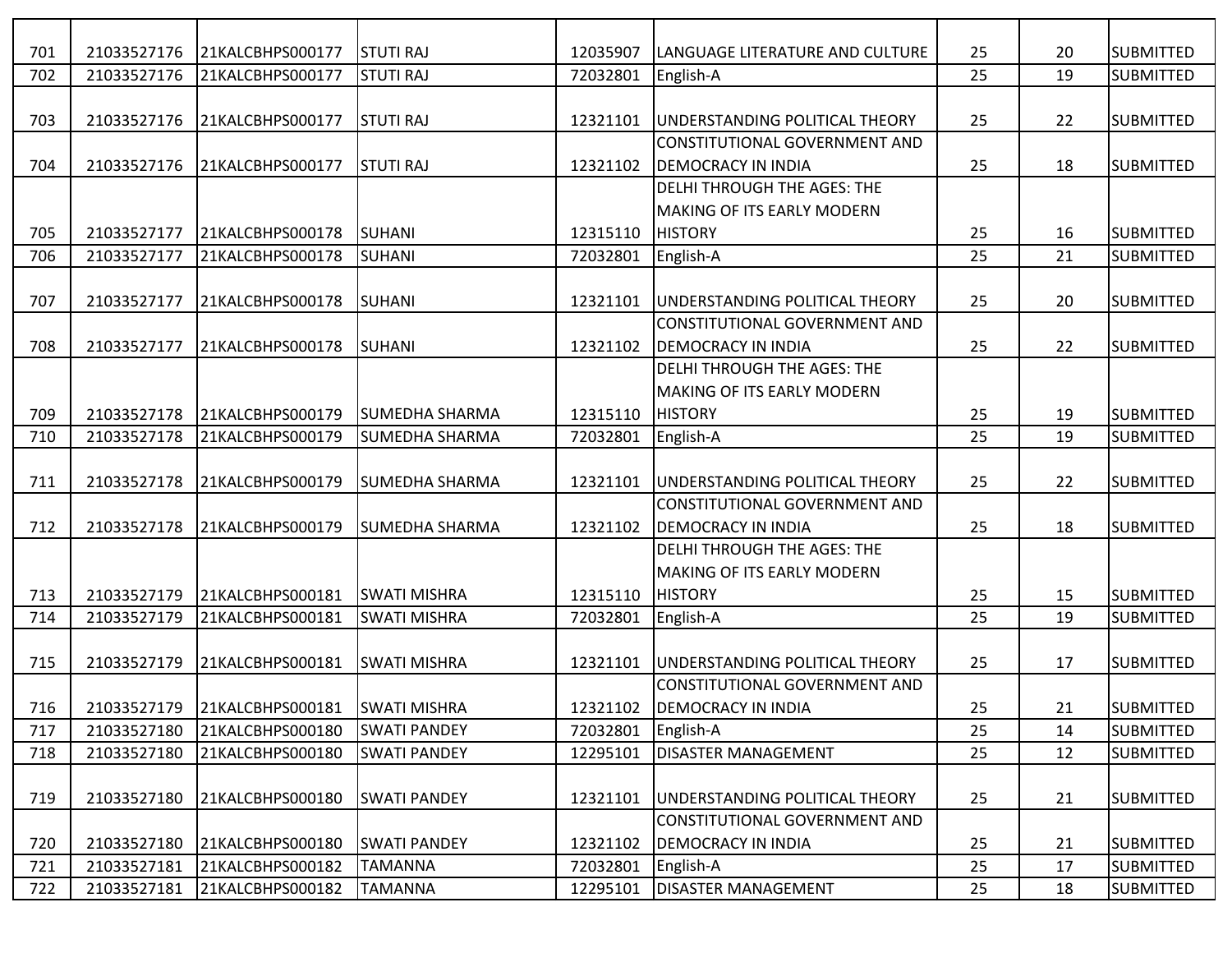| | | | | | | | | |
|---|---|---|---|---|---|---|---|---|
| 701 | 21033527176 | 21KALCBHPS000177 | STUTI RAJ | 12035907 | LANGUAGE LITERATURE AND CULTURE | 25 | 20 | SUBMITTED |
| 702 | 21033527176 | 21KALCBHPS000177 | STUTI RAJ | 72032801 | English-A | 25 | 19 | SUBMITTED |
| 703 | 21033527176 | 21KALCBHPS000177 | STUTI RAJ | 12321101 | UNDERSTANDING POLITICAL THEORY | 25 | 22 | SUBMITTED |
| 704 | 21033527176 | 21KALCBHPS000177 | STUTI RAJ | 12321102 | CONSTITUTIONAL GOVERNMENT AND DEMOCRACY IN INDIA | 25 | 18 | SUBMITTED |
| 705 | 21033527177 | 21KALCBHPS000178 | SUHANI | 12315110 | DELHI THROUGH THE AGES: THE MAKING OF ITS EARLY MODERN HISTORY | 25 | 16 | SUBMITTED |
| 706 | 21033527177 | 21KALCBHPS000178 | SUHANI | 72032801 | English-A | 25 | 21 | SUBMITTED |
| 707 | 21033527177 | 21KALCBHPS000178 | SUHANI | 12321101 | UNDERSTANDING POLITICAL THEORY | 25 | 20 | SUBMITTED |
| 708 | 21033527177 | 21KALCBHPS000178 | SUHANI | 12321102 | CONSTITUTIONAL GOVERNMENT AND DEMOCRACY IN INDIA | 25 | 22 | SUBMITTED |
| 709 | 21033527178 | 21KALCBHPS000179 | SUMEDHA SHARMA | 12315110 | DELHI THROUGH THE AGES: THE MAKING OF ITS EARLY MODERN HISTORY | 25 | 19 | SUBMITTED |
| 710 | 21033527178 | 21KALCBHPS000179 | SUMEDHA SHARMA | 72032801 | English-A | 25 | 19 | SUBMITTED |
| 711 | 21033527178 | 21KALCBHPS000179 | SUMEDHA SHARMA | 12321101 | UNDERSTANDING POLITICAL THEORY | 25 | 22 | SUBMITTED |
| 712 | 21033527178 | 21KALCBHPS000179 | SUMEDHA SHARMA | 12321102 | CONSTITUTIONAL GOVERNMENT AND DEMOCRACY IN INDIA | 25 | 18 | SUBMITTED |
| 713 | 21033527179 | 21KALCBHPS000181 | SWATI MISHRA | 12315110 | DELHI THROUGH THE AGES: THE MAKING OF ITS EARLY MODERN HISTORY | 25 | 15 | SUBMITTED |
| 714 | 21033527179 | 21KALCBHPS000181 | SWATI MISHRA | 72032801 | English-A | 25 | 19 | SUBMITTED |
| 715 | 21033527179 | 21KALCBHPS000181 | SWATI MISHRA | 12321101 | UNDERSTANDING POLITICAL THEORY | 25 | 17 | SUBMITTED |
| 716 | 21033527179 | 21KALCBHPS000181 | SWATI MISHRA | 12321102 | CONSTITUTIONAL GOVERNMENT AND DEMOCRACY IN INDIA | 25 | 21 | SUBMITTED |
| 717 | 21033527180 | 21KALCBHPS000180 | SWATI PANDEY | 72032801 | English-A | 25 | 14 | SUBMITTED |
| 718 | 21033527180 | 21KALCBHPS000180 | SWATI PANDEY | 12295101 | DISASTER MANAGEMENT | 25 | 12 | SUBMITTED |
| 719 | 21033527180 | 21KALCBHPS000180 | SWATI PANDEY | 12321101 | UNDERSTANDING POLITICAL THEORY | 25 | 21 | SUBMITTED |
| 720 | 21033527180 | 21KALCBHPS000180 | SWATI PANDEY | 12321102 | CONSTITUTIONAL GOVERNMENT AND DEMOCRACY IN INDIA | 25 | 21 | SUBMITTED |
| 721 | 21033527181 | 21KALCBHPS000182 | TAMANNA | 72032801 | English-A | 25 | 17 | SUBMITTED |
| 722 | 21033527181 | 21KALCBHPS000182 | TAMANNA | 12295101 | DISASTER MANAGEMENT | 25 | 18 | SUBMITTED |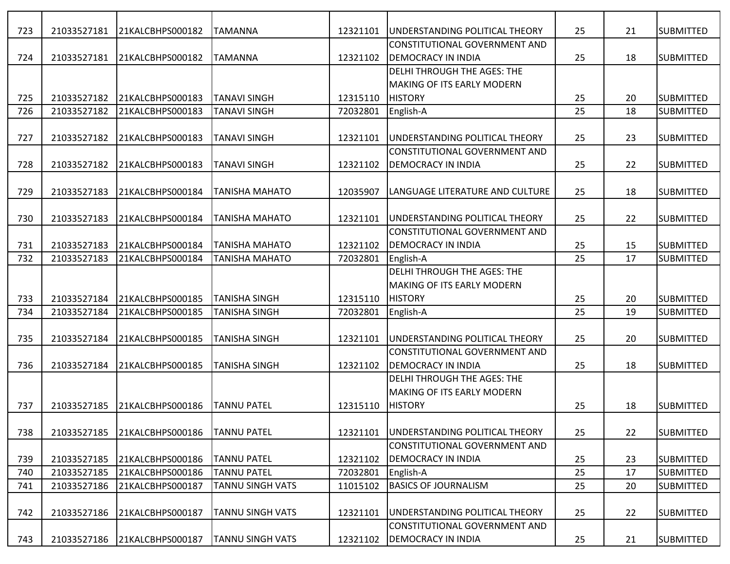| | | | | | | | | |
|---|---|---|---|---|---|---|---|---|
| 723 | 21033527181 | 21KALCBHPS000182 | TAMANNA | 12321101 | UNDERSTANDING POLITICAL THEORY | 25 | 21 | SUBMITTED |
| 724 | 21033527181 | 21KALCBHPS000182 | TAMANNA | 12321102 | CONSTITUTIONAL GOVERNMENT AND DEMOCRACY IN INDIA | 25 | 18 | SUBMITTED |
| 725 | 21033527182 | 21KALCBHPS000183 | TANAVI SINGH | 12315110 | DELHI THROUGH THE AGES: THE MAKING OF ITS EARLY MODERN HISTORY | 25 | 20 | SUBMITTED |
| 726 | 21033527182 | 21KALCBHPS000183 | TANAVI SINGH | 72032801 | English-A | 25 | 18 | SUBMITTED |
| 727 | 21033527182 | 21KALCBHPS000183 | TANAVI SINGH | 12321101 | UNDERSTANDING POLITICAL THEORY | 25 | 23 | SUBMITTED |
| 728 | 21033527182 | 21KALCBHPS000183 | TANAVI SINGH | 12321102 | CONSTITUTIONAL GOVERNMENT AND DEMOCRACY IN INDIA | 25 | 22 | SUBMITTED |
| 729 | 21033527183 | 21KALCBHPS000184 | TANISHA MAHATO | 12035907 | LANGUAGE LITERATURE AND CULTURE | 25 | 18 | SUBMITTED |
| 730 | 21033527183 | 21KALCBHPS000184 | TANISHA MAHATO | 12321101 | UNDERSTANDING POLITICAL THEORY | 25 | 22 | SUBMITTED |
| 731 | 21033527183 | 21KALCBHPS000184 | TANISHA MAHATO | 12321102 | CONSTITUTIONAL GOVERNMENT AND DEMOCRACY IN INDIA | 25 | 15 | SUBMITTED |
| 732 | 21033527183 | 21KALCBHPS000184 | TANISHA MAHATO | 72032801 | English-A | 25 | 17 | SUBMITTED |
| 733 | 21033527184 | 21KALCBHPS000185 | TANISHA SINGH | 12315110 | DELHI THROUGH THE AGES: THE MAKING OF ITS EARLY MODERN HISTORY | 25 | 20 | SUBMITTED |
| 734 | 21033527184 | 21KALCBHPS000185 | TANISHA SINGH | 72032801 | English-A | 25 | 19 | SUBMITTED |
| 735 | 21033527184 | 21KALCBHPS000185 | TANISHA SINGH | 12321101 | UNDERSTANDING POLITICAL THEORY | 25 | 20 | SUBMITTED |
| 736 | 21033527184 | 21KALCBHPS000185 | TANISHA SINGH | 12321102 | CONSTITUTIONAL GOVERNMENT AND DEMOCRACY IN INDIA | 25 | 18 | SUBMITTED |
| 737 | 21033527185 | 21KALCBHPS000186 | TANNU PATEL | 12315110 | DELHI THROUGH THE AGES: THE MAKING OF ITS EARLY MODERN HISTORY | 25 | 18 | SUBMITTED |
| 738 | 21033527185 | 21KALCBHPS000186 | TANNU PATEL | 12321101 | UNDERSTANDING POLITICAL THEORY | 25 | 22 | SUBMITTED |
| 739 | 21033527185 | 21KALCBHPS000186 | TANNU PATEL | 12321102 | CONSTITUTIONAL GOVERNMENT AND DEMOCRACY IN INDIA | 25 | 23 | SUBMITTED |
| 740 | 21033527185 | 21KALCBHPS000186 | TANNU PATEL | 72032801 | English-A | 25 | 17 | SUBMITTED |
| 741 | 21033527186 | 21KALCBHPS000187 | TANNU SINGH VATS | 11015102 | BASICS OF JOURNALISM | 25 | 20 | SUBMITTED |
| 742 | 21033527186 | 21KALCBHPS000187 | TANNU SINGH VATS | 12321101 | UNDERSTANDING POLITICAL THEORY | 25 | 22 | SUBMITTED |
| 743 | 21033527186 | 21KALCBHPS000187 | TANNU SINGH VATS | 12321102 | CONSTITUTIONAL GOVERNMENT AND DEMOCRACY IN INDIA | 25 | 21 | SUBMITTED |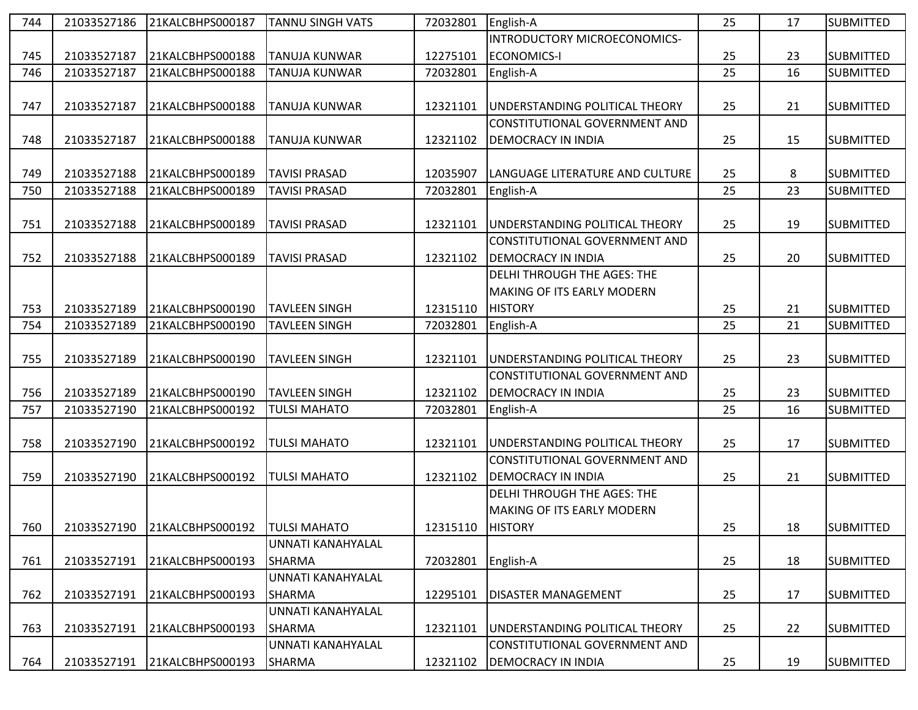| 744 | 21033527186 | 21KALCBHPS000187 | TANNU SINGH VATS | 72032801 | English-A | 25 | 17 | SUBMITTED |
|---|---|---|---|---|---|---|---|---|
| 745 | 21033527187 | 21KALCBHPS000188 | TANUJA KUNWAR | 12275101 | INTRODUCTORY MICROECONOMICS-ECONOMICS-I | 25 | 23 | SUBMITTED |
| 746 | 21033527187 | 21KALCBHPS000188 | TANUJA KUNWAR | 72032801 | English-A | 25 | 16 | SUBMITTED |
| 747 | 21033527187 | 21KALCBHPS000188 | TANUJA KUNWAR | 12321101 | UNDERSTANDING POLITICAL THEORY | 25 | 21 | SUBMITTED |
| 748 | 21033527187 | 21KALCBHPS000188 | TANUJA KUNWAR | 12321102 | CONSTITUTIONAL GOVERNMENT AND DEMOCRACY IN INDIA | 25 | 15 | SUBMITTED |
| 749 | 21033527188 | 21KALCBHPS000189 | TAVISI PRASAD | 12035907 | LANGUAGE LITERATURE AND CULTURE | 25 | 8 | SUBMITTED |
| 750 | 21033527188 | 21KALCBHPS000189 | TAVISI PRASAD | 72032801 | English-A | 25 | 23 | SUBMITTED |
| 751 | 21033527188 | 21KALCBHPS000189 | TAVISI PRASAD | 12321101 | UNDERSTANDING POLITICAL THEORY | 25 | 19 | SUBMITTED |
| 752 | 21033527188 | 21KALCBHPS000189 | TAVISI PRASAD | 12321102 | CONSTITUTIONAL GOVERNMENT AND DEMOCRACY IN INDIA | 25 | 20 | SUBMITTED |
| 753 | 21033527189 | 21KALCBHPS000190 | TAVLEEN SINGH | 12315110 | DELHI THROUGH THE AGES: THE MAKING OF ITS EARLY MODERN HISTORY | 25 | 21 | SUBMITTED |
| 754 | 21033527189 | 21KALCBHPS000190 | TAVLEEN SINGH | 72032801 | English-A | 25 | 21 | SUBMITTED |
| 755 | 21033527189 | 21KALCBHPS000190 | TAVLEEN SINGH | 12321101 | UNDERSTANDING POLITICAL THEORY | 25 | 23 | SUBMITTED |
| 756 | 21033527189 | 21KALCBHPS000190 | TAVLEEN SINGH | 12321102 | CONSTITUTIONAL GOVERNMENT AND DEMOCRACY IN INDIA | 25 | 23 | SUBMITTED |
| 757 | 21033527190 | 21KALCBHPS000192 | TULSI MAHATO | 72032801 | English-A | 25 | 16 | SUBMITTED |
| 758 | 21033527190 | 21KALCBHPS000192 | TULSI MAHATO | 12321101 | UNDERSTANDING POLITICAL THEORY | 25 | 17 | SUBMITTED |
| 759 | 21033527190 | 21KALCBHPS000192 | TULSI MAHATO | 12321102 | CONSTITUTIONAL GOVERNMENT AND DEMOCRACY IN INDIA | 25 | 21 | SUBMITTED |
| 760 | 21033527190 | 21KALCBHPS000192 | TULSI MAHATO | 12315110 | DELHI THROUGH THE AGES: THE MAKING OF ITS EARLY MODERN HISTORY | 25 | 18 | SUBMITTED |
| 761 | 21033527191 | 21KALCBHPS000193 | UNNATI KANAHYALAL SHARMA | 72032801 | English-A | 25 | 18 | SUBMITTED |
| 762 | 21033527191 | 21KALCBHPS000193 | UNNATI KANAHYALAL SHARMA | 12295101 | DISASTER MANAGEMENT | 25 | 17 | SUBMITTED |
| 763 | 21033527191 | 21KALCBHPS000193 | UNNATI KANAHYALAL SHARMA | 12321101 | UNDERSTANDING POLITICAL THEORY | 25 | 22 | SUBMITTED |
| 764 | 21033527191 | 21KALCBHPS000193 | UNNATI KANAHYALAL SHARMA | 12321102 | CONSTITUTIONAL GOVERNMENT AND DEMOCRACY IN INDIA | 25 | 19 | SUBMITTED |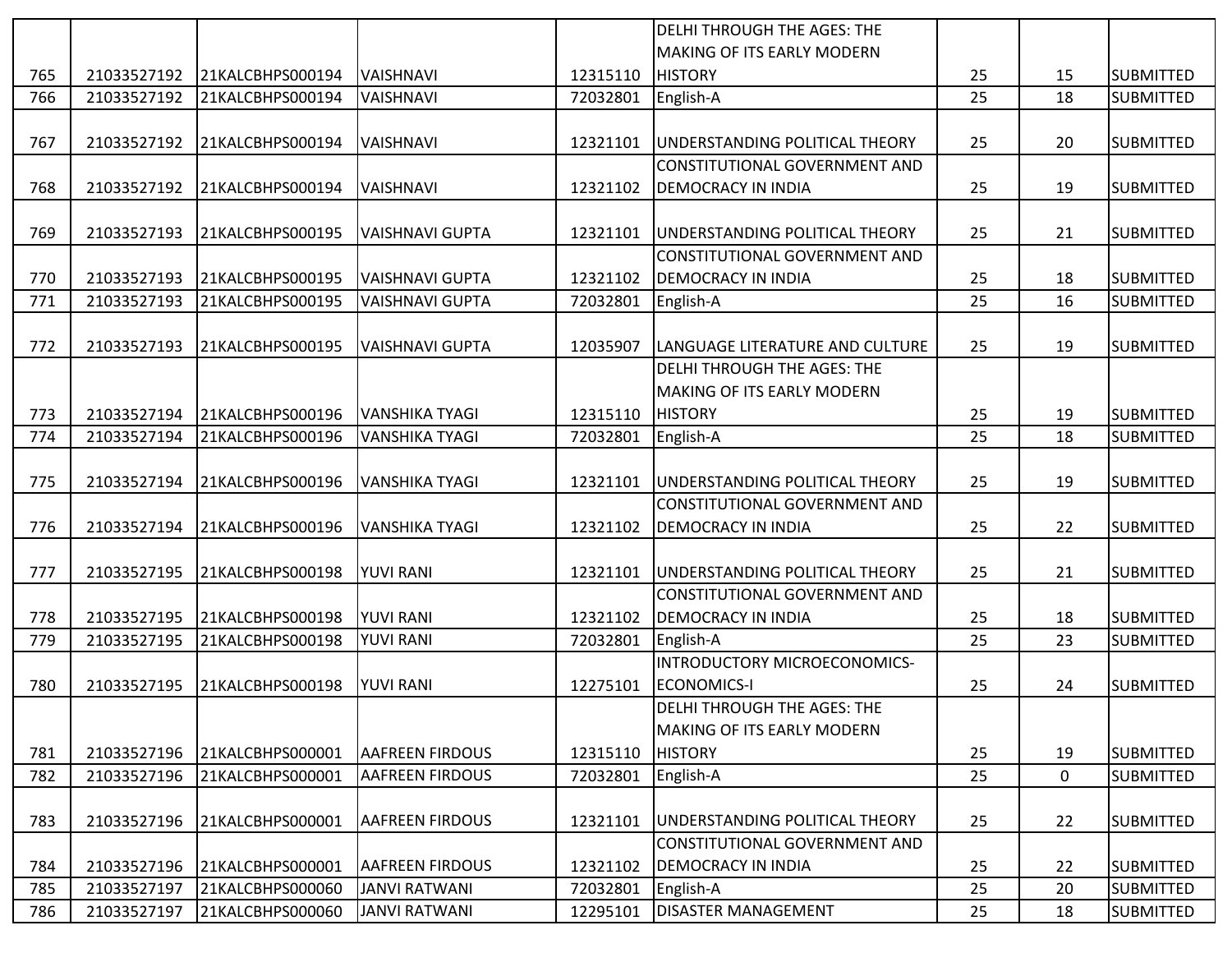| | | | | | | | | |
|---|---|---|---|---|---|---|---|---|
| 765 | 21033527192 | 21KALCBHPS000194 | VAISHNAVI | 12315110 | DELHI THROUGH THE AGES: THE MAKING OF ITS EARLY MODERN HISTORY | 25 | 15 | SUBMITTED |
| 766 | 21033527192 | 21KALCBHPS000194 | VAISHNAVI | 72032801 | English-A | 25 | 18 | SUBMITTED |
| 767 | 21033527192 | 21KALCBHPS000194 | VAISHNAVI | 12321101 | UNDERSTANDING POLITICAL THEORY | 25 | 20 | SUBMITTED |
| 768 | 21033527192 | 21KALCBHPS000194 | VAISHNAVI | 12321102 | CONSTITUTIONAL GOVERNMENT AND DEMOCRACY IN INDIA | 25 | 19 | SUBMITTED |
| 769 | 21033527193 | 21KALCBHPS000195 | VAISHNAVI GUPTA | 12321101 | UNDERSTANDING POLITICAL THEORY | 25 | 21 | SUBMITTED |
| 770 | 21033527193 | 21KALCBHPS000195 | VAISHNAVI GUPTA | 12321102 | CONSTITUTIONAL GOVERNMENT AND DEMOCRACY IN INDIA | 25 | 18 | SUBMITTED |
| 771 | 21033527193 | 21KALCBHPS000195 | VAISHNAVI GUPTA | 72032801 | English-A | 25 | 16 | SUBMITTED |
| 772 | 21033527193 | 21KALCBHPS000195 | VAISHNAVI GUPTA | 12035907 | LANGUAGE LITERATURE AND CULTURE | 25 | 19 | SUBMITTED |
| 773 | 21033527194 | 21KALCBHPS000196 | VANSHIKA TYAGI | 12315110 | DELHI THROUGH THE AGES: THE MAKING OF ITS EARLY MODERN HISTORY | 25 | 19 | SUBMITTED |
| 774 | 21033527194 | 21KALCBHPS000196 | VANSHIKA TYAGI | 72032801 | English-A | 25 | 18 | SUBMITTED |
| 775 | 21033527194 | 21KALCBHPS000196 | VANSHIKA TYAGI | 12321101 | UNDERSTANDING POLITICAL THEORY | 25 | 19 | SUBMITTED |
| 776 | 21033527194 | 21KALCBHPS000196 | VANSHIKA TYAGI | 12321102 | CONSTITUTIONAL GOVERNMENT AND DEMOCRACY IN INDIA | 25 | 22 | SUBMITTED |
| 777 | 21033527195 | 21KALCBHPS000198 | YUVI RANI | 12321101 | UNDERSTANDING POLITICAL THEORY | 25 | 21 | SUBMITTED |
| 778 | 21033527195 | 21KALCBHPS000198 | YUVI RANI | 12321102 | CONSTITUTIONAL GOVERNMENT AND DEMOCRACY IN INDIA | 25 | 18 | SUBMITTED |
| 779 | 21033527195 | 21KALCBHPS000198 | YUVI RANI | 72032801 | English-A | 25 | 23 | SUBMITTED |
| 780 | 21033527195 | 21KALCBHPS000198 | YUVI RANI | 12275101 | INTRODUCTORY MICROECONOMICS-ECONOMICS-I | 25 | 24 | SUBMITTED |
| 781 | 21033527196 | 21KALCBHPS000001 | AAFREEN FIRDOUS | 12315110 | DELHI THROUGH THE AGES: THE MAKING OF ITS EARLY MODERN HISTORY | 25 | 19 | SUBMITTED |
| 782 | 21033527196 | 21KALCBHPS000001 | AAFREEN FIRDOUS | 72032801 | English-A | 25 | 0 | SUBMITTED |
| 783 | 21033527196 | 21KALCBHPS000001 | AAFREEN FIRDOUS | 12321101 | UNDERSTANDING POLITICAL THEORY | 25 | 22 | SUBMITTED |
| 784 | 21033527196 | 21KALCBHPS000001 | AAFREEN FIRDOUS | 12321102 | CONSTITUTIONAL GOVERNMENT AND DEMOCRACY IN INDIA | 25 | 22 | SUBMITTED |
| 785 | 21033527197 | 21KALCBHPS000060 | JANVI RATWANI | 72032801 | English-A | 25 | 20 | SUBMITTED |
| 786 | 21033527197 | 21KALCBHPS000060 | JANVI RATWANI | 12295101 | DISASTER MANAGEMENT | 25 | 18 | SUBMITTED |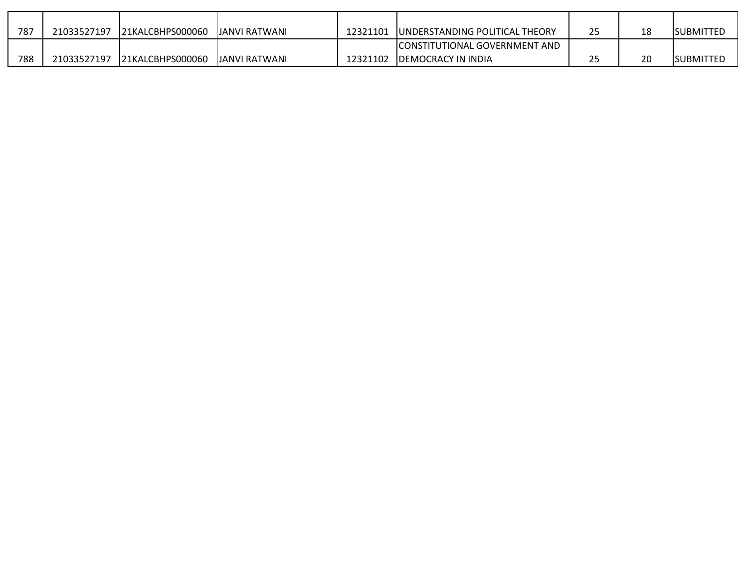| | | | | | | | | |
|---|---|---|---|---|---|---|---|---|
| 787 | 21033527197 | 21KALCBHPS000060 | JANVI RATWANI | 12321101 | UNDERSTANDING POLITICAL THEORY | 25 | 18 | SUBMITTED |
| 788 | 21033527197 | 21KALCBHPS000060 | JANVI RATWANI | 12321102 | CONSTITUTIONAL GOVERNMENT AND DEMOCRACY IN INDIA | 25 | 20 | SUBMITTED |